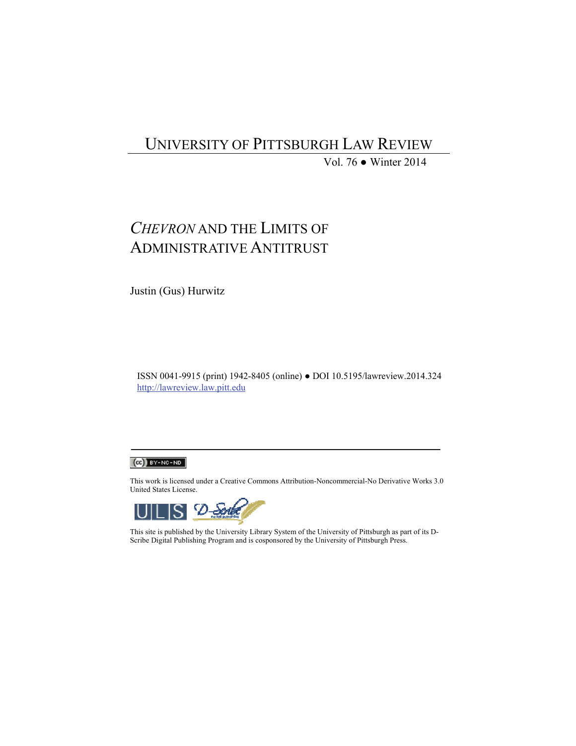# UNIVERSITY OF PITTSBURGH LAW REVIEW

Vol. 76 ● Winter 2014

## *CHEVRON* AND THE LIMITS OF ADMINISTRATIVE ANTITRUST

Justin (Gus) Hurwitz

ISSN 0041-9915 (print) 1942-8405 (online) ● DOI 10.5195/lawreview.2014.324
http://lawreview.law.pitt.edu

This work is licensed under a Creative Commons Attribution-Noncommercial-No Derivative Works 3.0 United States License.

This site is published by the University Library System of the University of Pittsburgh as part of its D-Scribe Digital Publishing Program and is cosponsored by the University of Pittsburgh Press.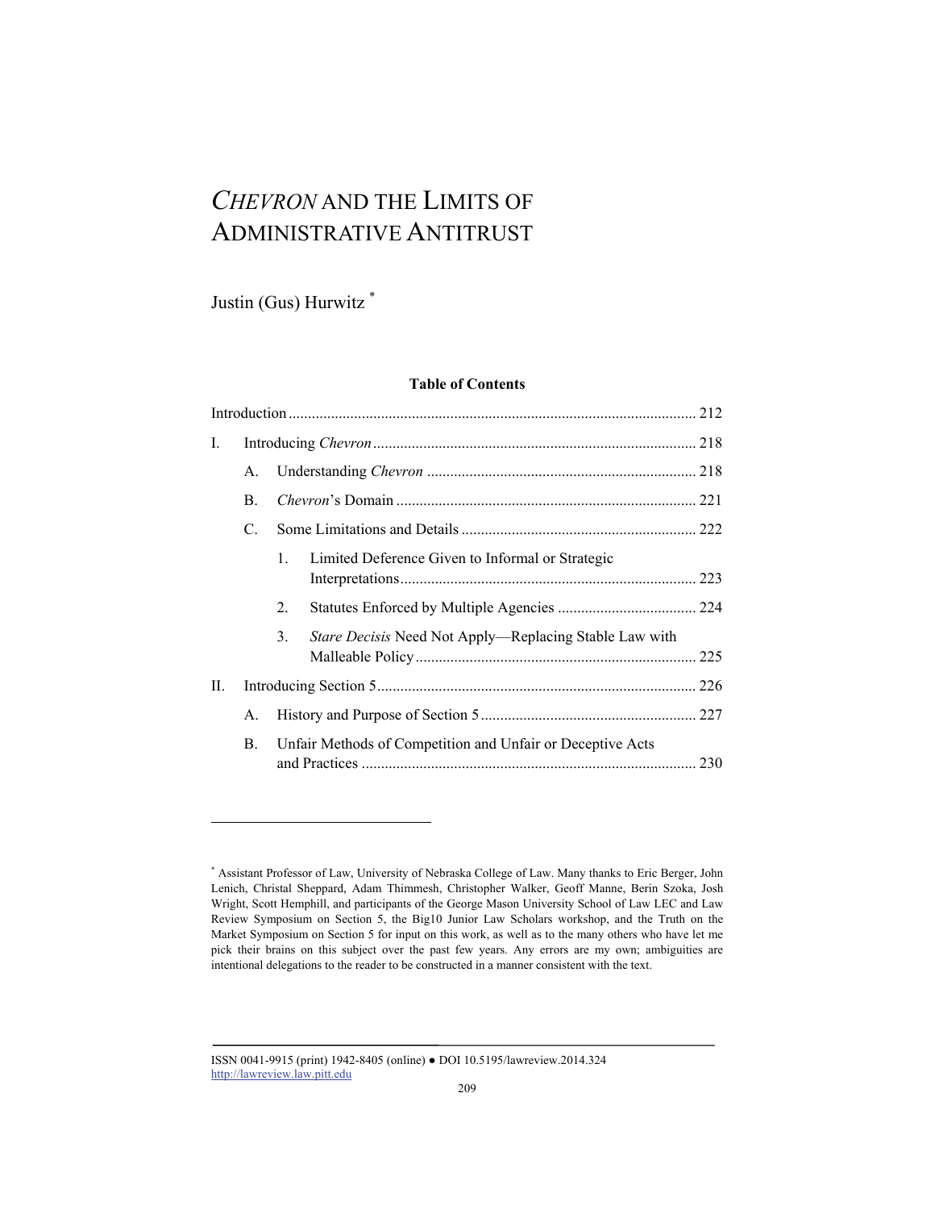# *CHEVRON* AND THE LIMITS OF ADMINISTRATIVE ANTITRUST

Justin (Gus) Hurwitz [*]

**Table of Contents**

Introduction ........................................................................................................ 212

I. Introducing *Chevron* .................................................................................. 218

A. Understanding *Chevron* ..................................................................... 218

B. *Chevron*'s Domain ............................................................................. 221

C. Some Limitations and Details ............................................................ 222

1. Limited Deference Given to Informal or Strategic Interpretations ............................................................................ 223

2. Statutes Enforced by Multiple Agencies .................................... 224

3. *Stare Decisis* Need Not Apply—Replacing Stable Law with Malleable Policy ........................................................................ 225

II. Introducing Section 5 .................................................................................. 226

A. History and Purpose of Section 5 ....................................................... 227

B. Unfair Methods of Competition and Unfair or Deceptive Acts and Practices ....................................................................................... 230

---

[*] Assistant Professor of Law, University of Nebraska College of Law. Many thanks to Eric Berger, John Lenich, Christal Sheppard, Adam Thimmesh, Christopher Walker, Geoff Manne, Berin Szoka, Josh Wright, Scott Hemphill, and participants of the George Mason University School of Law LEC and Law Review Symposium on Section 5, the Big10 Junior Law Scholars workshop, and the Truth on the Market Symposium on Section 5 for input on this work, as well as to the many others who have let me pick their brains on this subject over the past few years. Any errors are my own; ambiguities are intentional delegations to the reader to be constructed in a manner consistent with the text.

ISSN 0041-9915 (print) 1942-8405 (online) ● DOI 10.5195/lawreview.2014.324
http://lawreview.law.pitt.edu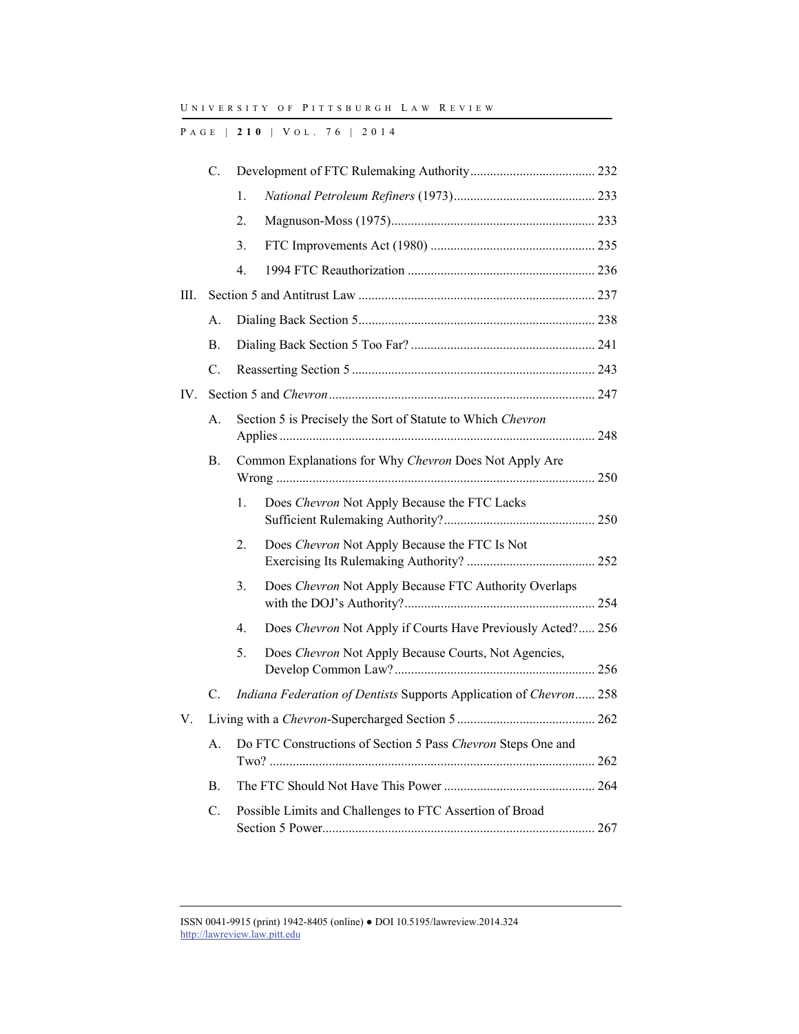- C. Development of FTC Rulemaking Authority ...................................... 232
  - 1. *National Petroleum Refiners* (1973) ........................................... 233
  - 2. Magnuson-Moss (1975) ............................................................. 233
  - 3. FTC Improvements Act (1980) .................................................. 235
  - 4. 1994 FTC Reauthorization ......................................................... 236

III. Section 5 and Antitrust Law ........................................................................ 237

- A. Dialing Back Section 5 ........................................................................ 238
- B. Dialing Back Section 5 Too Far? ........................................................ 241
- C. Reasserting Section 5 .......................................................................... 243

IV. Section 5 and *Chevron* ................................................................................ 247

- A. Section 5 is Precisely the Sort of Statute to Which *Chevron* Applies ............................................................................................... 248
- B. Common Explanations for Why *Chevron* Does Not Apply Are Wrong ................................................................................................ 250
  - 1. Does *Chevron* Not Apply Because the FTC Lacks Sufficient Rulemaking Authority? ............................................. 250
  - 2. Does *Chevron* Not Apply Because the FTC Is Not Exercising Its Rulemaking Authority? ....................................... 252
  - 3. Does *Chevron* Not Apply Because FTC Authority Overlaps with the DOJ's Authority? .......................................................... 254
  - 4. Does *Chevron* Not Apply if Courts Have Previously Acted? ..... 256
  - 5. Does *Chevron* Not Apply Because Courts, Not Agencies, Develop Common Law? ............................................................. 256
- C. *Indiana Federation of Dentists* Supports Application of *Chevron* ...... 258

V. Living with a *Chevron*-Supercharged Section 5 .......................................... 262

- A. Do FTC Constructions of Section 5 Pass *Chevron* Steps One and Two? .................................................................................................. 262
- B. The FTC Should Not Have This Power .............................................. 264
- C. Possible Limits and Challenges to FTC Assertion of Broad Section 5 Power .................................................................................. 267

ISSN 0041-9915 (print) 1942-8405 (online) ● DOI 10.5195/lawreview.2014.324
http://lawreview.law.pitt.edu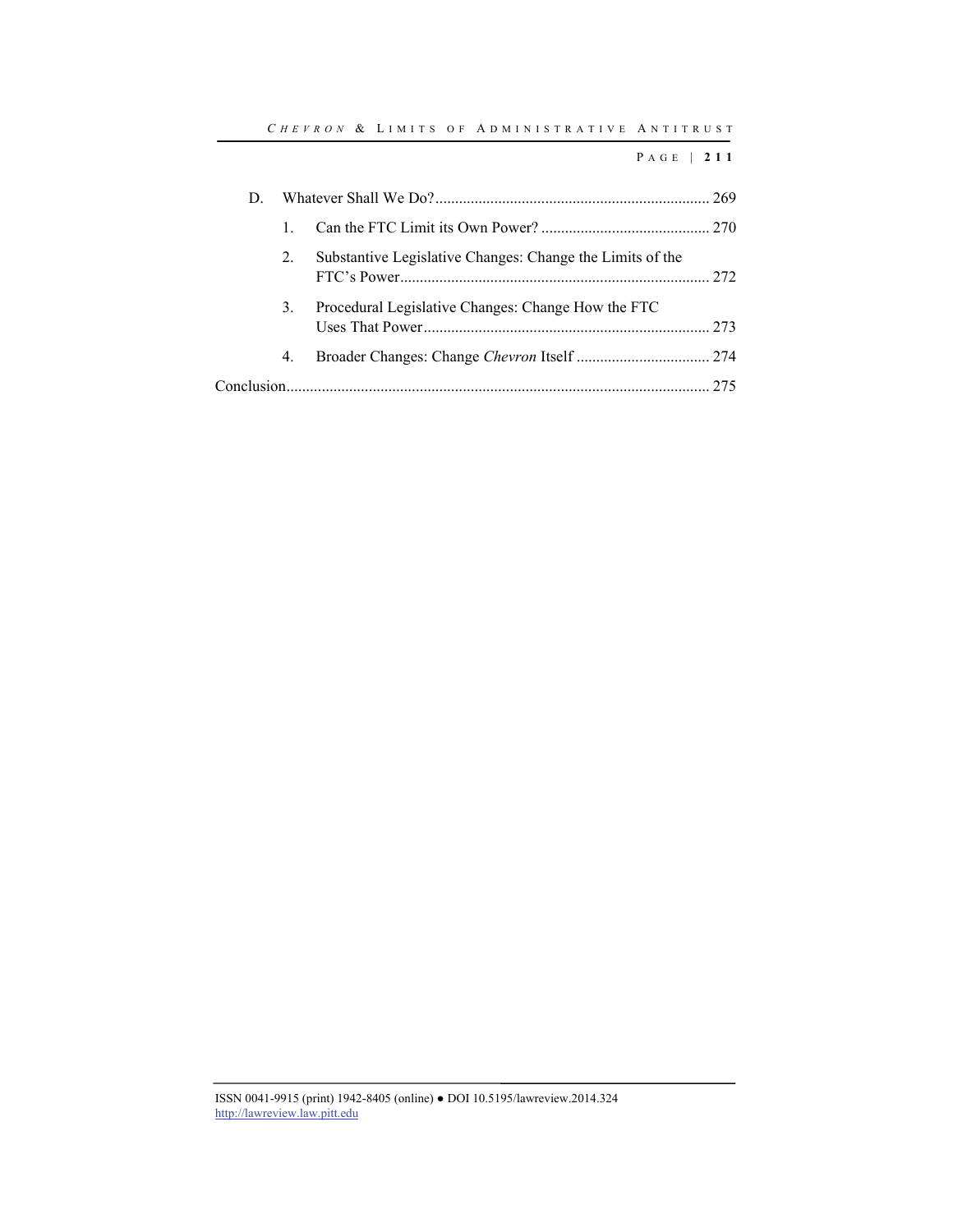D. Whatever Shall We Do? ..... 269

1. Can the FTC Limit its Own Power? ..... 270

2. Substantive Legislative Changes: Change the Limits of the FTC's Power ..... 272

3. Procedural Legislative Changes: Change How the FTC Uses That Power ..... 273

4. Broader Changes: Change *Chevron* Itself ..... 274

Conclusion ..... 275

ISSN 0041-9915 (print) 1942-8405 (online) ● DOI 10.5195/lawreview.2014.324
http://lawreview.law.pitt.edu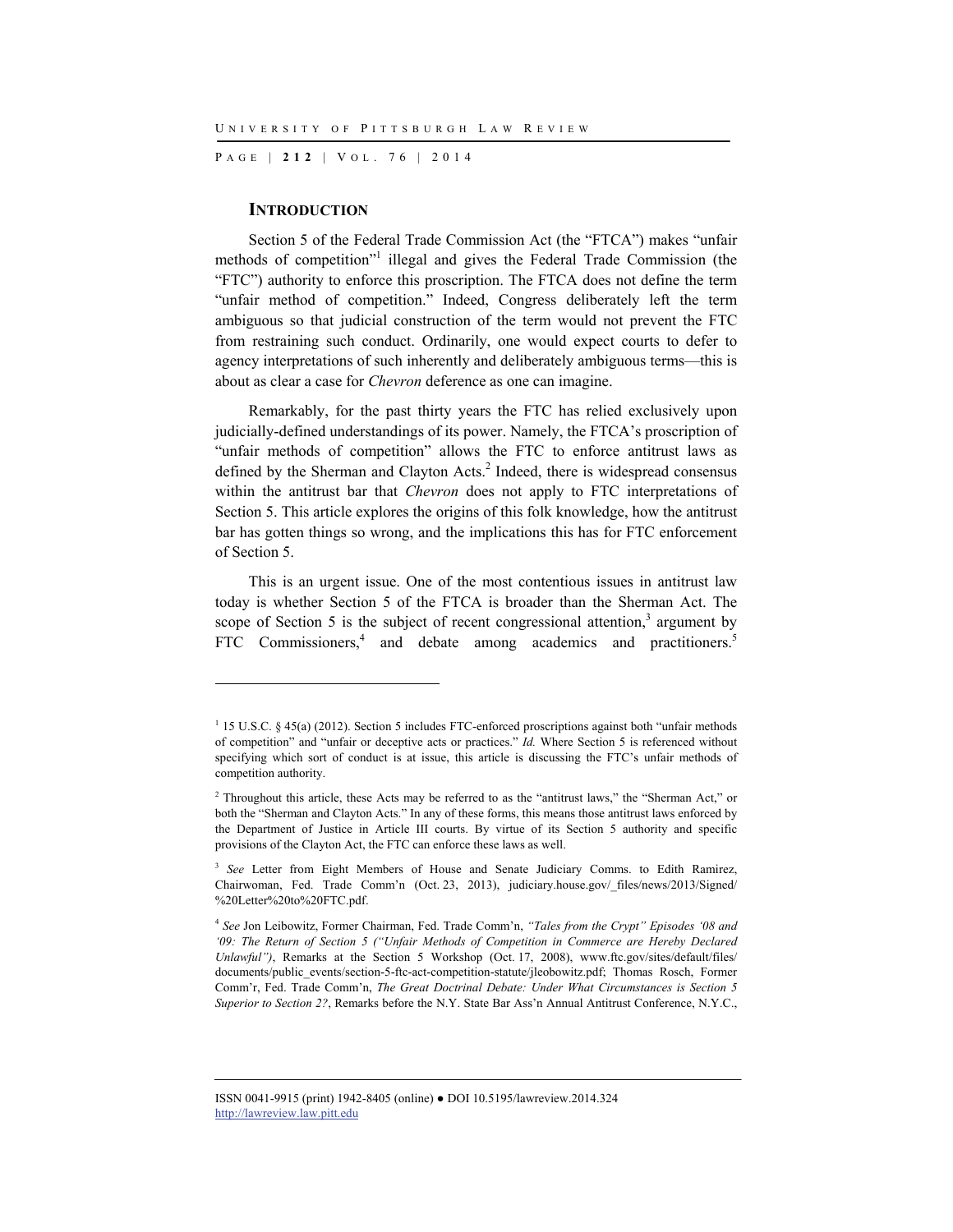## INTRODUCTION

Section 5 of the Federal Trade Commission Act (the "FTCA") makes "unfair methods of competition"[1] illegal and gives the Federal Trade Commission (the "FTC") authority to enforce this proscription. The FTCA does not define the term "unfair method of competition." Indeed, Congress deliberately left the term ambiguous so that judicial construction of the term would not prevent the FTC from restraining such conduct. Ordinarily, one would expect courts to defer to agency interpretations of such inherently and deliberately ambiguous terms—this is about as clear a case for *Chevron* deference as one can imagine.

Remarkably, for the past thirty years the FTC has relied exclusively upon judicially-defined understandings of its power. Namely, the FTCA's proscription of "unfair methods of competition" allows the FTC to enforce antitrust laws as defined by the Sherman and Clayton Acts.[2] Indeed, there is widespread consensus within the antitrust bar that *Chevron* does not apply to FTC interpretations of Section 5. This article explores the origins of this folk knowledge, how the antitrust bar has gotten things so wrong, and the implications this has for FTC enforcement of Section 5.

This is an urgent issue. One of the most contentious issues in antitrust law today is whether Section 5 of the FTCA is broader than the Sherman Act. The scope of Section 5 is the subject of recent congressional attention,[3] argument by FTC Commissioners,[4] and debate among academics and practitioners.[5]

---

[1] 15 U.S.C. § 45(a) (2012). Section 5 includes FTC-enforced proscriptions against both "unfair methods of competition" and "unfair or deceptive acts or practices." *Id.* Where Section 5 is referenced without specifying which sort of conduct is at issue, this article is discussing the FTC's unfair methods of competition authority.

[2] Throughout this article, these Acts may be referred to as the "antitrust laws," the "Sherman Act," or both the "Sherman and Clayton Acts." In any of these forms, this means those antitrust laws enforced by the Department of Justice in Article III courts. By virtue of its Section 5 authority and specific provisions of the Clayton Act, the FTC can enforce these laws as well.

[3] *See* Letter from Eight Members of House and Senate Judiciary Comms. to Edith Ramirez, Chairwoman, Fed. Trade Comm'n (Oct. 23, 2013), judiciary.house.gov/_files/news/2013/Signed/%20Letter%20to%20FTC.pdf.

[4] *See* Jon Leibowitz, Former Chairman, Fed. Trade Comm'n, *"Tales from the Crypt" Episodes '08 and '09: The Return of Section 5 ("Unfair Methods of Competition in Commerce are Hereby Declared Unlawful")*, Remarks at the Section 5 Workshop (Oct. 17, 2008), www.ftc.gov/sites/default/files/documents/public_events/section-5-ftc-act-competition-statute/jleobowitz.pdf; Thomas Rosch, Former Comm'r, Fed. Trade Comm'n, *The Great Doctrinal Debate: Under What Circumstances is Section 5 Superior to Section 2?*, Remarks before the N.Y. State Bar Ass'n Annual Antitrust Conference, N.Y.C.,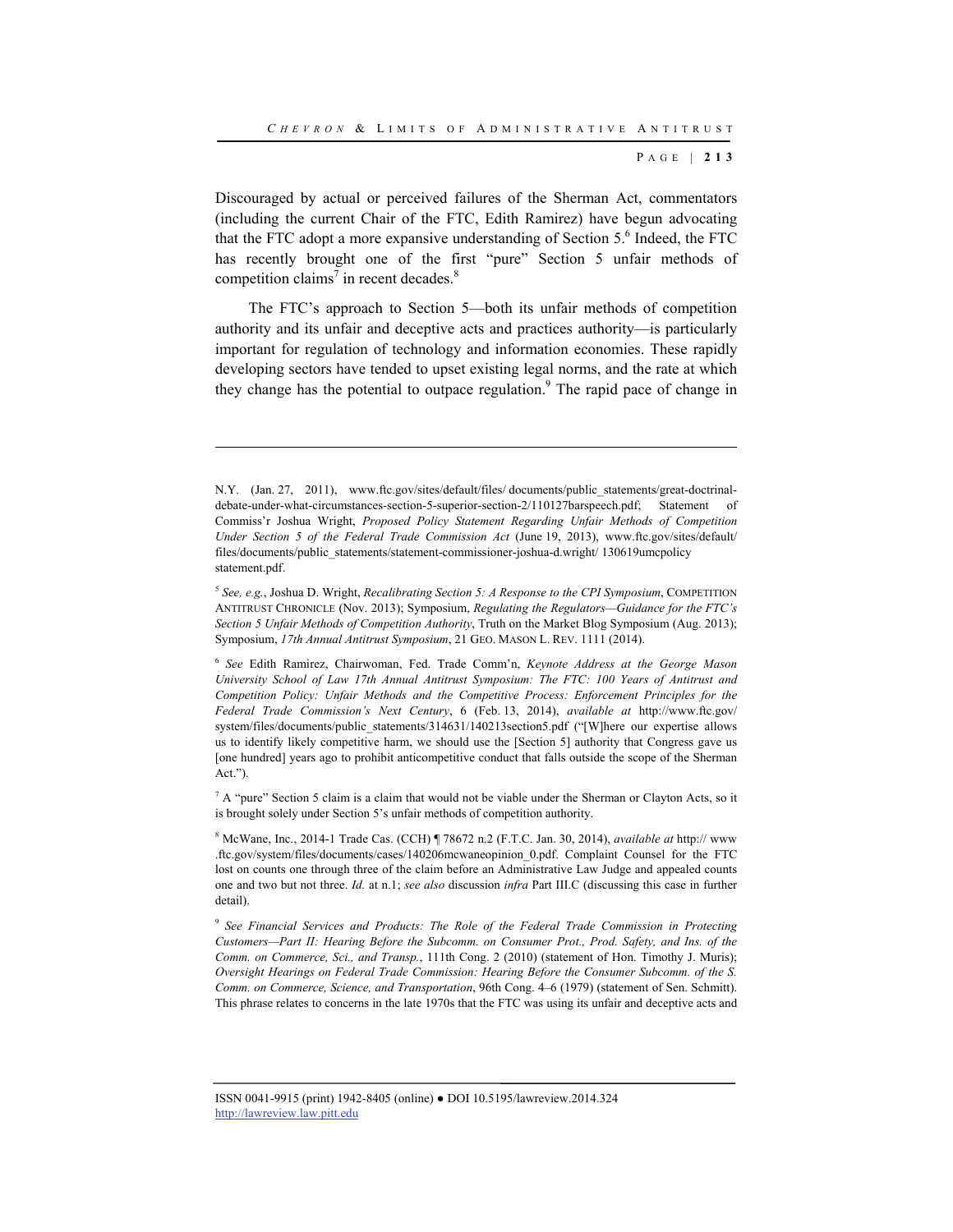Discouraged by actual or perceived failures of the Sherman Act, commentators (including the current Chair of the FTC, Edith Ramirez) have begun advocating that the FTC adopt a more expansive understanding of Section 5.[6] Indeed, the FTC has recently brought one of the first "pure" Section 5 unfair methods of competition claims[7] in recent decades.[8]

The FTC's approach to Section 5—both its unfair methods of competition authority and its unfair and deceptive acts and practices authority—is particularly important for regulation of technology and information economies. These rapidly developing sectors have tended to upset existing legal norms, and the rate at which they change has the potential to outpace regulation.[9] The rapid pace of change in

---

N.Y. (Jan. 27, 2011), www.ftc.gov/sites/default/files/ documents/public_statements/great-doctrinal-debate-under-what-circumstances-section-5-superior-section-2/110127barspeech.pdf; Statement of Commiss'r Joshua Wright, *Proposed Policy Statement Regarding Unfair Methods of Competition Under Section 5 of the Federal Trade Commission Act* (June 19, 2013), www.ftc.gov/sites/default/ files/documents/public_statements/statement-commissioner-joshua-d.wright/ 130619umcpolicy statement.pdf.

[5] *See, e.g.*, Joshua D. Wright, *Recalibrating Section 5: A Response to the CPI Symposium*, COMPETITION ANTITRUST CHRONICLE (Nov. 2013); Symposium, *Regulating the Regulators—Guidance for the FTC's Section 5 Unfair Methods of Competition Authority*, Truth on the Market Blog Symposium (Aug. 2013); Symposium, *17th Annual Antitrust Symposium*, 21 GEO. MASON L. REV. 1111 (2014).

[6] *See* Edith Ramirez, Chairwoman, Fed. Trade Comm'n, *Keynote Address at the George Mason University School of Law 17th Annual Antitrust Symposium: The FTC: 100 Years of Antitrust and Competition Policy: Unfair Methods and the Competitive Process: Enforcement Principles for the Federal Trade Commission's Next Century*, 6 (Feb. 13, 2014), *available at* http://www.ftc.gov/ system/files/documents/public_statements/314631/140213section5.pdf ("[W]here our expertise allows us to identify likely competitive harm, we should use the [Section 5] authority that Congress gave us [one hundred] years ago to prohibit anticompetitive conduct that falls outside the scope of the Sherman Act.").

[7] A "pure" Section 5 claim is a claim that would not be viable under the Sherman or Clayton Acts, so it is brought solely under Section 5's unfair methods of competition authority.

[8] McWane, Inc., 2014-1 Trade Cas. (CCH) ¶ 78672 n.2 (F.T.C. Jan. 30, 2014), *available at* http:// www .ftc.gov/system/files/documents/cases/140206mcwaneopinion_0.pdf. Complaint Counsel for the FTC lost on counts one through three of the claim before an Administrative Law Judge and appealed counts one and two but not three. *Id.* at n.1; *see also* discussion *infra* Part III.C (discussing this case in further detail).

[9] *See Financial Services and Products: The Role of the Federal Trade Commission in Protecting Customers—Part II: Hearing Before the Subcomm. on Consumer Prot., Prod. Safety, and Ins. of the Comm. on Commerce, Sci., and Transp.*, 111th Cong. 2 (2010) (statement of Hon. Timothy J. Muris); *Oversight Hearings on Federal Trade Commission: Hearing Before the Consumer Subcomm. of the S. Comm. on Commerce, Science, and Transportation*, 96th Cong. 4–6 (1979) (statement of Sen. Schmitt). This phrase relates to concerns in the late 1970s that the FTC was using its unfair and deceptive acts and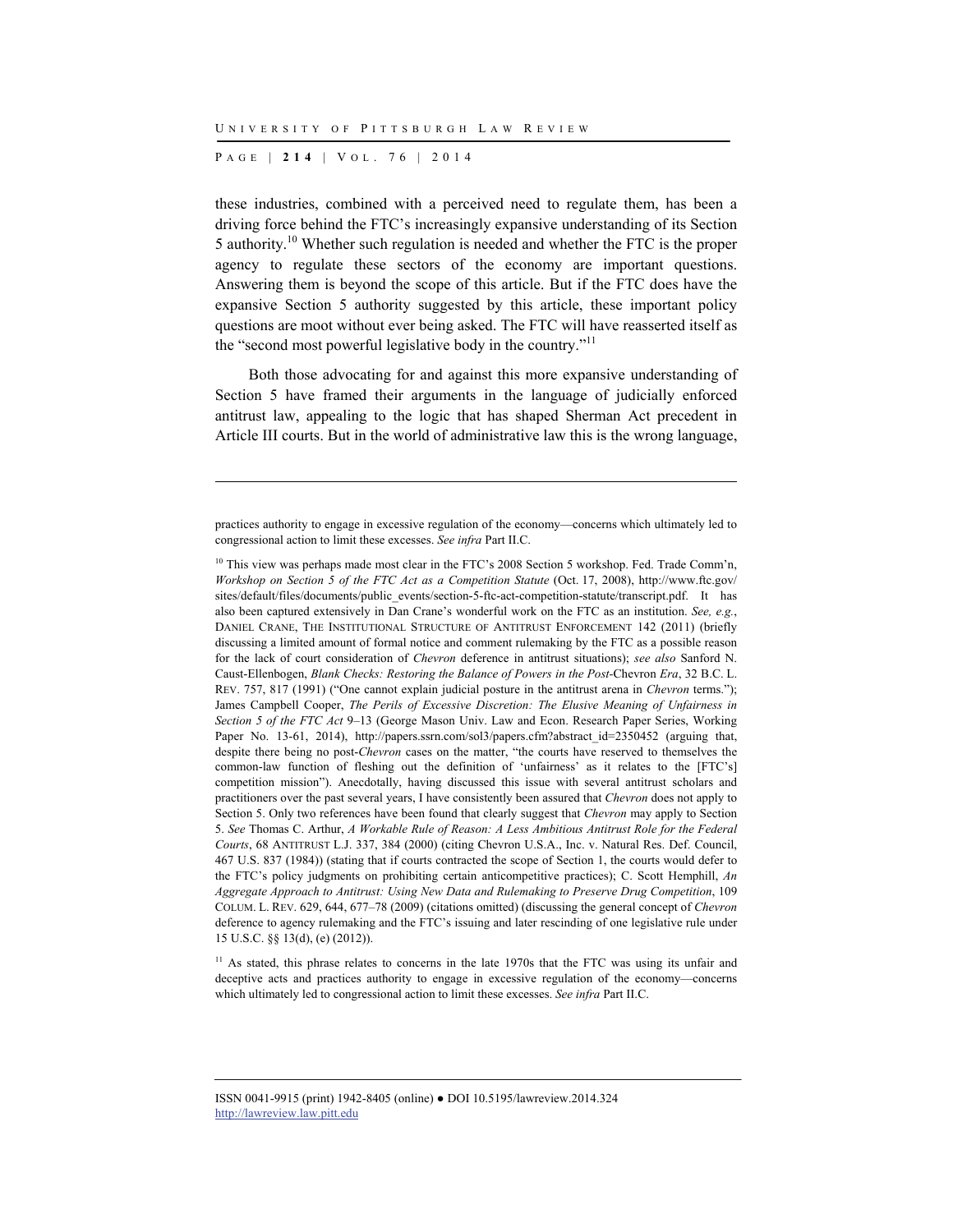these industries, combined with a perceived need to regulate them, has been a driving force behind the FTC's increasingly expansive understanding of its Section 5 authority.[10] Whether such regulation is needed and whether the FTC is the proper agency to regulate these sectors of the economy are important questions. Answering them is beyond the scope of this article. But if the FTC does have the expansive Section 5 authority suggested by this article, these important policy questions are moot without ever being asked. The FTC will have reasserted itself as the "second most powerful legislative body in the country."[11]

Both those advocating for and against this more expansive understanding of Section 5 have framed their arguments in the language of judicially enforced antitrust law, appealing to the logic that has shaped Sherman Act precedent in Article III courts. But in the world of administrative law this is the wrong language,

---

practices authority to engage in excessive regulation of the economy—concerns which ultimately led to congressional action to limit these excesses. *See infra* Part II.C.

[10] This view was perhaps made most clear in the FTC's 2008 Section 5 workshop. Fed. Trade Comm'n, *Workshop on Section 5 of the FTC Act as a Competition Statute* (Oct. 17, 2008), http://www.ftc.gov/sites/default/files/documents/public_events/section-5-ftc-act-competition-statute/transcript.pdf. It has also been captured extensively in Dan Crane's wonderful work on the FTC as an institution. *See, e.g.*, DANIEL CRANE, THE INSTITUTIONAL STRUCTURE OF ANTITRUST ENFORCEMENT 142 (2011) (briefly discussing a limited amount of formal notice and comment rulemaking by the FTC as a possible reason for the lack of court consideration of *Chevron* deference in antitrust situations); *see also* Sanford N. Caust-Ellenbogen, *Blank Checks: Restoring the Balance of Powers in the Post-*Chevron *Era*, 32 B.C. L. REV. 757, 817 (1991) ("One cannot explain judicial posture in the antitrust arena in *Chevron* terms."); James Campbell Cooper, *The Perils of Excessive Discretion: The Elusive Meaning of Unfairness in Section 5 of the FTC Act* 9–13 (George Mason Univ. Law and Econ. Research Paper Series, Working Paper No. 13-61, 2014), http://papers.ssrn.com/sol3/papers.cfm?abstract_id=2350452 (arguing that, despite there being no post-*Chevron* cases on the matter, "the courts have reserved to themselves the common-law function of fleshing out the definition of 'unfairness' as it relates to the [FTC's] competition mission"). Anecdotally, having discussed this issue with several antitrust scholars and practitioners over the past several years, I have consistently been assured that *Chevron* does not apply to Section 5. Only two references have been found that clearly suggest that *Chevron* may apply to Section 5. *See* Thomas C. Arthur, *A Workable Rule of Reason: A Less Ambitious Antitrust Role for the Federal Courts*, 68 ANTITRUST L.J. 337, 384 (2000) (citing Chevron U.S.A., Inc. v. Natural Res. Def. Council, 467 U.S. 837 (1984)) (stating that if courts contracted the scope of Section 1, the courts would defer to the FTC's policy judgments on prohibiting certain anticompetitive practices); C. Scott Hemphill, *An Aggregate Approach to Antitrust: Using New Data and Rulemaking to Preserve Drug Competition*, 109 COLUM. L. REV. 629, 644, 677–78 (2009) (citations omitted) (discussing the general concept of *Chevron* deference to agency rulemaking and the FTC's issuing and later rescinding of one legislative rule under 15 U.S.C. §§ 13(d), (e) (2012)).

[11] As stated, this phrase relates to concerns in the late 1970s that the FTC was using its unfair and deceptive acts and practices authority to engage in excessive regulation of the economy—concerns which ultimately led to congressional action to limit these excesses. *See infra* Part II.C.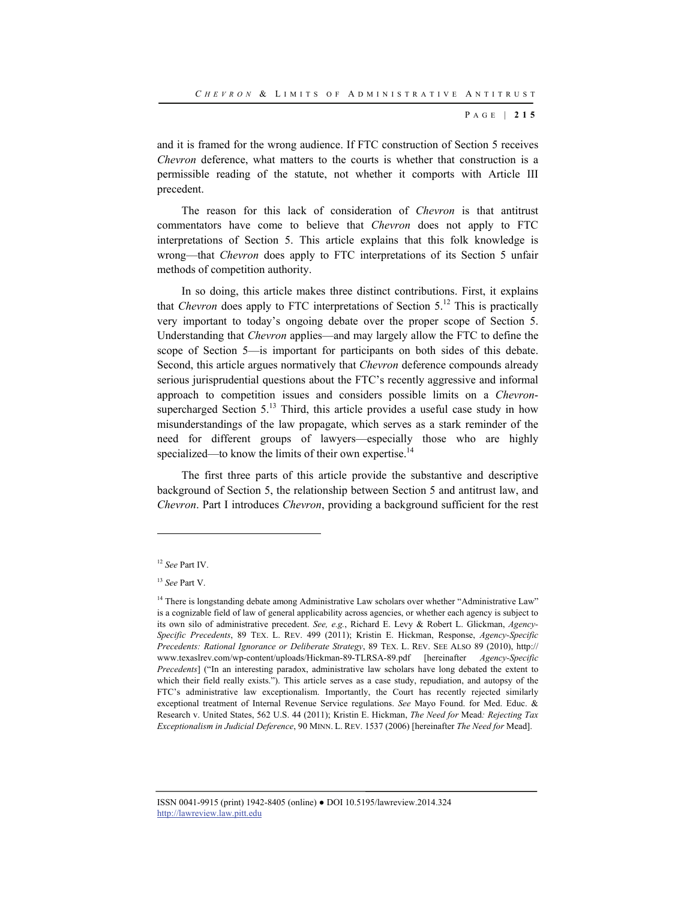and it is framed for the wrong audience. If FTC construction of Section 5 receives *Chevron* deference, what matters to the courts is whether that construction is a permissible reading of the statute, not whether it comports with Article III precedent.

The reason for this lack of consideration of *Chevron* is that antitrust commentators have come to believe that *Chevron* does not apply to FTC interpretations of Section 5. This article explains that this folk knowledge is wrong—that *Chevron* does apply to FTC interpretations of its Section 5 unfair methods of competition authority.

In so doing, this article makes three distinct contributions. First, it explains that *Chevron* does apply to FTC interpretations of Section 5.[12] This is practically very important to today's ongoing debate over the proper scope of Section 5. Understanding that *Chevron* applies—and may largely allow the FTC to define the scope of Section 5—is important for participants on both sides of this debate. Second, this article argues normatively that *Chevron* deference compounds already serious jurisprudential questions about the FTC's recently aggressive and informal approach to competition issues and considers possible limits on a *Chevron*-supercharged Section 5.[13] Third, this article provides a useful case study in how misunderstandings of the law propagate, which serves as a stark reminder of the need for different groups of lawyers—especially those who are highly specialized—to know the limits of their own expertise.[14]

The first three parts of this article provide the substantive and descriptive background of Section 5, the relationship between Section 5 and antitrust law, and *Chevron*. Part I introduces *Chevron*, providing a background sufficient for the rest

---

[12] *See* Part IV.

[13] *See* Part V.

[14] There is longstanding debate among Administrative Law scholars over whether "Administrative Law" is a cognizable field of law of general applicability across agencies, or whether each agency is subject to its own silo of administrative precedent. *See, e.g.*, Richard E. Levy & Robert L. Glickman, *Agency-Specific Precedents*, 89 TEX. L. REV. 499 (2011); Kristin E. Hickman, Response, *Agency-Specific Precedents: Rational Ignorance or Deliberate Strategy*, 89 TEX. L. REV. SEE ALSO 89 (2010), http://www.texaslrev.com/wp-content/uploads/Hickman-89-TLRSA-89.pdf [hereinafter *Agency-Specific Precedents*] ("In an interesting paradox, administrative law scholars have long debated the extent to which their field really exists."). This article serves as a case study, repudiation, and autopsy of the FTC's administrative law exceptionalism. Importantly, the Court has recently rejected similarly exceptional treatment of Internal Revenue Service regulations. *See* Mayo Found. for Med. Educ. & Research v. United States, 562 U.S. 44 (2011); Kristin E. Hickman, *The Need for* Mead*: Rejecting Tax Exceptionalism in Judicial Deference*, 90 MINN. L. REV. 1537 (2006) [hereinafter *The Need for* Mead].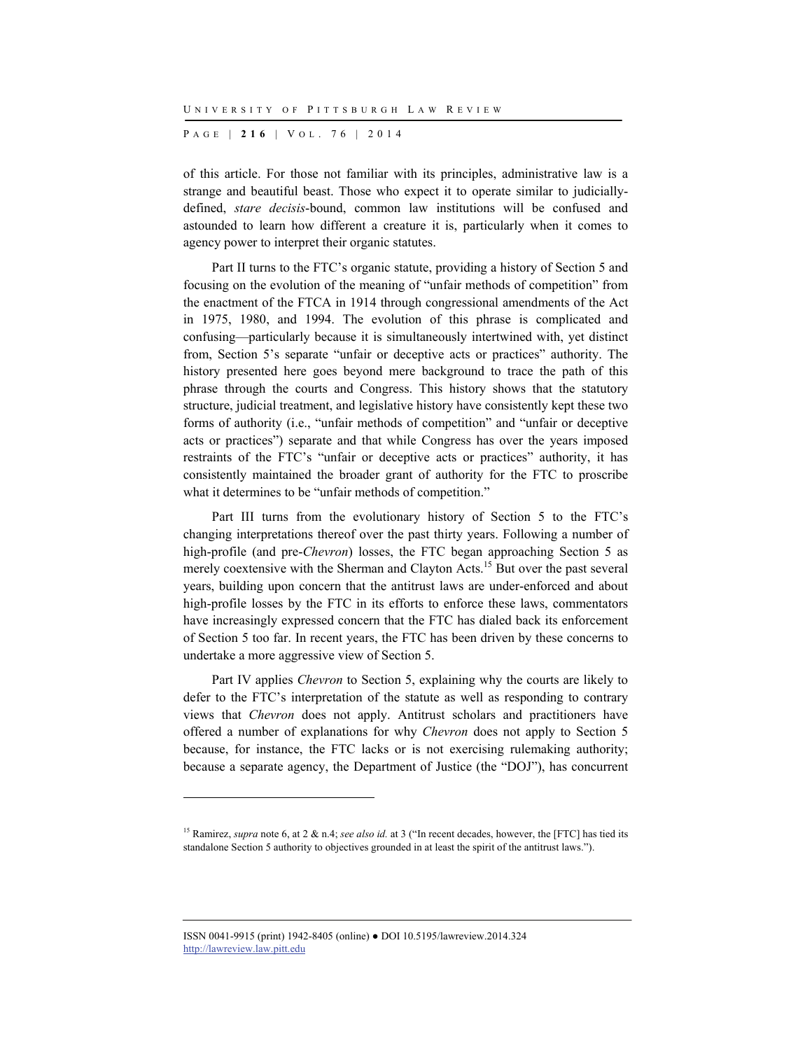of this article. For those not familiar with its principles, administrative law is a strange and beautiful beast. Those who expect it to operate similar to judicially-defined, *stare decisis*-bound, common law institutions will be confused and astounded to learn how different a creature it is, particularly when it comes to agency power to interpret their organic statutes.

Part II turns to the FTC's organic statute, providing a history of Section 5 and focusing on the evolution of the meaning of "unfair methods of competition" from the enactment of the FTCA in 1914 through congressional amendments of the Act in 1975, 1980, and 1994. The evolution of this phrase is complicated and confusing—particularly because it is simultaneously intertwined with, yet distinct from, Section 5's separate "unfair or deceptive acts or practices" authority. The history presented here goes beyond mere background to trace the path of this phrase through the courts and Congress. This history shows that the statutory structure, judicial treatment, and legislative history have consistently kept these two forms of authority (i.e., "unfair methods of competition" and "unfair or deceptive acts or practices") separate and that while Congress has over the years imposed restraints of the FTC's "unfair or deceptive acts or practices" authority, it has consistently maintained the broader grant of authority for the FTC to proscribe what it determines to be "unfair methods of competition."

Part III turns from the evolutionary history of Section 5 to the FTC's changing interpretations thereof over the past thirty years. Following a number of high-profile (and pre-*Chevron*) losses, the FTC began approaching Section 5 as merely coextensive with the Sherman and Clayton Acts.[15] But over the past several years, building upon concern that the antitrust laws are under-enforced and about high-profile losses by the FTC in its efforts to enforce these laws, commentators have increasingly expressed concern that the FTC has dialed back its enforcement of Section 5 too far. In recent years, the FTC has been driven by these concerns to undertake a more aggressive view of Section 5.

Part IV applies *Chevron* to Section 5, explaining why the courts are likely to defer to the FTC's interpretation of the statute as well as responding to contrary views that *Chevron* does not apply. Antitrust scholars and practitioners have offered a number of explanations for why *Chevron* does not apply to Section 5 because, for instance, the FTC lacks or is not exercising rulemaking authority; because a separate agency, the Department of Justice (the "DOJ"), has concurrent

---

[15] Ramirez, *supra* note 6, at 2 & n.4; *see also id.* at 3 ("In recent decades, however, the [FTC] has tied its standalone Section 5 authority to objectives grounded in at least the spirit of the antitrust laws.").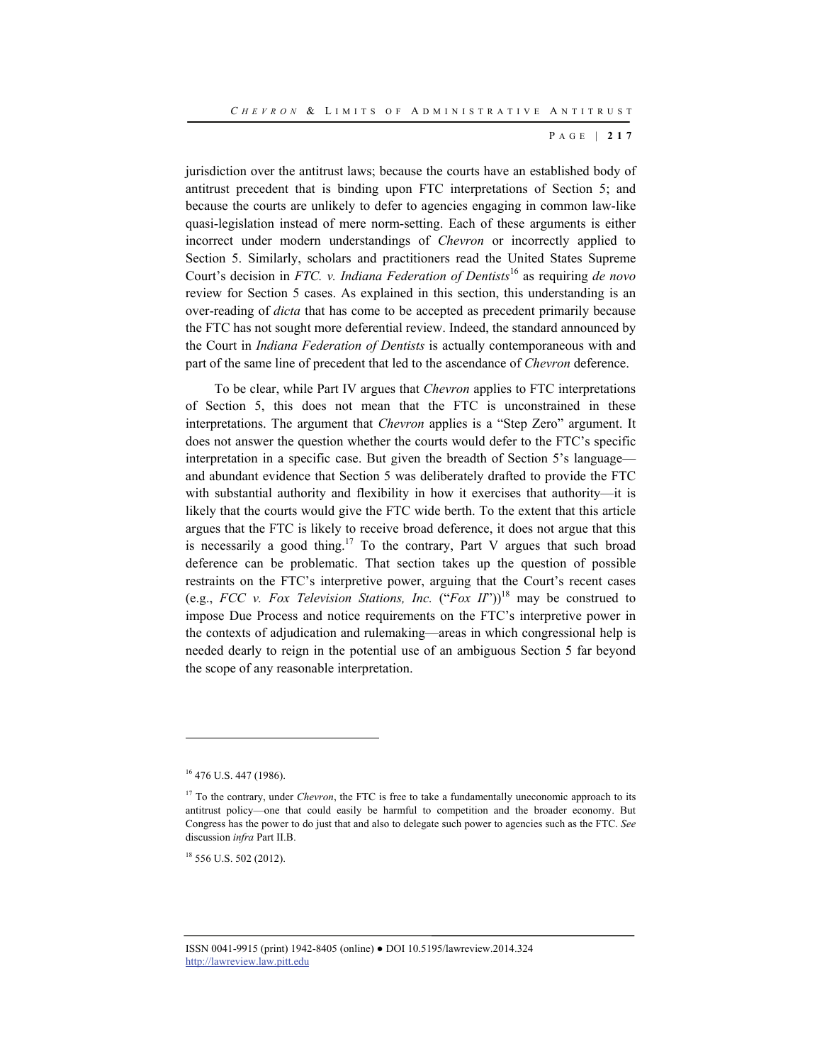jurisdiction over the antitrust laws; because the courts have an established body of antitrust precedent that is binding upon FTC interpretations of Section 5; and because the courts are unlikely to defer to agencies engaging in common law-like quasi-legislation instead of mere norm-setting. Each of these arguments is either incorrect under modern understandings of *Chevron* or incorrectly applied to Section 5. Similarly, scholars and practitioners read the United States Supreme Court's decision in *FTC. v. Indiana Federation of Dentists*[16] as requiring *de novo* review for Section 5 cases. As explained in this section, this understanding is an over-reading of *dicta* that has come to be accepted as precedent primarily because the FTC has not sought more deferential review. Indeed, the standard announced by the Court in *Indiana Federation of Dentists* is actually contemporaneous with and part of the same line of precedent that led to the ascendance of *Chevron* deference.

To be clear, while Part IV argues that *Chevron* applies to FTC interpretations of Section 5, this does not mean that the FTC is unconstrained in these interpretations. The argument that *Chevron* applies is a "Step Zero" argument. It does not answer the question whether the courts would defer to the FTC's specific interpretation in a specific case. But given the breadth of Section 5's language—and abundant evidence that Section 5 was deliberately drafted to provide the FTC with substantial authority and flexibility in how it exercises that authority—it is likely that the courts would give the FTC wide berth. To the extent that this article argues that the FTC is likely to receive broad deference, it does not argue that this is necessarily a good thing.[17] To the contrary, Part V argues that such broad deference can be problematic. That section takes up the question of possible restraints on the FTC's interpretive power, arguing that the Court's recent cases (e.g., *FCC v. Fox Television Stations, Inc.* ("*Fox II*"))[18] may be construed to impose Due Process and notice requirements on the FTC's interpretive power in the contexts of adjudication and rulemaking—areas in which congressional help is needed dearly to reign in the potential use of an ambiguous Section 5 far beyond the scope of any reasonable interpretation.

---

[16] 476 U.S. 447 (1986).

[17] To the contrary, under *Chevron*, the FTC is free to take a fundamentally uneconomic approach to its antitrust policy—one that could easily be harmful to competition and the broader economy. But Congress has the power to do just that and also to delegate such power to agencies such as the FTC. *See* discussion *infra* Part II.B.

[18] 556 U.S. 502 (2012).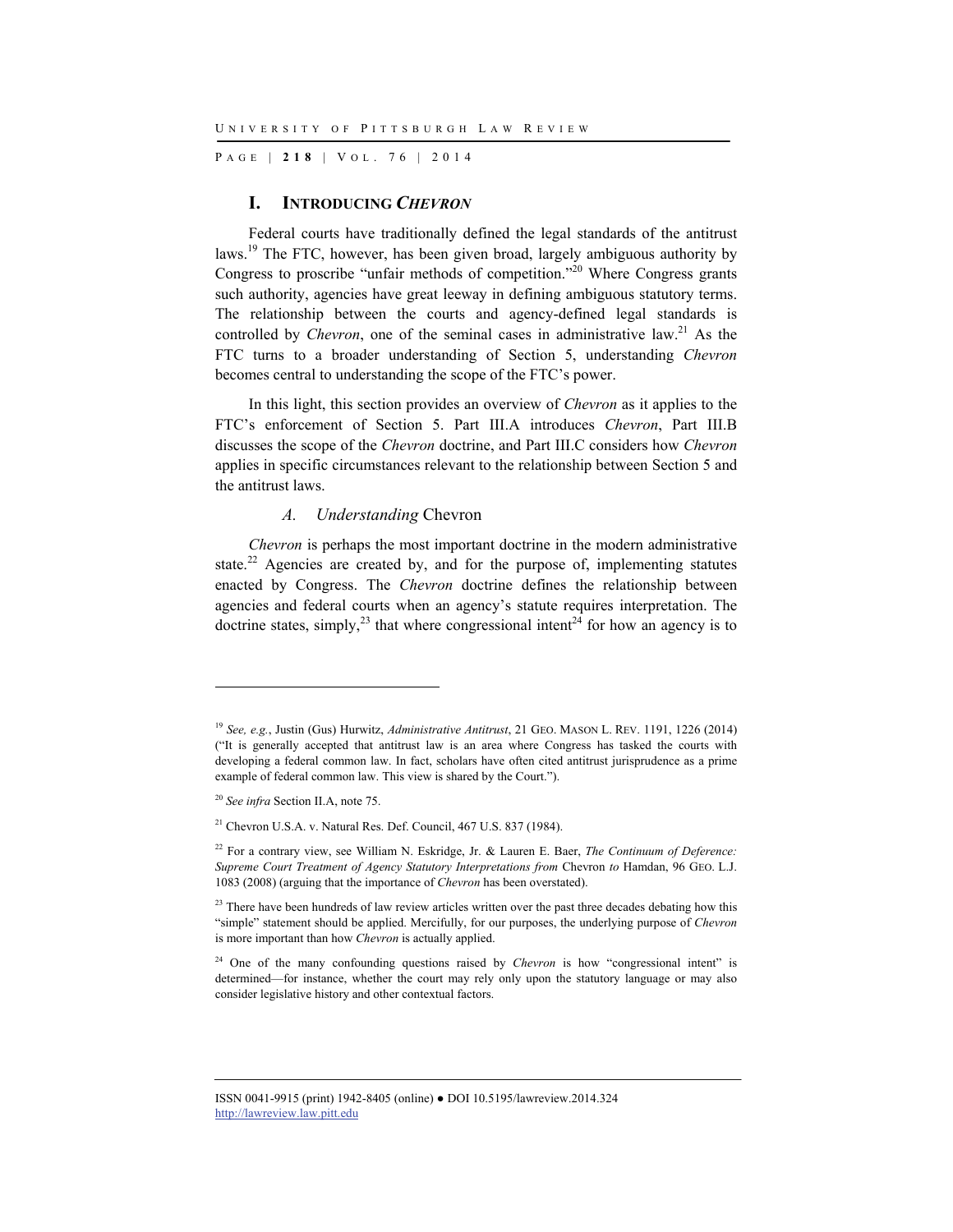## I. INTRODUCING *CHEVRON*

Federal courts have traditionally defined the legal standards of the antitrust laws.[19] The FTC, however, has been given broad, largely ambiguous authority by Congress to proscribe "unfair methods of competition."[20] Where Congress grants such authority, agencies have great leeway in defining ambiguous statutory terms. The relationship between the courts and agency-defined legal standards is controlled by *Chevron*, one of the seminal cases in administrative law.[21] As the FTC turns to a broader understanding of Section 5, understanding *Chevron* becomes central to understanding the scope of the FTC's power.

In this light, this section provides an overview of *Chevron* as it applies to the FTC's enforcement of Section 5. Part III.A introduces *Chevron*, Part III.B discusses the scope of the *Chevron* doctrine, and Part III.C considers how *Chevron* applies in specific circumstances relevant to the relationship between Section 5 and the antitrust laws.

### *A. Understanding* Chevron

*Chevron* is perhaps the most important doctrine in the modern administrative state.[22] Agencies are created by, and for the purpose of, implementing statutes enacted by Congress. The *Chevron* doctrine defines the relationship between agencies and federal courts when an agency's statute requires interpretation. The doctrine states, simply,[23] that where congressional intent[24] for how an agency is to

---

[19] *See, e.g.*, Justin (Gus) Hurwitz, *Administrative Antitrust*, 21 GEO. MASON L. REV. 1191, 1226 (2014) ("It is generally accepted that antitrust law is an area where Congress has tasked the courts with developing a federal common law. In fact, scholars have often cited antitrust jurisprudence as a prime example of federal common law. This view is shared by the Court.").

[20] *See infra* Section II.A, note 75.

[21] Chevron U.S.A. v. Natural Res. Def. Council, 467 U.S. 837 (1984).

[22] For a contrary view, see William N. Eskridge, Jr. & Lauren E. Baer, *The Continuum of Deference: Supreme Court Treatment of Agency Statutory Interpretations from* Chevron *to* Hamdan, 96 GEO. L.J. 1083 (2008) (arguing that the importance of *Chevron* has been overstated).

[23] There have been hundreds of law review articles written over the past three decades debating how this "simple" statement should be applied. Mercifully, for our purposes, the underlying purpose of *Chevron* is more important than how *Chevron* is actually applied.

[24] One of the many confounding questions raised by *Chevron* is how "congressional intent" is determined—for instance, whether the court may rely only upon the statutory language or may also consider legislative history and other contextual factors.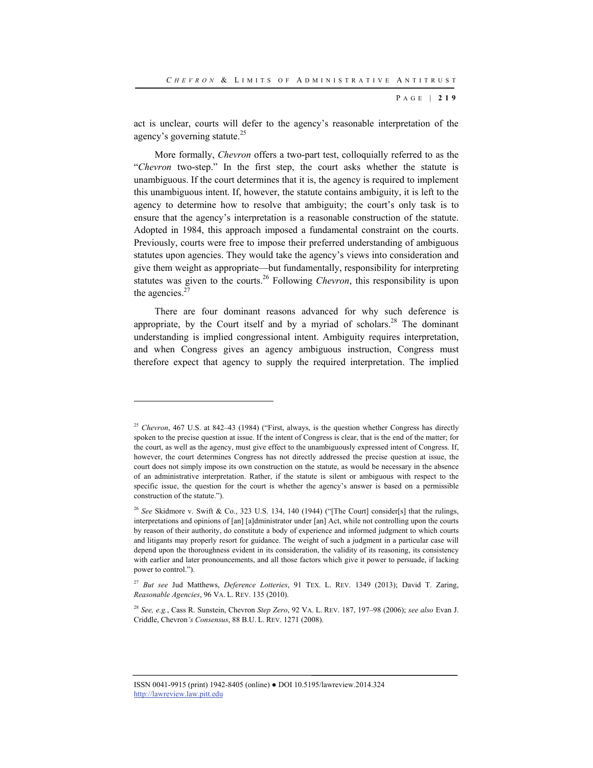act is unclear, courts will defer to the agency's reasonable interpretation of the agency's governing statute.[25]

More formally, *Chevron* offers a two-part test, colloquially referred to as the "*Chevron* two-step." In the first step, the court asks whether the statute is unambiguous. If the court determines that it is, the agency is required to implement this unambiguous intent. If, however, the statute contains ambiguity, it is left to the agency to determine how to resolve that ambiguity; the court's only task is to ensure that the agency's interpretation is a reasonable construction of the statute. Adopted in 1984, this approach imposed a fundamental constraint on the courts. Previously, courts were free to impose their preferred understanding of ambiguous statutes upon agencies. They would take the agency's views into consideration and give them weight as appropriate—but fundamentally, responsibility for interpreting statutes was given to the courts.[26] Following *Chevron*, this responsibility is upon the agencies.[27]

There are four dominant reasons advanced for why such deference is appropriate, by the Court itself and by a myriad of scholars.[28] The dominant understanding is implied congressional intent. Ambiguity requires interpretation, and when Congress gives an agency ambiguous instruction, Congress must therefore expect that agency to supply the required interpretation. The implied

---

[25] *Chevron*, 467 U.S. at 842–43 (1984) ("First, always, is the question whether Congress has directly spoken to the precise question at issue. If the intent of Congress is clear, that is the end of the matter; for the court, as well as the agency, must give effect to the unambiguously expressed intent of Congress. If, however, the court determines Congress has not directly addressed the precise question at issue, the court does not simply impose its own construction on the statute, as would be necessary in the absence of an administrative interpretation. Rather, if the statute is silent or ambiguous with respect to the specific issue, the question for the court is whether the agency's answer is based on a permissible construction of the statute.").

[26] *See* Skidmore v. Swift & Co., 323 U.S. 134, 140 (1944) ("[The Court] consider[s] that the rulings, interpretations and opinions of [an] [a]dministrator under [an] Act, while not controlling upon the courts by reason of their authority, do constitute a body of experience and informed judgment to which courts and litigants may properly resort for guidance. The weight of such a judgment in a particular case will depend upon the thoroughness evident in its consideration, the validity of its reasoning, its consistency with earlier and later pronouncements, and all those factors which give it power to persuade, if lacking power to control.").

[27] *But see* Jud Matthews, *Deference Lotteries*, 91 TEX. L. REV. 1349 (2013); David T. Zaring, *Reasonable Agencies*, 96 VA. L. REV. 135 (2010).

[28] *See, e.g.*, Cass R. Sunstein, Chevron *Step Zero*, 92 VA. L. REV. 187, 197–98 (2006); *see also* Evan J. Criddle, Chevron*'s Consensus*, 88 B.U. L. REV. 1271 (2008).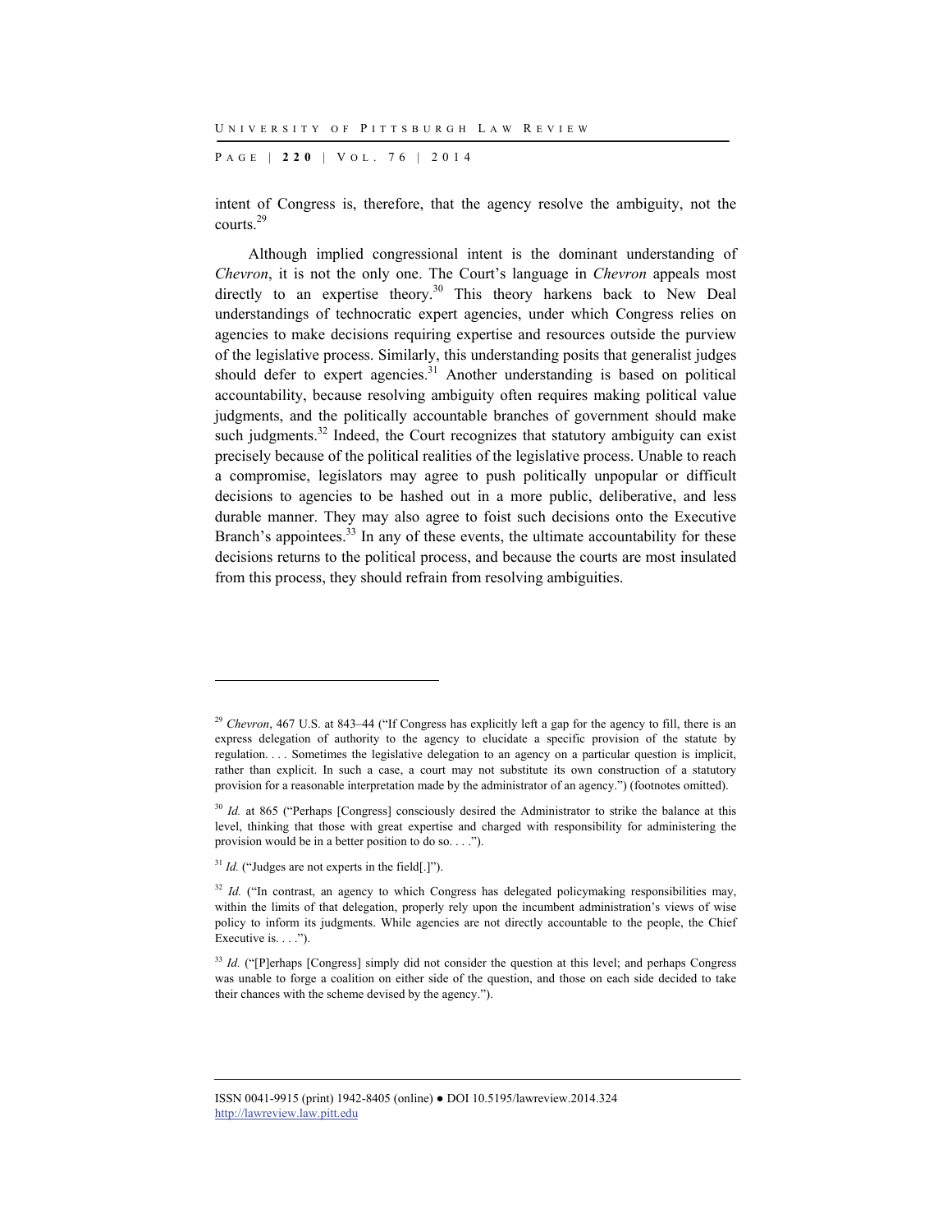intent of Congress is, therefore, that the agency resolve the ambiguity, not the courts.[29]

Although implied congressional intent is the dominant understanding of *Chevron*, it is not the only one. The Court's language in *Chevron* appeals most directly to an expertise theory.[30] This theory harkens back to New Deal understandings of technocratic expert agencies, under which Congress relies on agencies to make decisions requiring expertise and resources outside the purview of the legislative process. Similarly, this understanding posits that generalist judges should defer to expert agencies.[31] Another understanding is based on political accountability, because resolving ambiguity often requires making political value judgments, and the politically accountable branches of government should make such judgments.[32] Indeed, the Court recognizes that statutory ambiguity can exist precisely because of the political realities of the legislative process. Unable to reach a compromise, legislators may agree to push politically unpopular or difficult decisions to agencies to be hashed out in a more public, deliberative, and less durable manner. They may also agree to foist such decisions onto the Executive Branch's appointees.[33] In any of these events, the ultimate accountability for these decisions returns to the political process, and because the courts are most insulated from this process, they should refrain from resolving ambiguities.

---

[29] *Chevron*, 467 U.S. at 843–44 ("If Congress has explicitly left a gap for the agency to fill, there is an express delegation of authority to the agency to elucidate a specific provision of the statute by regulation. . . . Sometimes the legislative delegation to an agency on a particular question is implicit, rather than explicit. In such a case, a court may not substitute its own construction of a statutory provision for a reasonable interpretation made by the administrator of an agency.") (footnotes omitted).

[30] *Id.* at 865 ("Perhaps [Congress] consciously desired the Administrator to strike the balance at this level, thinking that those with great expertise and charged with responsibility for administering the provision would be in a better position to do so. . . .").

[31] *Id.* ("Judges are not experts in the field[.]").

[32] *Id.* ("In contrast, an agency to which Congress has delegated policymaking responsibilities may, within the limits of that delegation, properly rely upon the incumbent administration's views of wise policy to inform its judgments. While agencies are not directly accountable to the people, the Chief Executive is. . . .").

[33] *Id.* ("[P]erhaps [Congress] simply did not consider the question at this level; and perhaps Congress was unable to forge a coalition on either side of the question, and those on each side decided to take their chances with the scheme devised by the agency.").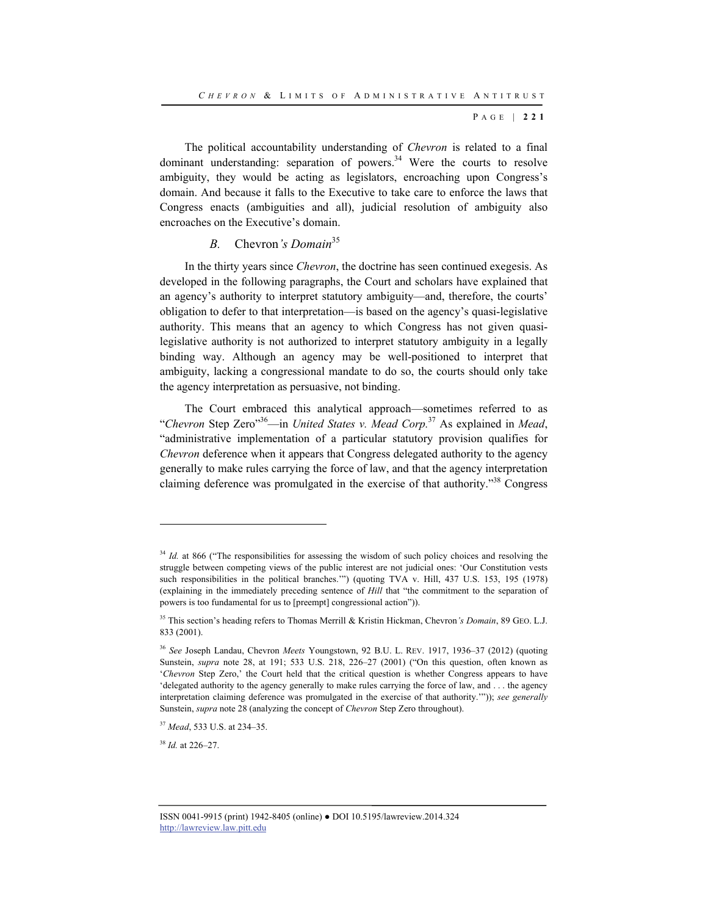The political accountability understanding of *Chevron* is related to a final dominant understanding: separation of powers.[34] Were the courts to resolve ambiguity, they would be acting as legislators, encroaching upon Congress's domain. And because it falls to the Executive to take care to enforce the laws that Congress enacts (ambiguities and all), judicial resolution of ambiguity also encroaches on the Executive's domain.

### *B.* Chevron*'s Domain*[35]

In the thirty years since *Chevron*, the doctrine has seen continued exegesis. As developed in the following paragraphs, the Court and scholars have explained that an agency's authority to interpret statutory ambiguity—and, therefore, the courts' obligation to defer to that interpretation—is based on the agency's quasi-legislative authority. This means that an agency to which Congress has not given quasi-legislative authority is not authorized to interpret statutory ambiguity in a legally binding way. Although an agency may be well-positioned to interpret that ambiguity, lacking a congressional mandate to do so, the courts should only take the agency interpretation as persuasive, not binding.

The Court embraced this analytical approach—sometimes referred to as "*Chevron* Step Zero"[36]—in *United States v. Mead Corp.*[37] As explained in *Mead*, "administrative implementation of a particular statutory provision qualifies for *Chevron* deference when it appears that Congress delegated authority to the agency generally to make rules carrying the force of law, and that the agency interpretation claiming deference was promulgated in the exercise of that authority."[38] Congress

---

[34] *Id.* at 866 ("The responsibilities for assessing the wisdom of such policy choices and resolving the struggle between competing views of the public interest are not judicial ones: 'Our Constitution vests such responsibilities in the political branches.'") (quoting TVA v. Hill, 437 U.S. 153, 195 (1978) (explaining in the immediately preceding sentence of *Hill* that "the commitment to the separation of powers is too fundamental for us to [preempt] congressional action")).

[35] This section's heading refers to Thomas Merrill & Kristin Hickman, Chevron*'s Domain*, 89 GEO. L.J. 833 (2001).

[36] *See* Joseph Landau, Chevron *Meets* Youngstown, 92 B.U. L. REV. 1917, 1936–37 (2012) (quoting Sunstein, *supra* note 28, at 191; 533 U.S. 218, 226–27 (2001) ("On this question, often known as '*Chevron* Step Zero,' the Court held that the critical question is whether Congress appears to have 'delegated authority to the agency generally to make rules carrying the force of law, and . . . the agency interpretation claiming deference was promulgated in the exercise of that authority.'")); *see generally* Sunstein, *supra* note 28 (analyzing the concept of *Chevron* Step Zero throughout).

[37] *Mead*, 533 U.S. at 234–35.

[38] *Id.* at 226–27.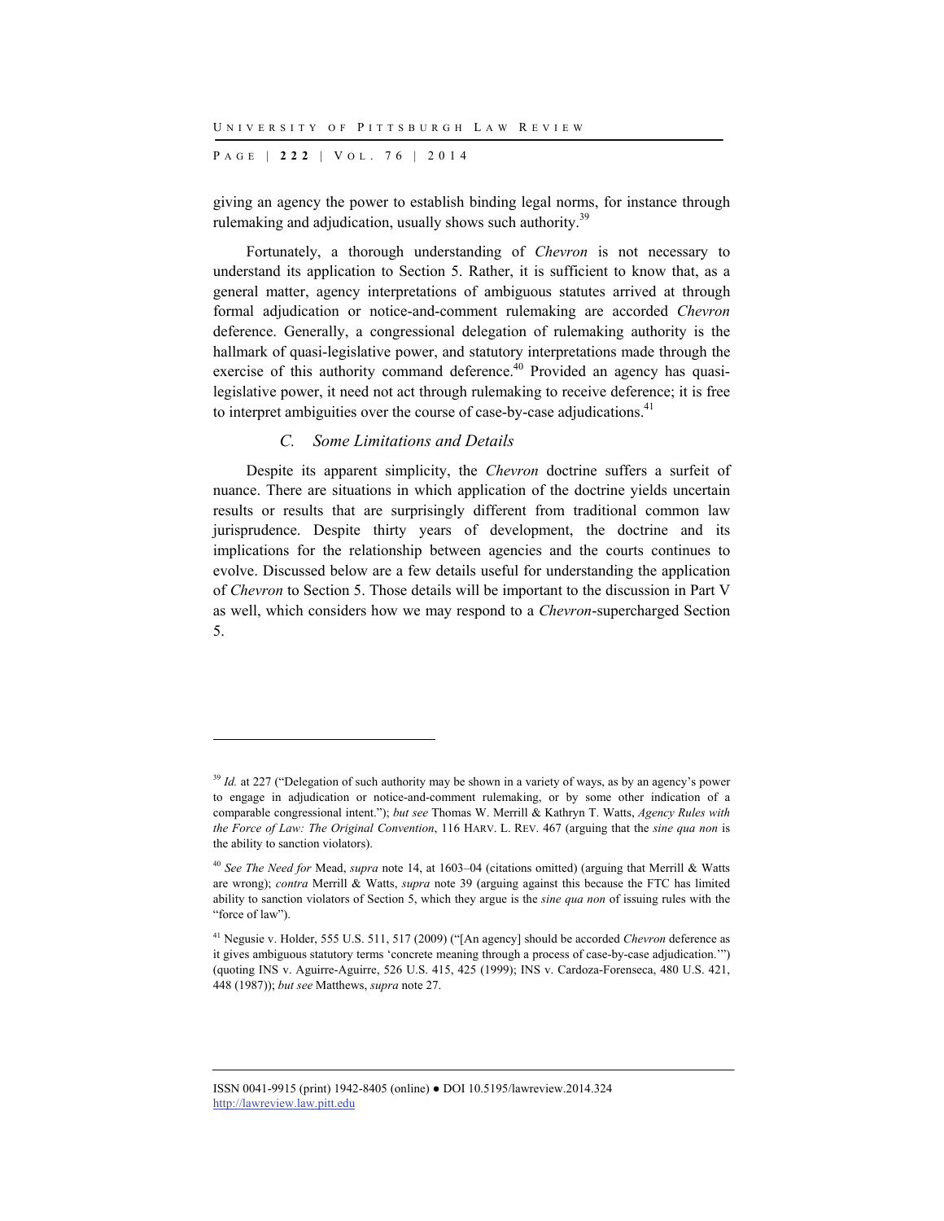giving an agency the power to establish binding legal norms, for instance through rulemaking and adjudication, usually shows such authority.[39]

Fortunately, a thorough understanding of *Chevron* is not necessary to understand its application to Section 5. Rather, it is sufficient to know that, as a general matter, agency interpretations of ambiguous statutes arrived at through formal adjudication or notice-and-comment rulemaking are accorded *Chevron* deference. Generally, a congressional delegation of rulemaking authority is the hallmark of quasi-legislative power, and statutory interpretations made through the exercise of this authority command deference.[40] Provided an agency has quasi-legislative power, it need not act through rulemaking to receive deference; it is free to interpret ambiguities over the course of case-by-case adjudications.[41]

### C. *Some Limitations and Details*

Despite its apparent simplicity, the *Chevron* doctrine suffers a surfeit of nuance. There are situations in which application of the doctrine yields uncertain results or results that are surprisingly different from traditional common law jurisprudence. Despite thirty years of development, the doctrine and its implications for the relationship between agencies and the courts continues to evolve. Discussed below are a few details useful for understanding the application of *Chevron* to Section 5. Those details will be important to the discussion in Part V as well, which considers how we may respond to a *Chevron*-supercharged Section 5.

---

[39] *Id.* at 227 ("Delegation of such authority may be shown in a variety of ways, as by an agency's power to engage in adjudication or notice-and-comment rulemaking, or by some other indication of a comparable congressional intent."); *but see* Thomas W. Merrill & Kathryn T. Watts, *Agency Rules with the Force of Law: The Original Convention*, 116 HARV. L. REV. 467 (arguing that the *sine qua non* is the ability to sanction violators).

[40] *See The Need for* Mead, *supra* note 14, at 1603–04 (citations omitted) (arguing that Merrill & Watts are wrong); *contra* Merrill & Watts, *supra* note 39 (arguing against this because the FTC has limited ability to sanction violators of Section 5, which they argue is the *sine qua non* of issuing rules with the "force of law").

[41] Negusie v. Holder, 555 U.S. 511, 517 (2009) ("[An agency] should be accorded *Chevron* deference as it gives ambiguous statutory terms 'concrete meaning through a process of case-by-case adjudication.'") (quoting INS v. Aguirre-Aguirre, 526 U.S. 415, 425 (1999); INS v. Cardoza-Forenseca, 480 U.S. 421, 448 (1987)); *but see* Matthews, *supra* note 27.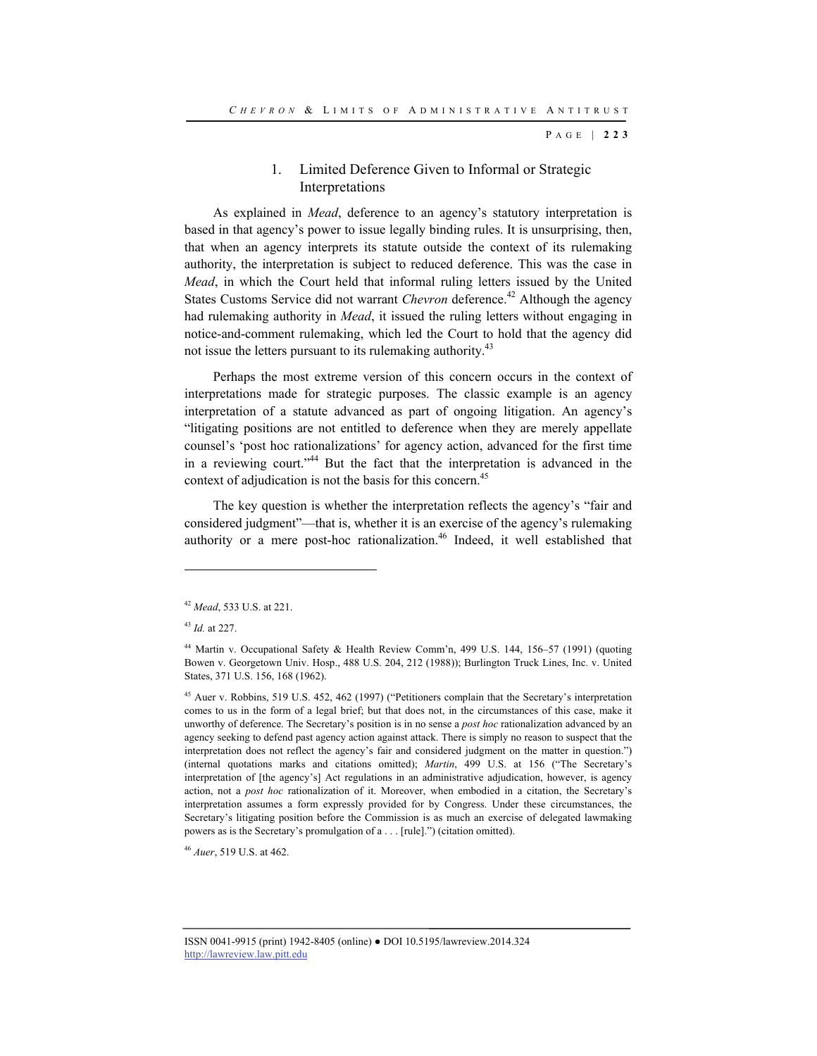### 1. Limited Deference Given to Informal or Strategic Interpretations

As explained in *Mead*, deference to an agency's statutory interpretation is based in that agency's power to issue legally binding rules. It is unsurprising, then, that when an agency interprets its statute outside the context of its rulemaking authority, the interpretation is subject to reduced deference. This was the case in *Mead*, in which the Court held that informal ruling letters issued by the United States Customs Service did not warrant *Chevron* deference.[42] Although the agency had rulemaking authority in *Mead*, it issued the ruling letters without engaging in notice-and-comment rulemaking, which led the Court to hold that the agency did not issue the letters pursuant to its rulemaking authority.[43]

Perhaps the most extreme version of this concern occurs in the context of interpretations made for strategic purposes. The classic example is an agency interpretation of a statute advanced as part of ongoing litigation. An agency's "litigating positions are not entitled to deference when they are merely appellate counsel's 'post hoc rationalizations' for agency action, advanced for the first time in a reviewing court."[44] But the fact that the interpretation is advanced in the context of adjudication is not the basis for this concern.[45]

The key question is whether the interpretation reflects the agency's "fair and considered judgment"—that is, whether it is an exercise of the agency's rulemaking authority or a mere post-hoc rationalization.[46] Indeed, it well established that

---

[42] *Mead*, 533 U.S. at 221.

[43] *Id.* at 227.

[44] Martin v. Occupational Safety & Health Review Comm'n, 499 U.S. 144, 156–57 (1991) (quoting Bowen v. Georgetown Univ. Hosp., 488 U.S. 204, 212 (1988)); Burlington Truck Lines, Inc. v. United States, 371 U.S. 156, 168 (1962).

[45] Auer v. Robbins, 519 U.S. 452, 462 (1997) ("Petitioners complain that the Secretary's interpretation comes to us in the form of a legal brief; but that does not, in the circumstances of this case, make it unworthy of deference. The Secretary's position is in no sense a *post hoc* rationalization advanced by an agency seeking to defend past agency action against attack. There is simply no reason to suspect that the interpretation does not reflect the agency's fair and considered judgment on the matter in question.") (internal quotations marks and citations omitted); *Martin*, 499 U.S. at 156 ("The Secretary's interpretation of [the agency's] Act regulations in an administrative adjudication, however, is agency action, not a *post hoc* rationalization of it. Moreover, when embodied in a citation, the Secretary's interpretation assumes a form expressly provided for by Congress. Under these circumstances, the Secretary's litigating position before the Commission is as much an exercise of delegated lawmaking powers as is the Secretary's promulgation of a . . . [rule].") (citation omitted).

[46] *Auer*, 519 U.S. at 462.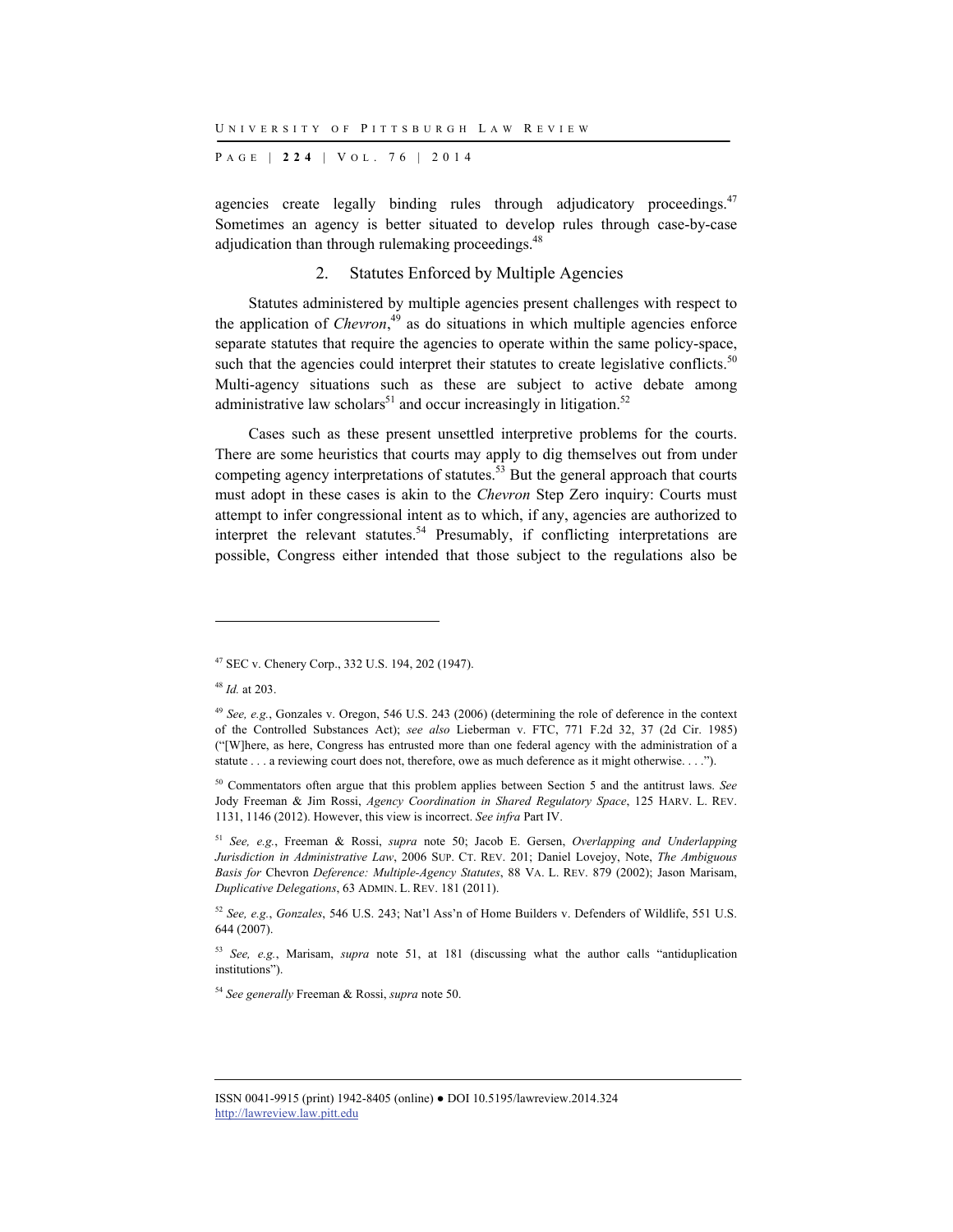agencies create legally binding rules through adjudicatory proceedings.[47] Sometimes an agency is better situated to develop rules through case-by-case adjudication than through rulemaking proceedings.[48]

### 2. Statutes Enforced by Multiple Agencies

Statutes administered by multiple agencies present challenges with respect to the application of *Chevron*,[49] as do situations in which multiple agencies enforce separate statutes that require the agencies to operate within the same policy-space, such that the agencies could interpret their statutes to create legislative conflicts.[50] Multi-agency situations such as these are subject to active debate among administrative law scholars[51] and occur increasingly in litigation.[52]

Cases such as these present unsettled interpretive problems for the courts. There are some heuristics that courts may apply to dig themselves out from under competing agency interpretations of statutes.[53] But the general approach that courts must adopt in these cases is akin to the *Chevron* Step Zero inquiry: Courts must attempt to infer congressional intent as to which, if any, agencies are authorized to interpret the relevant statutes.[54] Presumably, if conflicting interpretations are possible, Congress either intended that those subject to the regulations also be

---

[47] SEC v. Chenery Corp., 332 U.S. 194, 202 (1947).

[48] *Id.* at 203.

[49] *See, e.g.*, Gonzales v. Oregon, 546 U.S. 243 (2006) (determining the role of deference in the context of the Controlled Substances Act); *see also* Lieberman v. FTC, 771 F.2d 32, 37 (2d Cir. 1985) ("[W]here, as here, Congress has entrusted more than one federal agency with the administration of a statute . . . a reviewing court does not, therefore, owe as much deference as it might otherwise. . . .").

[50] Commentators often argue that this problem applies between Section 5 and the antitrust laws. *See* Jody Freeman & Jim Rossi, *Agency Coordination in Shared Regulatory Space*, 125 HARV. L. REV. 1131, 1146 (2012). However, this view is incorrect. *See infra* Part IV.

[51] *See, e.g.*, Freeman & Rossi, *supra* note 50; Jacob E. Gersen, *Overlapping and Underlapping Jurisdiction in Administrative Law*, 2006 SUP. CT. REV. 201; Daniel Lovejoy, Note, *The Ambiguous Basis for* Chevron *Deference: Multiple-Agency Statutes*, 88 VA. L. REV. 879 (2002); Jason Marisam, *Duplicative Delegations*, 63 ADMIN. L. REV. 181 (2011).

[52] *See, e.g.*, *Gonzales*, 546 U.S. 243; Nat'l Ass'n of Home Builders v. Defenders of Wildlife, 551 U.S. 644 (2007).

[53] *See, e.g.*, Marisam, *supra* note 51, at 181 (discussing what the author calls "antiduplication institutions").

[54] *See generally* Freeman & Rossi, *supra* note 50.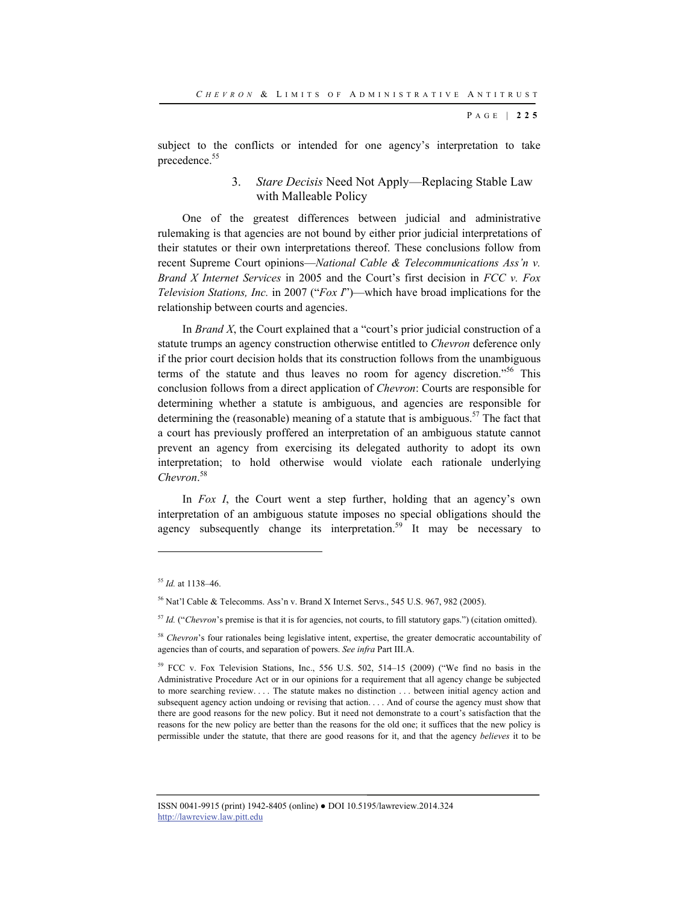subject to the conflicts or intended for one agency's interpretation to take precedence.[55]

### 3. *Stare Decisis* Need Not Apply—Replacing Stable Law with Malleable Policy

One of the greatest differences between judicial and administrative rulemaking is that agencies are not bound by either prior judicial interpretations of their statutes or their own interpretations thereof. These conclusions follow from recent Supreme Court opinions—*National Cable & Telecommunications Ass'n v. Brand X Internet Services* in 2005 and the Court's first decision in *FCC v. Fox Television Stations, Inc.* in 2007 ("*Fox I*")—which have broad implications for the relationship between courts and agencies.

In *Brand X*, the Court explained that a "court's prior judicial construction of a statute trumps an agency construction otherwise entitled to *Chevron* deference only if the prior court decision holds that its construction follows from the unambiguous terms of the statute and thus leaves no room for agency discretion."[56] This conclusion follows from a direct application of *Chevron*: Courts are responsible for determining whether a statute is ambiguous, and agencies are responsible for determining the (reasonable) meaning of a statute that is ambiguous.[57] The fact that a court has previously proffered an interpretation of an ambiguous statute cannot prevent an agency from exercising its delegated authority to adopt its own interpretation; to hold otherwise would violate each rationale underlying *Chevron*.[58]

In *Fox I*, the Court went a step further, holding that an agency's own interpretation of an ambiguous statute imposes no special obligations should the agency subsequently change its interpretation.[59] It may be necessary to

---

[55] *Id.* at 1138–46.

[56] Nat'l Cable & Telecomms. Ass'n v. Brand X Internet Servs., 545 U.S. 967, 982 (2005).

[57] *Id.* ("*Chevron*'s premise is that it is for agencies, not courts, to fill statutory gaps.") (citation omitted).

[58] *Chevron*'s four rationales being legislative intent, expertise, the greater democratic accountability of agencies than of courts, and separation of powers. *See infra* Part III.A.

[59] FCC v. Fox Television Stations, Inc., 556 U.S. 502, 514–15 (2009) ("We find no basis in the Administrative Procedure Act or in our opinions for a requirement that all agency change be subjected to more searching review. . . . The statute makes no distinction . . . between initial agency action and subsequent agency action undoing or revising that action. . . . And of course the agency must show that there are good reasons for the new policy. But it need not demonstrate to a court's satisfaction that the reasons for the new policy are better than the reasons for the old one; it suffices that the new policy is permissible under the statute, that there are good reasons for it, and that the agency *believes* it to be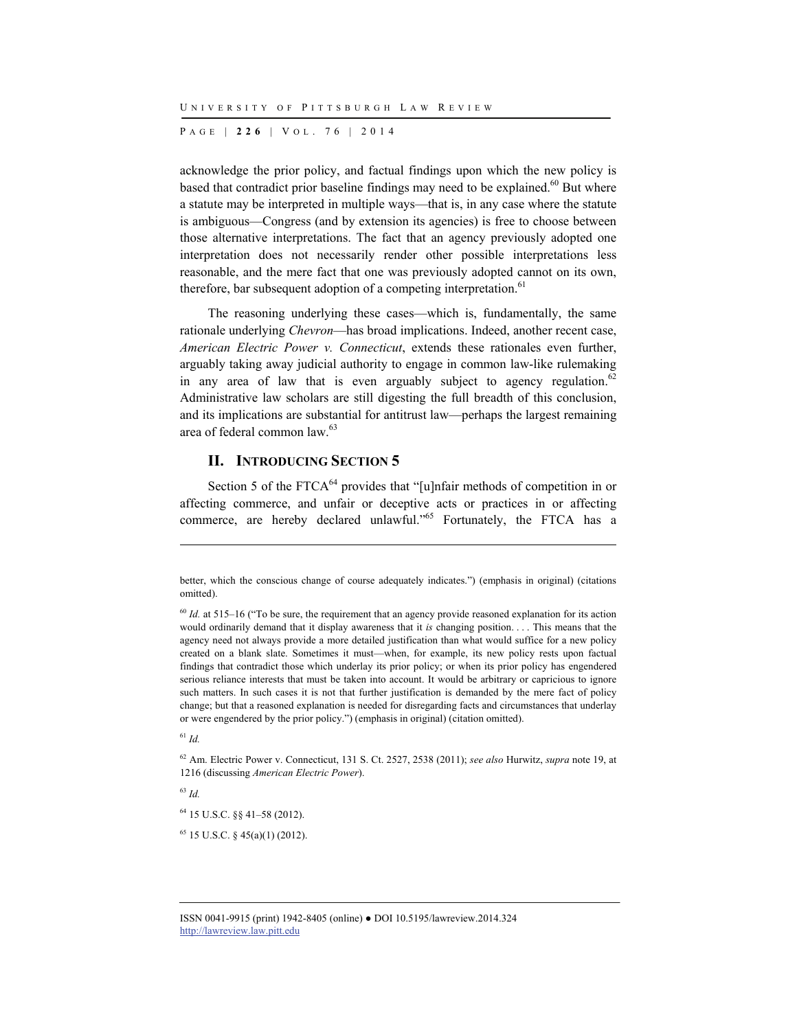acknowledge the prior policy, and factual findings upon which the new policy is based that contradict prior baseline findings may need to be explained.[60] But where a statute may be interpreted in multiple ways—that is, in any case where the statute is ambiguous—Congress (and by extension its agencies) is free to choose between those alternative interpretations. The fact that an agency previously adopted one interpretation does not necessarily render other possible interpretations less reasonable, and the mere fact that one was previously adopted cannot on its own, therefore, bar subsequent adoption of a competing interpretation.[61]

The reasoning underlying these cases—which is, fundamentally, the same rationale underlying *Chevron*—has broad implications. Indeed, another recent case, *American Electric Power v. Connecticut*, extends these rationales even further, arguably taking away judicial authority to engage in common law-like rulemaking in any area of law that is even arguably subject to agency regulation.[62] Administrative law scholars are still digesting the full breadth of this conclusion, and its implications are substantial for antitrust law—perhaps the largest remaining area of federal common law.[63]

## II. INTRODUCING SECTION 5

Section 5 of the FTCA[64] provides that "[u]nfair methods of competition in or affecting commerce, and unfair or deceptive acts or practices in or affecting commerce, are hereby declared unlawful."[65] Fortunately, the FTCA has a

---

better, which the conscious change of course adequately indicates.") (emphasis in original) (citations omitted).

[60] *Id.* at 515–16 ("To be sure, the requirement that an agency provide reasoned explanation for its action would ordinarily demand that it display awareness that it *is* changing position. . . . This means that the agency need not always provide a more detailed justification than what would suffice for a new policy created on a blank slate. Sometimes it must—when, for example, its new policy rests upon factual findings that contradict those which underlay its prior policy; or when its prior policy has engendered serious reliance interests that must be taken into account. It would be arbitrary or capricious to ignore such matters. In such cases it is not that further justification is demanded by the mere fact of policy change; but that a reasoned explanation is needed for disregarding facts and circumstances that underlay or were engendered by the prior policy.") (emphasis in original) (citation omitted).

[61] *Id.*

[62] Am. Electric Power v. Connecticut, 131 S. Ct. 2527, 2538 (2011); *see also* Hurwitz, *supra* note 19, at 1216 (discussing *American Electric Power*).

[63] *Id.*

[64] 15 U.S.C. §§ 41–58 (2012).

[65] 15 U.S.C. § 45(a)(1) (2012).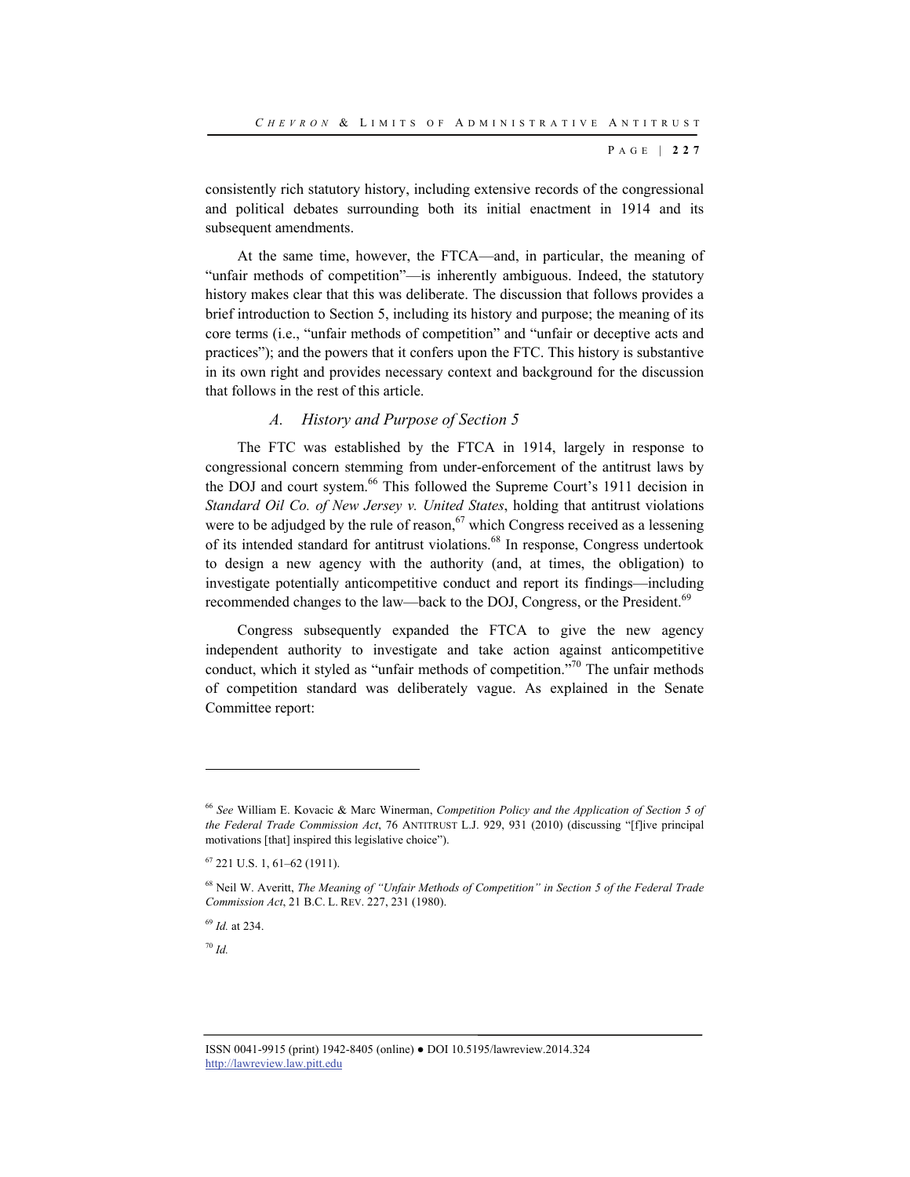consistently rich statutory history, including extensive records of the congressional and political debates surrounding both its initial enactment in 1914 and its subsequent amendments.

At the same time, however, the FTCA—and, in particular, the meaning of "unfair methods of competition"—is inherently ambiguous. Indeed, the statutory history makes clear that this was deliberate. The discussion that follows provides a brief introduction to Section 5, including its history and purpose; the meaning of its core terms (i.e., "unfair methods of competition" and "unfair or deceptive acts and practices"); and the powers that it confers upon the FTC. This history is substantive in its own right and provides necessary context and background for the discussion that follows in the rest of this article.

### A. *History and Purpose of Section 5*

The FTC was established by the FTCA in 1914, largely in response to congressional concern stemming from under-enforcement of the antitrust laws by the DOJ and court system.[66] This followed the Supreme Court's 1911 decision in *Standard Oil Co. of New Jersey v. United States*, holding that antitrust violations were to be adjudged by the rule of reason,[67] which Congress received as a lessening of its intended standard for antitrust violations.[68] In response, Congress undertook to design a new agency with the authority (and, at times, the obligation) to investigate potentially anticompetitive conduct and report its findings—including recommended changes to the law—back to the DOJ, Congress, or the President.[69]

Congress subsequently expanded the FTCA to give the new agency independent authority to investigate and take action against anticompetitive conduct, which it styled as "unfair methods of competition."[70] The unfair methods of competition standard was deliberately vague. As explained in the Senate Committee report:

---

[66] *See* William E. Kovacic & Marc Winerman, *Competition Policy and the Application of Section 5 of the Federal Trade Commission Act*, 76 ANTITRUST L.J. 929, 931 (2010) (discussing "[f]ive principal motivations [that] inspired this legislative choice").

[67] 221 U.S. 1, 61–62 (1911).

[68] Neil W. Averitt, *The Meaning of "Unfair Methods of Competition" in Section 5 of the Federal Trade Commission Act*, 21 B.C. L. REV. 227, 231 (1980).

[69] *Id.* at 234.

[70] *Id.*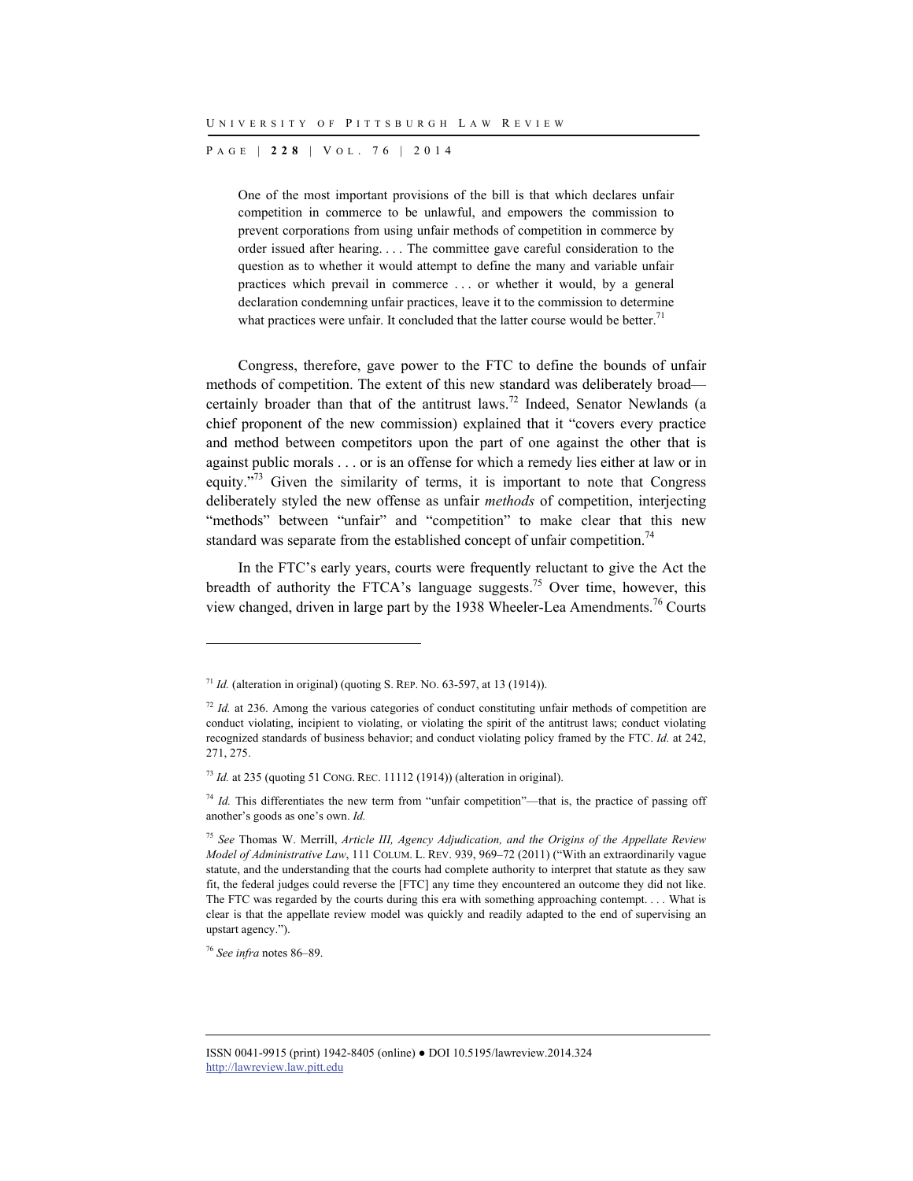> One of the most important provisions of the bill is that which declares unfair competition in commerce to be unlawful, and empowers the commission to prevent corporations from using unfair methods of competition in commerce by order issued after hearing. . . . The committee gave careful consideration to the question as to whether it would attempt to define the many and variable unfair practices which prevail in commerce . . . or whether it would, by a general declaration condemning unfair practices, leave it to the commission to determine what practices were unfair. It concluded that the latter course would be better.[71]

Congress, therefore, gave power to the FTC to define the bounds of unfair methods of competition. The extent of this new standard was deliberately broad—certainly broader than that of the antitrust laws.[72] Indeed, Senator Newlands (a chief proponent of the new commission) explained that it "covers every practice and method between competitors upon the part of one against the other that is against public morals . . . or is an offense for which a remedy lies either at law or in equity."[73] Given the similarity of terms, it is important to note that Congress deliberately styled the new offense as unfair *methods* of competition, interjecting "methods" between "unfair" and "competition" to make clear that this new standard was separate from the established concept of unfair competition.[74]

In the FTC's early years, courts were frequently reluctant to give the Act the breadth of authority the FTCA's language suggests.[75] Over time, however, this view changed, driven in large part by the 1938 Wheeler-Lea Amendments.[76] Courts

---

[71] *Id.* (alteration in original) (quoting S. REP. NO. 63-597, at 13 (1914)).

[72] *Id.* at 236. Among the various categories of conduct constituting unfair methods of competition are conduct violating, incipient to violating, or violating the spirit of the antitrust laws; conduct violating recognized standards of business behavior; and conduct violating policy framed by the FTC. *Id.* at 242, 271, 275.

[73] *Id.* at 235 (quoting 51 CONG. REC. 11112 (1914)) (alteration in original).

[74] *Id.* This differentiates the new term from "unfair competition"—that is, the practice of passing off another's goods as one's own. *Id.*

[75] *See* Thomas W. Merrill, *Article III, Agency Adjudication, and the Origins of the Appellate Review Model of Administrative Law*, 111 COLUM. L. REV. 939, 969–72 (2011) ("With an extraordinarily vague statute, and the understanding that the courts had complete authority to interpret that statute as they saw fit, the federal judges could reverse the [FTC] any time they encountered an outcome they did not like. The FTC was regarded by the courts during this era with something approaching contempt. . . . What is clear is that the appellate review model was quickly and readily adapted to the end of supervising an upstart agency.").

[76] *See infra* notes 86–89.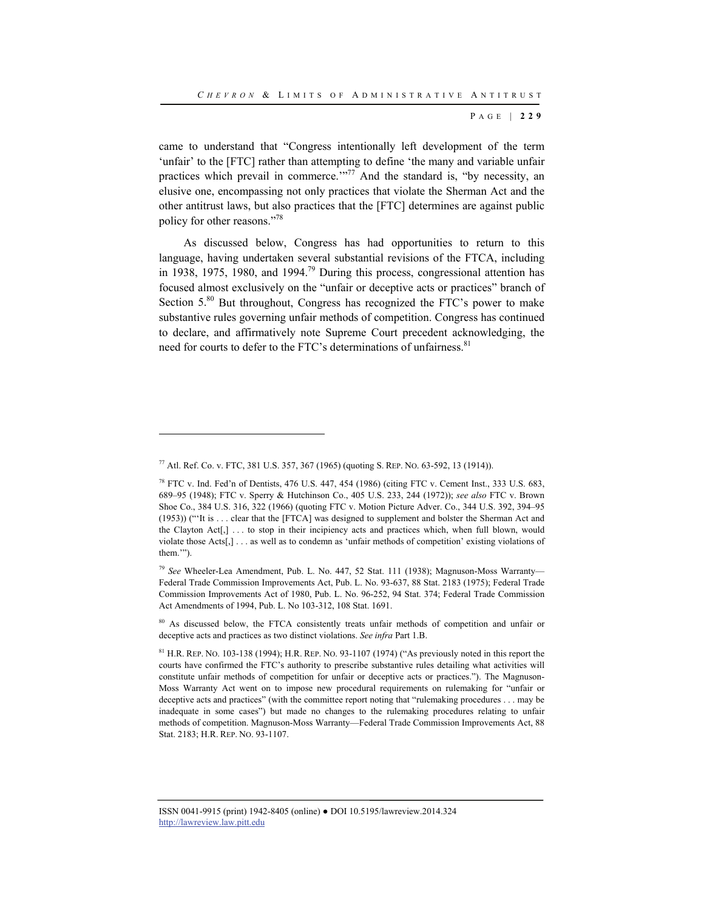came to understand that "Congress intentionally left development of the term 'unfair' to the [FTC] rather than attempting to define 'the many and variable unfair practices which prevail in commerce.'"[77] And the standard is, "by necessity, an elusive one, encompassing not only practices that violate the Sherman Act and the other antitrust laws, but also practices that the [FTC] determines are against public policy for other reasons."[78]

As discussed below, Congress has had opportunities to return to this language, having undertaken several substantial revisions of the FTCA, including in 1938, 1975, 1980, and 1994.[79] During this process, congressional attention has focused almost exclusively on the "unfair or deceptive acts or practices" branch of Section 5.[80] But throughout, Congress has recognized the FTC's power to make substantive rules governing unfair methods of competition. Congress has continued to declare, and affirmatively note Supreme Court precedent acknowledging, the need for courts to defer to the FTC's determinations of unfairness.[81]

---

[77] Atl. Ref. Co. v. FTC, 381 U.S. 357, 367 (1965) (quoting S. REP. NO. 63-592, 13 (1914)).

[78] FTC v. Ind. Fed'n of Dentists, 476 U.S. 447, 454 (1986) (citing FTC v. Cement Inst., 333 U.S. 683, 689–95 (1948); FTC v. Sperry & Hutchinson Co., 405 U.S. 233, 244 (1972)); *see also* FTC v. Brown Shoe Co., 384 U.S. 316, 322 (1966) (quoting FTC v. Motion Picture Adver. Co., 344 U.S. 392, 394–95 (1953)) ("'It is . . . clear that the [FTCA] was designed to supplement and bolster the Sherman Act and the Clayton Act[,] . . . to stop in their incipiency acts and practices which, when full blown, would violate those Acts[,] . . . as well as to condemn as 'unfair methods of competition' existing violations of them.'").

[79] *See* Wheeler-Lea Amendment, Pub. L. No. 447, 52 Stat. 111 (1938); Magnuson-Moss Warranty—Federal Trade Commission Improvements Act, Pub. L. No. 93-637, 88 Stat. 2183 (1975); Federal Trade Commission Improvements Act of 1980, Pub. L. No. 96-252, 94 Stat. 374; Federal Trade Commission Act Amendments of 1994, Pub. L. No 103-312, 108 Stat. 1691.

[80] As discussed below, the FTCA consistently treats unfair methods of competition and unfair or deceptive acts and practices as two distinct violations. *See infra* Part 1.B.

[81] H.R. REP. NO. 103-138 (1994); H.R. REP. NO. 93-1107 (1974) ("As previously noted in this report the courts have confirmed the FTC's authority to prescribe substantive rules detailing what activities will constitute unfair methods of competition for unfair or deceptive acts or practices."). The Magnuson-Moss Warranty Act went on to impose new procedural requirements on rulemaking for "unfair or deceptive acts and practices" (with the committee report noting that "rulemaking procedures . . . may be inadequate in some cases") but made no changes to the rulemaking procedures relating to unfair methods of competition. Magnuson-Moss Warranty—Federal Trade Commission Improvements Act, 88 Stat. 2183; H.R. REP. NO. 93-1107.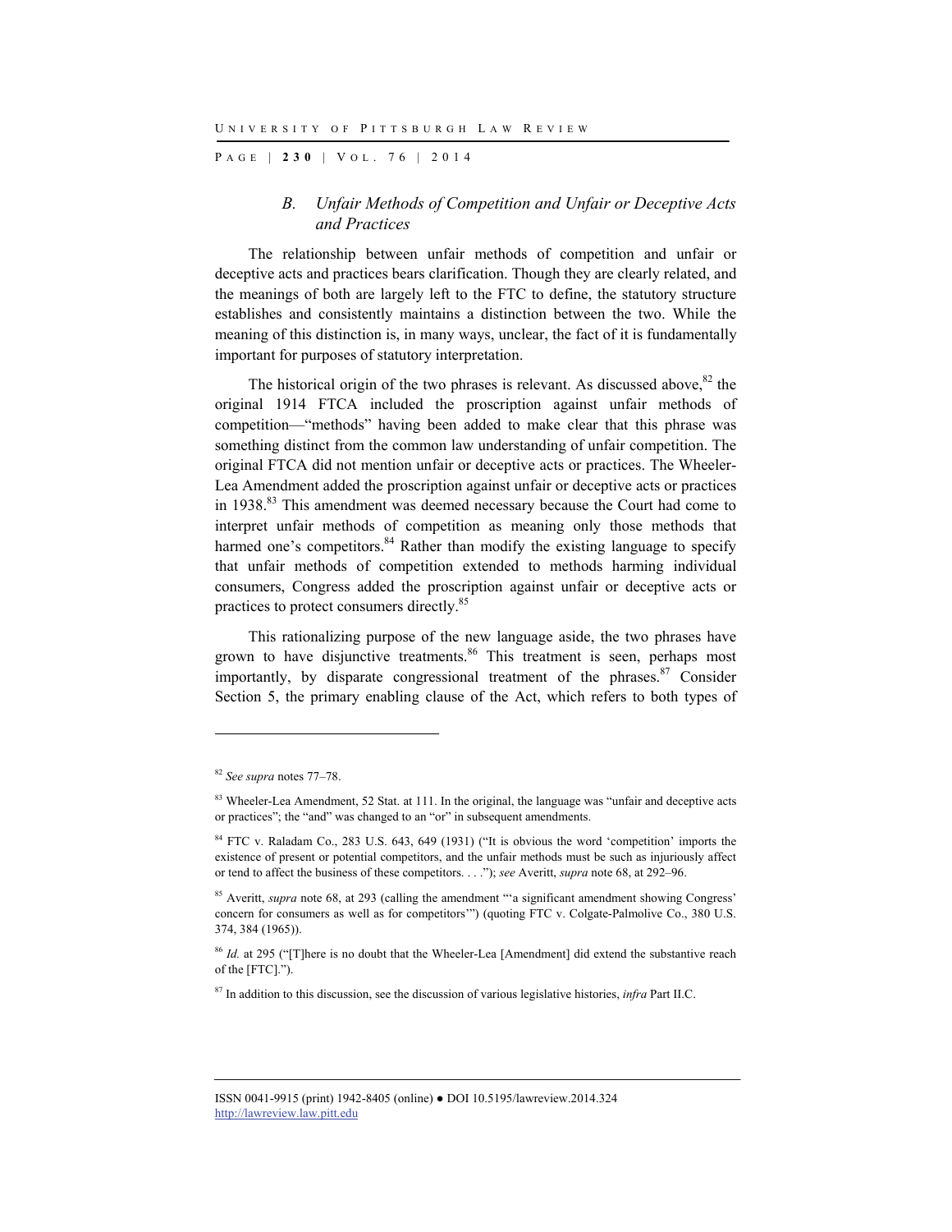### *B. Unfair Methods of Competition and Unfair or Deceptive Acts and Practices*

The relationship between unfair methods of competition and unfair or deceptive acts and practices bears clarification. Though they are clearly related, and the meanings of both are largely left to the FTC to define, the statutory structure establishes and consistently maintains a distinction between the two. While the meaning of this distinction is, in many ways, unclear, the fact of it is fundamentally important for purposes of statutory interpretation.

The historical origin of the two phrases is relevant. As discussed above,[82] the original 1914 FTCA included the proscription against unfair methods of competition—"methods" having been added to make clear that this phrase was something distinct from the common law understanding of unfair competition. The original FTCA did not mention unfair or deceptive acts or practices. The Wheeler-Lea Amendment added the proscription against unfair or deceptive acts or practices in 1938.[83] This amendment was deemed necessary because the Court had come to interpret unfair methods of competition as meaning only those methods that harmed one's competitors.[84] Rather than modify the existing language to specify that unfair methods of competition extended to methods harming individual consumers, Congress added the proscription against unfair or deceptive acts or practices to protect consumers directly.[85]

This rationalizing purpose of the new language aside, the two phrases have grown to have disjunctive treatments.[86] This treatment is seen, perhaps most importantly, by disparate congressional treatment of the phrases.[87] Consider Section 5, the primary enabling clause of the Act, which refers to both types of

---

[82] *See supra* notes 77–78.

[83] Wheeler-Lea Amendment, 52 Stat. at 111. In the original, the language was "unfair and deceptive acts or practices"; the "and" was changed to an "or" in subsequent amendments.

[84] FTC v. Raladam Co., 283 U.S. 643, 649 (1931) ("It is obvious the word 'competition' imports the existence of present or potential competitors, and the unfair methods must be such as injuriously affect or tend to affect the business of these competitors. . . ."); *see* Averitt, *supra* note 68, at 292–96.

[85] Averitt, *supra* note 68, at 293 (calling the amendment "'a significant amendment showing Congress' concern for consumers as well as for competitors'") (quoting FTC v. Colgate-Palmolive Co., 380 U.S. 374, 384 (1965)).

[86] *Id.* at 295 ("[T]here is no doubt that the Wheeler-Lea [Amendment] did extend the substantive reach of the [FTC].").

[87] In addition to this discussion, see the discussion of various legislative histories, *infra* Part II.C.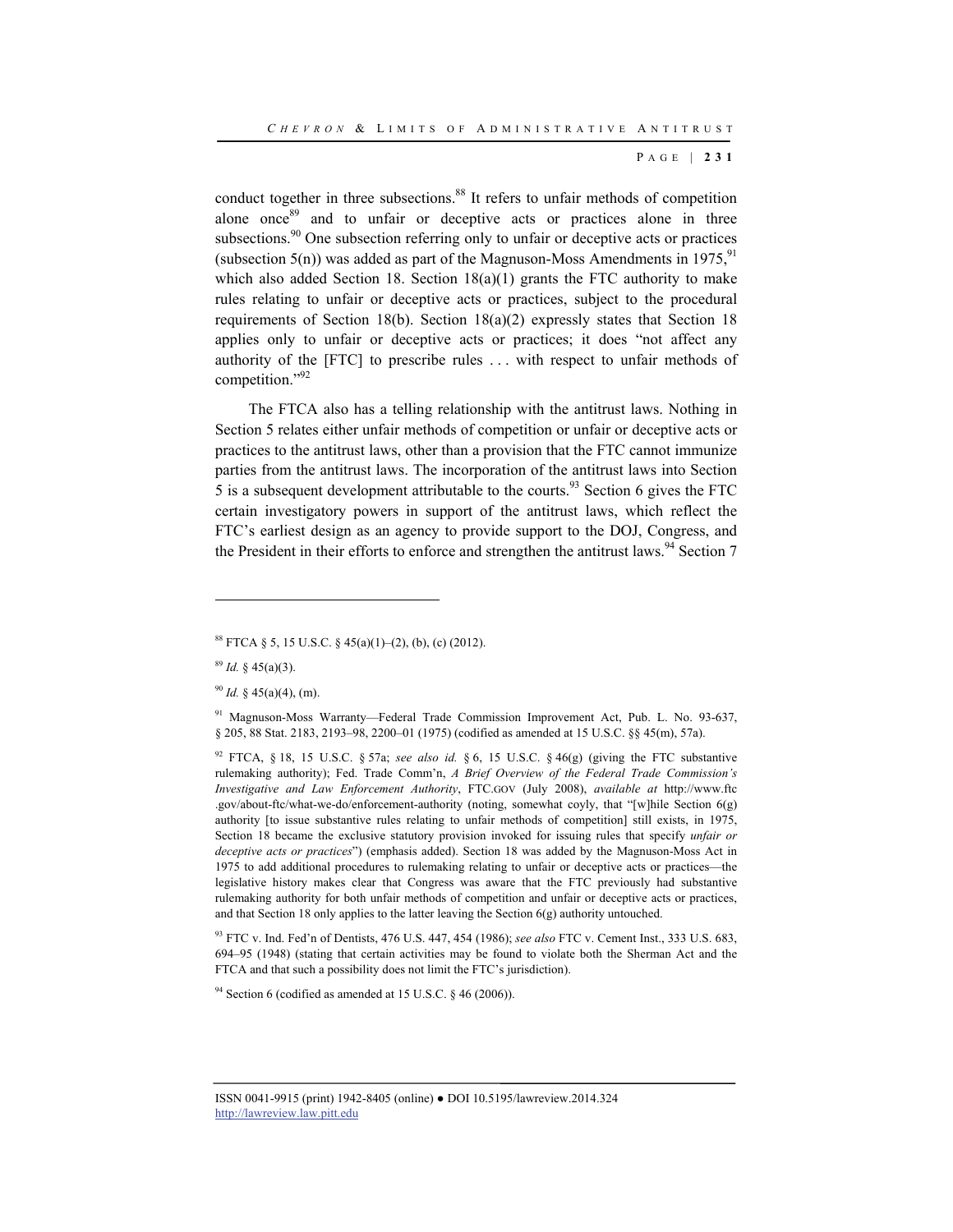conduct together in three subsections.[88] It refers to unfair methods of competition alone once[89] and to unfair or deceptive acts or practices alone in three subsections.[90] One subsection referring only to unfair or deceptive acts or practices (subsection 5(n)) was added as part of the Magnuson-Moss Amendments in 1975,[91] which also added Section 18. Section 18(a)(1) grants the FTC authority to make rules relating to unfair or deceptive acts or practices, subject to the procedural requirements of Section 18(b). Section 18(a)(2) expressly states that Section 18 applies only to unfair or deceptive acts or practices; it does "not affect any authority of the [FTC] to prescribe rules . . . with respect to unfair methods of competition."[92]

The FTCA also has a telling relationship with the antitrust laws. Nothing in Section 5 relates either unfair methods of competition or unfair or deceptive acts or practices to the antitrust laws, other than a provision that the FTC cannot immunize parties from the antitrust laws. The incorporation of the antitrust laws into Section 5 is a subsequent development attributable to the courts.[93] Section 6 gives the FTC certain investigatory powers in support of the antitrust laws, which reflect the FTC's earliest design as an agency to provide support to the DOJ, Congress, and the President in their efforts to enforce and strengthen the antitrust laws.[94] Section 7

---

[88] FTCA § 5, 15 U.S.C. § 45(a)(1)–(2), (b), (c) (2012).

[89] *Id.* § 45(a)(3).

[90] *Id.* § 45(a)(4), (m).

[91] Magnuson-Moss Warranty—Federal Trade Commission Improvement Act, Pub. L. No. 93-637, § 205, 88 Stat. 2183, 2193–98, 2200–01 (1975) (codified as amended at 15 U.S.C. §§ 45(m), 57a).

[92] FTCA, § 18, 15 U.S.C. § 57a; *see also id.* § 6, 15 U.S.C. § 46(g) (giving the FTC substantive rulemaking authority); Fed. Trade Comm'n, *A Brief Overview of the Federal Trade Commission's Investigative and Law Enforcement Authority*, FTC.GOV (July 2008), *available at* http://www.ftc.gov/about-ftc/what-we-do/enforcement-authority (noting, somewhat coyly, that "[w]hile Section 6(g) authority [to issue substantive rules relating to unfair methods of competition] still exists, in 1975, Section 18 became the exclusive statutory provision invoked for issuing rules that specify *unfair or deceptive acts or practices*") (emphasis added). Section 18 was added by the Magnuson-Moss Act in 1975 to add additional procedures to rulemaking relating to unfair or deceptive acts or practices—the legislative history makes clear that Congress was aware that the FTC previously had substantive rulemaking authority for both unfair methods of competition and unfair or deceptive acts or practices, and that Section 18 only applies to the latter leaving the Section 6(g) authority untouched.

[93] FTC v. Ind. Fed'n of Dentists, 476 U.S. 447, 454 (1986); *see also* FTC v. Cement Inst., 333 U.S. 683, 694–95 (1948) (stating that certain activities may be found to violate both the Sherman Act and the FTCA and that such a possibility does not limit the FTC's jurisdiction).

[94] Section 6 (codified as amended at 15 U.S.C. § 46 (2006)).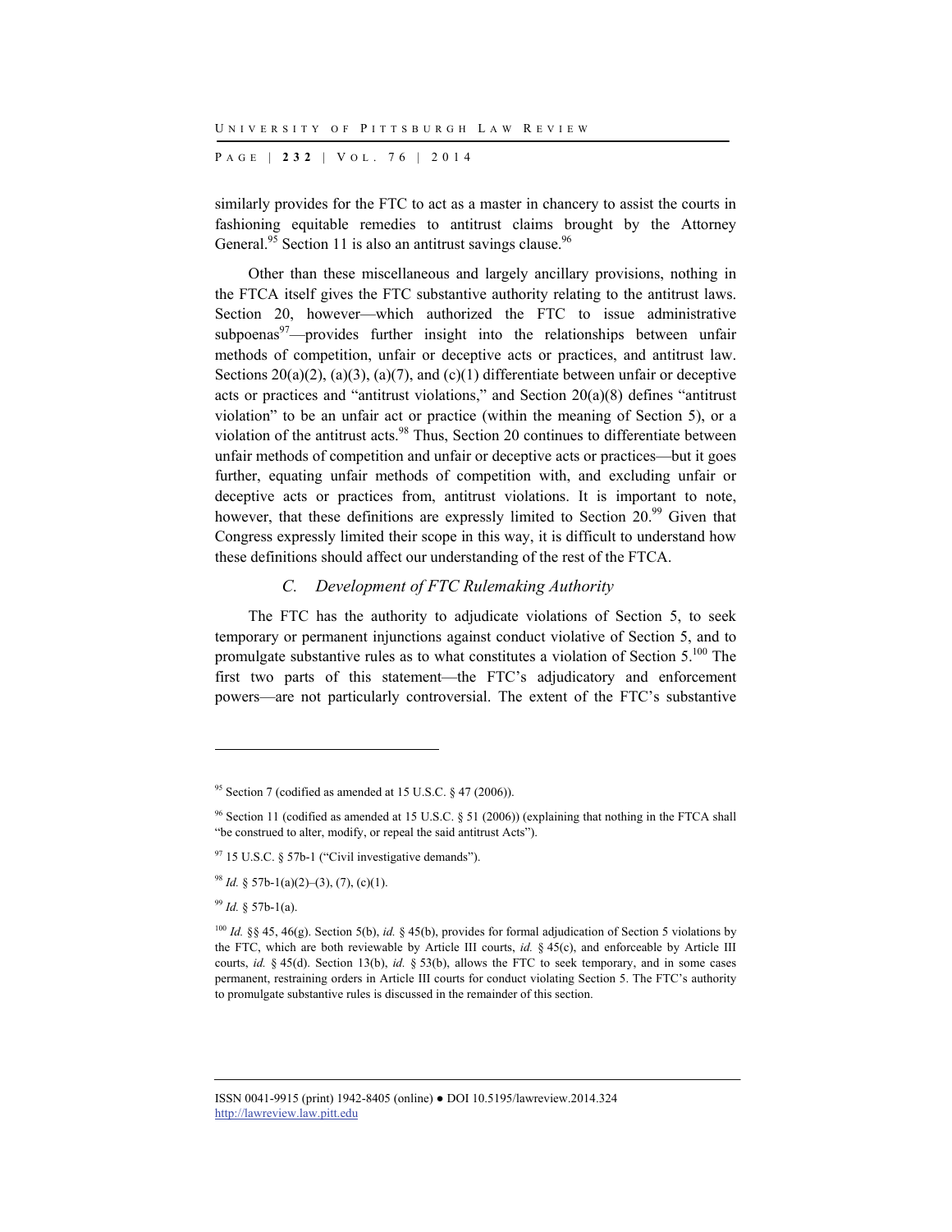similarly provides for the FTC to act as a master in chancery to assist the courts in fashioning equitable remedies to antitrust claims brought by the Attorney General.[95] Section 11 is also an antitrust savings clause.[96]

Other than these miscellaneous and largely ancillary provisions, nothing in the FTCA itself gives the FTC substantive authority relating to the antitrust laws. Section 20, however—which authorized the FTC to issue administrative subpoenas[97]—provides further insight into the relationships between unfair methods of competition, unfair or deceptive acts or practices, and antitrust law. Sections 20(a)(2), (a)(3), (a)(7), and (c)(1) differentiate between unfair or deceptive acts or practices and "antitrust violations," and Section 20(a)(8) defines "antitrust violation" to be an unfair act or practice (within the meaning of Section 5), or a violation of the antitrust acts.[98] Thus, Section 20 continues to differentiate between unfair methods of competition and unfair or deceptive acts or practices—but it goes further, equating unfair methods of competition with, and excluding unfair or deceptive acts or practices from, antitrust violations. It is important to note, however, that these definitions are expressly limited to Section 20.[99] Given that Congress expressly limited their scope in this way, it is difficult to understand how these definitions should affect our understanding of the rest of the FTCA.

### C. *Development of FTC Rulemaking Authority*

The FTC has the authority to adjudicate violations of Section 5, to seek temporary or permanent injunctions against conduct violative of Section 5, and to promulgate substantive rules as to what constitutes a violation of Section 5.[100] The first two parts of this statement—the FTC's adjudicatory and enforcement powers—are not particularly controversial. The extent of the FTC's substantive

---

[95] Section 7 (codified as amended at 15 U.S.C. § 47 (2006)).

[96] Section 11 (codified as amended at 15 U.S.C. § 51 (2006)) (explaining that nothing in the FTCA shall "be construed to alter, modify, or repeal the said antitrust Acts").

[97] 15 U.S.C. § 57b-1 ("Civil investigative demands").

[98] *Id.* § 57b-1(a)(2)–(3), (7), (c)(1).

[99] *Id.* § 57b-1(a).

[100] *Id.* §§ 45, 46(g). Section 5(b), *id.* § 45(b), provides for formal adjudication of Section 5 violations by the FTC, which are both reviewable by Article III courts, *id.* § 45(c), and enforceable by Article III courts, *id.* § 45(d). Section 13(b), *id.* § 53(b), allows the FTC to seek temporary, and in some cases permanent, restraining orders in Article III courts for conduct violating Section 5. The FTC's authority to promulgate substantive rules is discussed in the remainder of this section.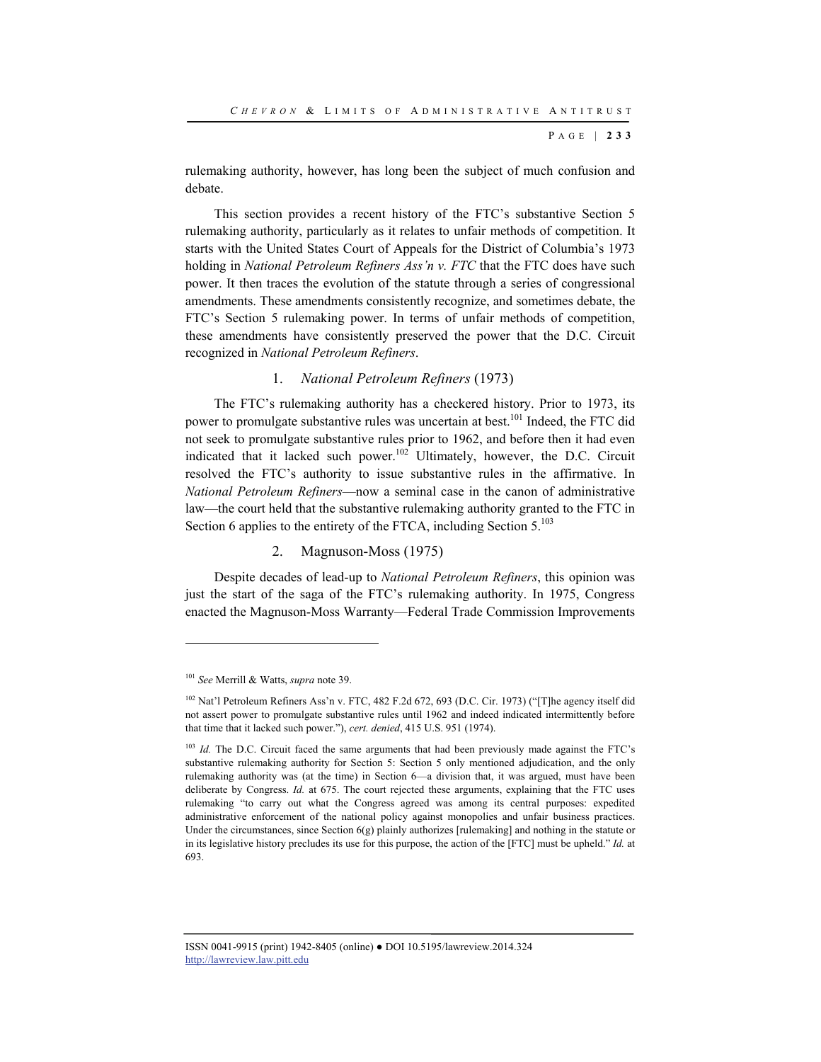rulemaking authority, however, has long been the subject of much confusion and debate.

This section provides a recent history of the FTC's substantive Section 5 rulemaking authority, particularly as it relates to unfair methods of competition. It starts with the United States Court of Appeals for the District of Columbia's 1973 holding in *National Petroleum Refiners Ass'n v. FTC* that the FTC does have such power. It then traces the evolution of the statute through a series of congressional amendments. These amendments consistently recognize, and sometimes debate, the FTC's Section 5 rulemaking power. In terms of unfair methods of competition, these amendments have consistently preserved the power that the D.C. Circuit recognized in *National Petroleum Refiners*.

### 1. *National Petroleum Refiners* (1973)

The FTC's rulemaking authority has a checkered history. Prior to 1973, its power to promulgate substantive rules was uncertain at best.[101] Indeed, the FTC did not seek to promulgate substantive rules prior to 1962, and before then it had even indicated that it lacked such power.[102] Ultimately, however, the D.C. Circuit resolved the FTC's authority to issue substantive rules in the affirmative. In *National Petroleum Refiners*—now a seminal case in the canon of administrative law—the court held that the substantive rulemaking authority granted to the FTC in Section 6 applies to the entirety of the FTCA, including Section 5.[103]

### 2. Magnuson-Moss (1975)

Despite decades of lead-up to *National Petroleum Refiners*, this opinion was just the start of the saga of the FTC's rulemaking authority. In 1975, Congress enacted the Magnuson-Moss Warranty—Federal Trade Commission Improvements

---

[101] *See* Merrill & Watts, *supra* note 39.

[102] Nat'l Petroleum Refiners Ass'n v. FTC, 482 F.2d 672, 693 (D.C. Cir. 1973) ("[T]he agency itself did not assert power to promulgate substantive rules until 1962 and indeed indicated intermittently before that time that it lacked such power."), *cert. denied*, 415 U.S. 951 (1974).

[103] *Id.* The D.C. Circuit faced the same arguments that had been previously made against the FTC's substantive rulemaking authority for Section 5: Section 5 only mentioned adjudication, and the only rulemaking authority was (at the time) in Section 6—a division that, it was argued, must have been deliberate by Congress. *Id.* at 675. The court rejected these arguments, explaining that the FTC uses rulemaking "to carry out what the Congress agreed was among its central purposes: expedited administrative enforcement of the national policy against monopolies and unfair business practices. Under the circumstances, since Section 6(g) plainly authorizes [rulemaking] and nothing in the statute or in its legislative history precludes its use for this purpose, the action of the [FTC] must be upheld." *Id.* at 693.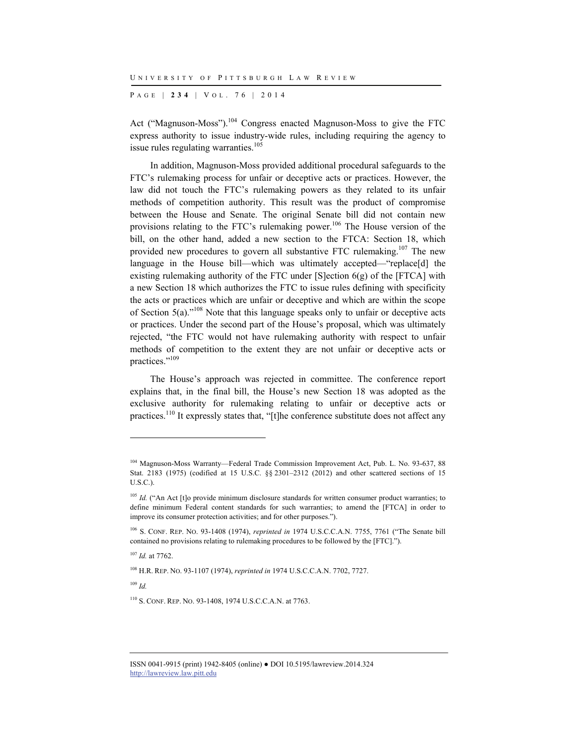Act ("Magnuson-Moss").[104] Congress enacted Magnuson-Moss to give the FTC express authority to issue industry-wide rules, including requiring the agency to issue rules regulating warranties.[105]

In addition, Magnuson-Moss provided additional procedural safeguards to the FTC's rulemaking process for unfair or deceptive acts or practices. However, the law did not touch the FTC's rulemaking powers as they related to its unfair methods of competition authority. This result was the product of compromise between the House and Senate. The original Senate bill did not contain new provisions relating to the FTC's rulemaking power.[106] The House version of the bill, on the other hand, added a new section to the FTCA: Section 18, which provided new procedures to govern all substantive FTC rulemaking.[107] The new language in the House bill—which was ultimately accepted—"replace[d] the existing rulemaking authority of the FTC under [S]ection 6(g) of the [FTCA] with a new Section 18 which authorizes the FTC to issue rules defining with specificity the acts or practices which are unfair or deceptive and which are within the scope of Section 5(a)."[108] Note that this language speaks only to unfair or deceptive acts or practices. Under the second part of the House's proposal, which was ultimately rejected, "the FTC would not have rulemaking authority with respect to unfair methods of competition to the extent they are not unfair or deceptive acts or practices."[109]

The House's approach was rejected in committee. The conference report explains that, in the final bill, the House's new Section 18 was adopted as the exclusive authority for rulemaking relating to unfair or deceptive acts or practices.[110] It expressly states that, "[t]he conference substitute does not affect any

---

[104] Magnuson-Moss Warranty—Federal Trade Commission Improvement Act, Pub. L. No. 93-637, 88 Stat. 2183 (1975) (codified at 15 U.S.C. §§ 2301–2312 (2012) and other scattered sections of 15 U.S.C.).

[105] *Id.* ("An Act [t]o provide minimum disclosure standards for written consumer product warranties; to define minimum Federal content standards for such warranties; to amend the [FTCA] in order to improve its consumer protection activities; and for other purposes.").

[106] S. CONF. REP. NO. 93-1408 (1974), *reprinted in* 1974 U.S.C.C.A.N. 7755, 7761 ("The Senate bill contained no provisions relating to rulemaking procedures to be followed by the [FTC].").

[107] *Id.* at 7762.

[108] H.R. REP. NO. 93-1107 (1974), *reprinted in* 1974 U.S.C.C.A.N. 7702, 7727.

[109] *Id.*

[110] S. CONF. REP. NO. 93-1408, 1974 U.S.C.C.A.N. at 7763.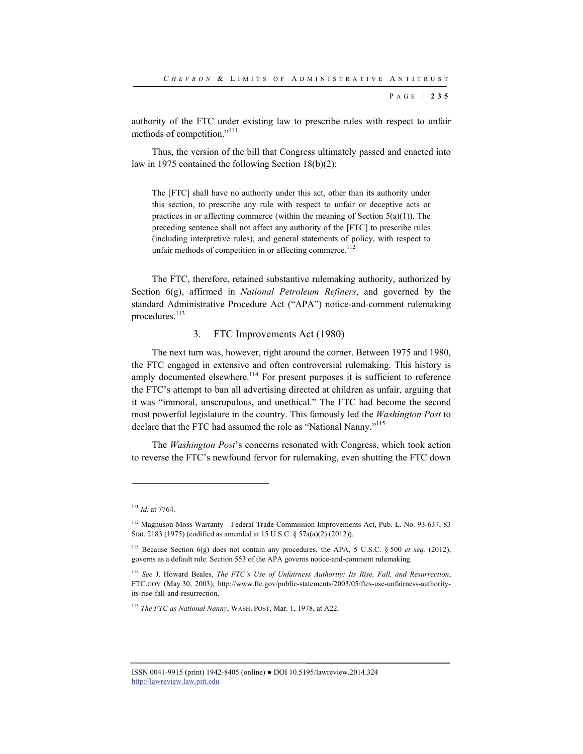authority of the FTC under existing law to prescribe rules with respect to unfair methods of competition."[111]

Thus, the version of the bill that Congress ultimately passed and enacted into law in 1975 contained the following Section 18(b)(2):

> The [FTC] shall have no authority under this act, other than its authority under this section, to prescribe any rule with respect to unfair or deceptive acts or practices in or affecting commerce (within the meaning of Section 5(a)(1)). The preceding sentence shall not affect any authority of the [FTC] to prescribe rules (including interpretive rules), and general statements of policy, with respect to unfair methods of competition in or affecting commerce.[112]

The FTC, therefore, retained substantive rulemaking authority, authorized by Section 6(g), affirmed in *National Petroleum Refiners*, and governed by the standard Administrative Procedure Act ("APA") notice-and-comment rulemaking procedures.[113]

### 3. FTC Improvements Act (1980)

The next turn was, however, right around the corner. Between 1975 and 1980, the FTC engaged in extensive and often controversial rulemaking. This history is amply documented elsewhere.[114] For present purposes it is sufficient to reference the FTC's attempt to ban all advertising directed at children as unfair, arguing that it was "immoral, unscrupulous, and unethical." The FTC had become the second most powerful legislature in the country. This famously led the *Washington Post* to declare that the FTC had assumed the role as "National Nanny."[115]

The *Washington Post*'s concerns resonated with Congress, which took action to reverse the FTC's newfound fervor for rulemaking, even shutting the FTC down

---

[111] *Id.* at 7764.

[112] Magnuson-Moss Warranty—Federal Trade Commission Improvements Act, Pub. L. No. 93-637, 83 Stat. 2183 (1975) (codified as amended at 15 U.S.C. § 57a(a)(2) (2012)).

[113] Because Section 6(g) does not contain any procedures, the APA, 5 U.S.C. § 500 *et seq.* (2012), governs as a default rule. Section 553 of the APA governs notice-and-comment rulemaking.

[114] *See* J. Howard Beales, *The FTC's Use of Unfairness Authority: Its Rise, Fall, and Resurrection*, FTC.GOV (May 30, 2003), http://www.ftc.gov/public-statements/2003/05/ftcs-use-unfairness-authority-its-rise-fall-and-resurrection.

[115] *The FTC as National Nanny*, WASH. POST, Mar. 1, 1978, at A22.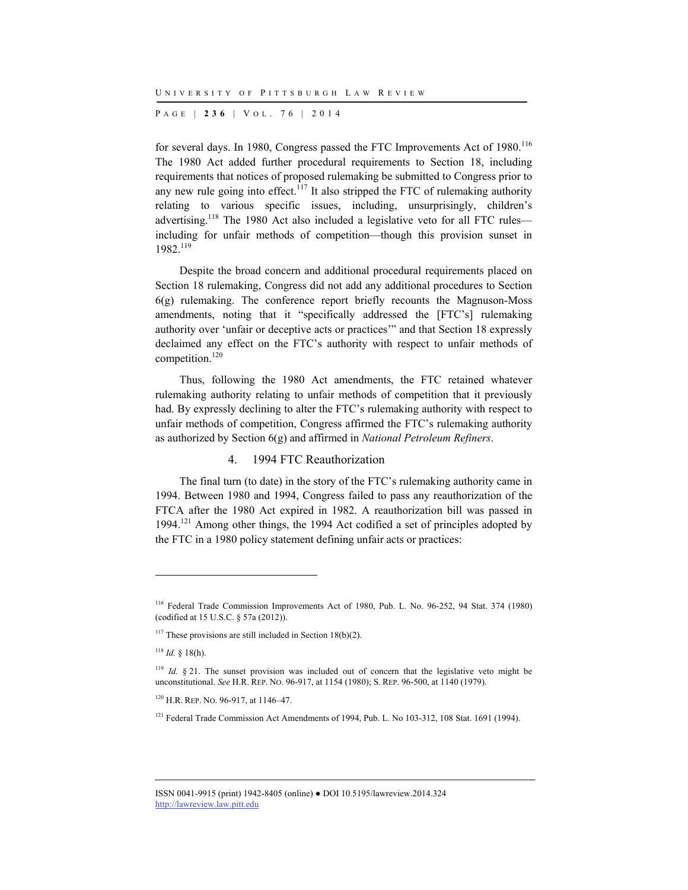for several days. In 1980, Congress passed the FTC Improvements Act of 1980.[116] The 1980 Act added further procedural requirements to Section 18, including requirements that notices of proposed rulemaking be submitted to Congress prior to any new rule going into effect.[117] It also stripped the FTC of rulemaking authority relating to various specific issues, including, unsurprisingly, children's advertising.[118] The 1980 Act also included a legislative veto for all FTC rules—including for unfair methods of competition—though this provision sunset in 1982.[119]

Despite the broad concern and additional procedural requirements placed on Section 18 rulemaking, Congress did not add any additional procedures to Section 6(g) rulemaking. The conference report briefly recounts the Magnuson-Moss amendments, noting that it "specifically addressed the [FTC's] rulemaking authority over 'unfair or deceptive acts or practices'" and that Section 18 expressly declaimed any effect on the FTC's authority with respect to unfair methods of competition.[120]

Thus, following the 1980 Act amendments, the FTC retained whatever rulemaking authority relating to unfair methods of competition that it previously had. By expressly declining to alter the FTC's rulemaking authority with respect to unfair methods of competition, Congress affirmed the FTC's rulemaking authority as authorized by Section 6(g) and affirmed in *National Petroleum Refiners*.

#### 4. 1994 FTC Reauthorization

The final turn (to date) in the story of the FTC's rulemaking authority came in 1994. Between 1980 and 1994, Congress failed to pass any reauthorization of the FTCA after the 1980 Act expired in 1982. A reauthorization bill was passed in 1994.[121] Among other things, the 1994 Act codified a set of principles adopted by the FTC in a 1980 policy statement defining unfair acts or practices:

---

[116] Federal Trade Commission Improvements Act of 1980, Pub. L. No. 96-252, 94 Stat. 374 (1980) (codified at 15 U.S.C. § 57a (2012)).

[117] These provisions are still included in Section 18(b)(2).

[118] *Id.* § 18(h).

[119] *Id.* § 21. The sunset provision was included out of concern that the legislative veto might be unconstitutional. *See* H.R. REP. NO. 96-917, at 1154 (1980); S. REP. 96-500, at 1140 (1979).

[120] H.R. REP. NO. 96-917, at 1146–47.

[121] Federal Trade Commission Act Amendments of 1994, Pub. L. No 103-312, 108 Stat. 1691 (1994).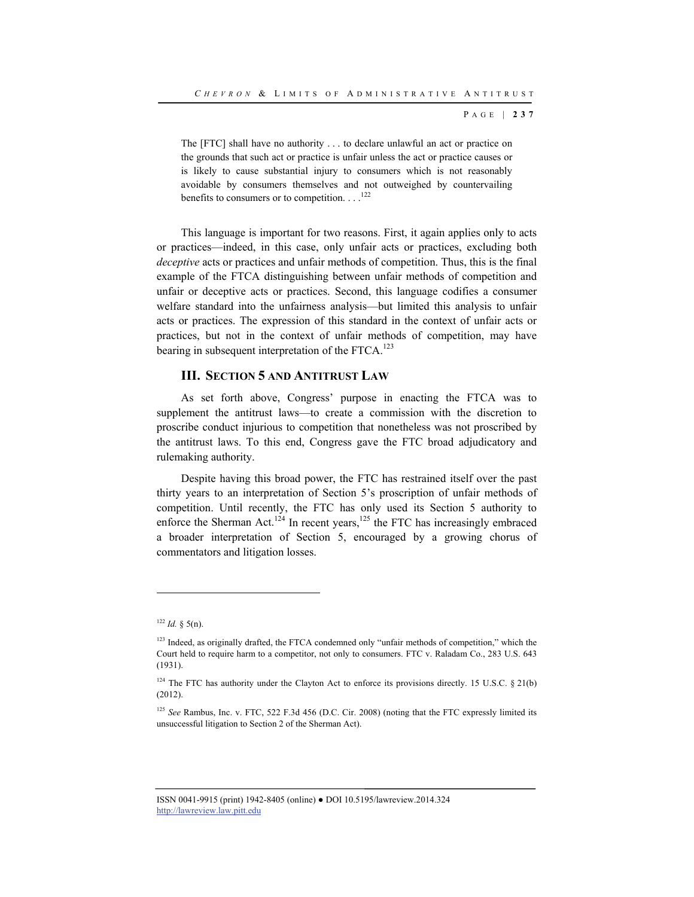> The [FTC] shall have no authority . . . to declare unlawful an act or practice on the grounds that such act or practice is unfair unless the act or practice causes or is likely to cause substantial injury to consumers which is not reasonably avoidable by consumers themselves and not outweighed by countervailing benefits to consumers or to competition. . . .[122]

This language is important for two reasons. First, it again applies only to acts or practices—indeed, in this case, only unfair acts or practices, excluding both *deceptive* acts or practices and unfair methods of competition. Thus, this is the final example of the FTCA distinguishing between unfair methods of competition and unfair or deceptive acts or practices. Second, this language codifies a consumer welfare standard into the unfairness analysis—but limited this analysis to unfair acts or practices. The expression of this standard in the context of unfair acts or practices, but not in the context of unfair methods of competition, may have bearing in subsequent interpretation of the FTCA.[123]

## III. Section 5 and Antitrust Law

As set forth above, Congress' purpose in enacting the FTCA was to supplement the antitrust laws—to create a commission with the discretion to proscribe conduct injurious to competition that nonetheless was not proscribed by the antitrust laws. To this end, Congress gave the FTC broad adjudicatory and rulemaking authority.

Despite having this broad power, the FTC has restrained itself over the past thirty years to an interpretation of Section 5's proscription of unfair methods of competition. Until recently, the FTC has only used its Section 5 authority to enforce the Sherman Act.[124] In recent years,[125] the FTC has increasingly embraced a broader interpretation of Section 5, encouraged by a growing chorus of commentators and litigation losses.

---

[122] *Id.* § 5(n).

[123] Indeed, as originally drafted, the FTCA condemned only "unfair methods of competition," which the Court held to require harm to a competitor, not only to consumers. FTC v. Raladam Co., 283 U.S. 643 (1931).

[124] The FTC has authority under the Clayton Act to enforce its provisions directly. 15 U.S.C. § 21(b) (2012).

[125] *See* Rambus, Inc. v. FTC, 522 F.3d 456 (D.C. Cir. 2008) (noting that the FTC expressly limited its unsuccessful litigation to Section 2 of the Sherman Act).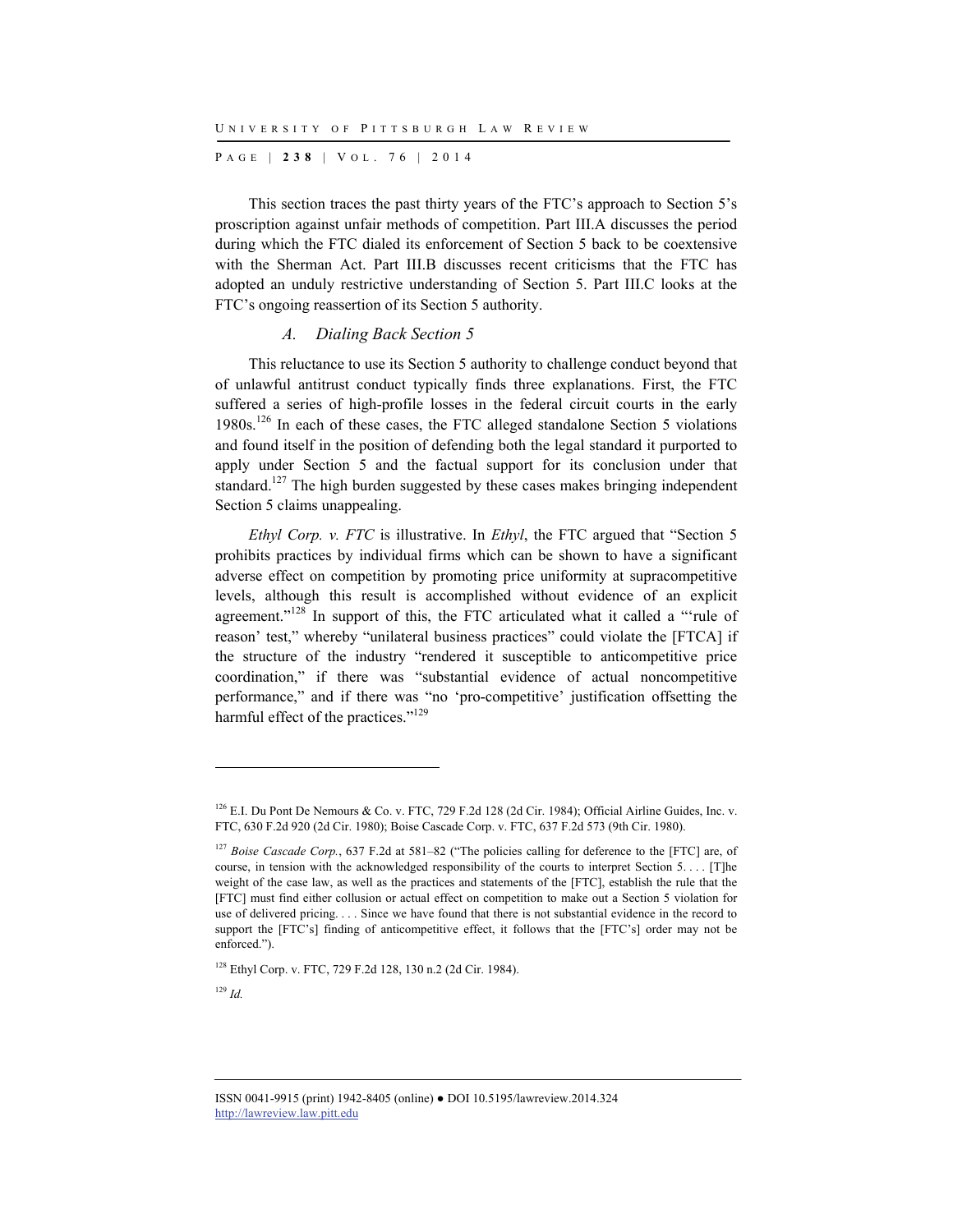This section traces the past thirty years of the FTC's approach to Section 5's proscription against unfair methods of competition. Part III.A discusses the period during which the FTC dialed its enforcement of Section 5 back to be coextensive with the Sherman Act. Part III.B discusses recent criticisms that the FTC has adopted an unduly restrictive understanding of Section 5. Part III.C looks at the FTC's ongoing reassertion of its Section 5 authority.

### *A. Dialing Back Section 5*

This reluctance to use its Section 5 authority to challenge conduct beyond that of unlawful antitrust conduct typically finds three explanations. First, the FTC suffered a series of high-profile losses in the federal circuit courts in the early 1980s.[126] In each of these cases, the FTC alleged standalone Section 5 violations and found itself in the position of defending both the legal standard it purported to apply under Section 5 and the factual support for its conclusion under that standard.[127] The high burden suggested by these cases makes bringing independent Section 5 claims unappealing.

*Ethyl Corp. v. FTC* is illustrative. In *Ethyl*, the FTC argued that "Section 5 prohibits practices by individual firms which can be shown to have a significant adverse effect on competition by promoting price uniformity at supracompetitive levels, although this result is accomplished without evidence of an explicit agreement."[128] In support of this, the FTC articulated what it called a "'rule of reason' test," whereby "unilateral business practices" could violate the [FTCA] if the structure of the industry "rendered it susceptible to anticompetitive price coordination," if there was "substantial evidence of actual noncompetitive performance," and if there was "no 'pro-competitive' justification offsetting the harmful effect of the practices."[129]

---

[126] E.I. Du Pont De Nemours & Co. v. FTC, 729 F.2d 128 (2d Cir. 1984); Official Airline Guides, Inc. v. FTC, 630 F.2d 920 (2d Cir. 1980); Boise Cascade Corp. v. FTC, 637 F.2d 573 (9th Cir. 1980).

[127] *Boise Cascade Corp.*, 637 F.2d at 581–82 ("The policies calling for deference to the [FTC] are, of course, in tension with the acknowledged responsibility of the courts to interpret Section 5. . . . [T]he weight of the case law, as well as the practices and statements of the [FTC], establish the rule that the [FTC] must find either collusion or actual effect on competition to make out a Section 5 violation for use of delivered pricing. . . . Since we have found that there is not substantial evidence in the record to support the [FTC's] finding of anticompetitive effect, it follows that the [FTC's] order may not be enforced.").

[128] Ethyl Corp. v. FTC, 729 F.2d 128, 130 n.2 (2d Cir. 1984).

[129] *Id.*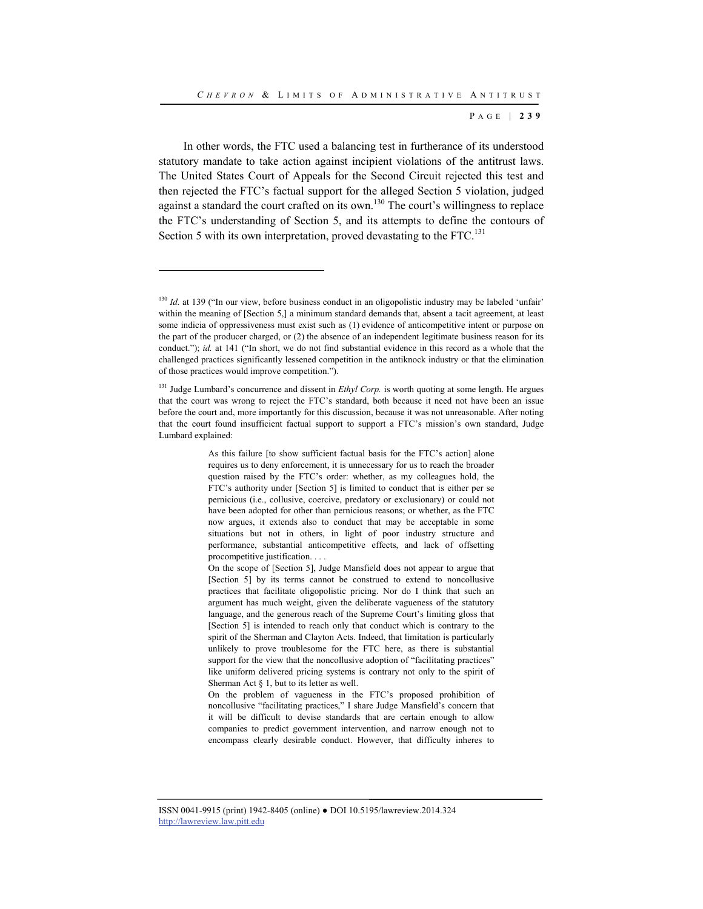In other words, the FTC used a balancing test in furtherance of its understood statutory mandate to take action against incipient violations of the antitrust laws. The United States Court of Appeals for the Second Circuit rejected this test and then rejected the FTC's factual support for the alleged Section 5 violation, judged against a standard the court crafted on its own.[130] The court's willingness to replace the FTC's understanding of Section 5, and its attempts to define the contours of Section 5 with its own interpretation, proved devastating to the FTC.[131]

---

[130] *Id.* at 139 ("In our view, before business conduct in an oligopolistic industry may be labeled 'unfair' within the meaning of [Section 5,] a minimum standard demands that, absent a tacit agreement, at least some indicia of oppressiveness must exist such as (1) evidence of anticompetitive intent or purpose on the part of the producer charged, or (2) the absence of an independent legitimate business reason for its conduct."); *id.* at 141 ("In short, we do not find substantial evidence in this record as a whole that the challenged practices significantly lessened competition in the antiknock industry or that the elimination of those practices would improve competition.").

[131] Judge Lumbard's concurrence and dissent in *Ethyl Corp.* is worth quoting at some length. He argues that the court was wrong to reject the FTC's standard, both because it need not have been an issue before the court and, more importantly for this discussion, because it was not unreasonable. After noting that the court found insufficient factual support to support a FTC's mission's own standard, Judge Lumbard explained:

> As this failure [to show sufficient factual basis for the FTC's action] alone requires us to deny enforcement, it is unnecessary for us to reach the broader question raised by the FTC's order: whether, as my colleagues hold, the FTC's authority under [Section 5] is limited to conduct that is either per se pernicious (i.e., collusive, coercive, predatory or exclusionary) or could not have been adopted for other than pernicious reasons; or whether, as the FTC now argues, it extends also to conduct that may be acceptable in some situations but not in others, in light of poor industry structure and performance, substantial anticompetitive effects, and lack of offsetting procompetitive justification. . . .
>
> On the scope of [Section 5], Judge Mansfield does not appear to argue that [Section 5] by its terms cannot be construed to extend to noncollusive practices that facilitate oligopolistic pricing. Nor do I think that such an argument has much weight, given the deliberate vagueness of the statutory language, and the generous reach of the Supreme Court's limiting gloss that [Section 5] is intended to reach only that conduct which is contrary to the spirit of the Sherman and Clayton Acts. Indeed, that limitation is particularly unlikely to prove troublesome for the FTC here, as there is substantial support for the view that the noncollusive adoption of "facilitating practices" like uniform delivered pricing systems is contrary not only to the spirit of Sherman Act § 1, but to its letter as well.
>
> On the problem of vagueness in the FTC's proposed prohibition of noncollusive "facilitating practices," I share Judge Mansfield's concern that it will be difficult to devise standards that are certain enough to allow companies to predict government intervention, and narrow enough not to encompass clearly desirable conduct. However, that difficulty inheres to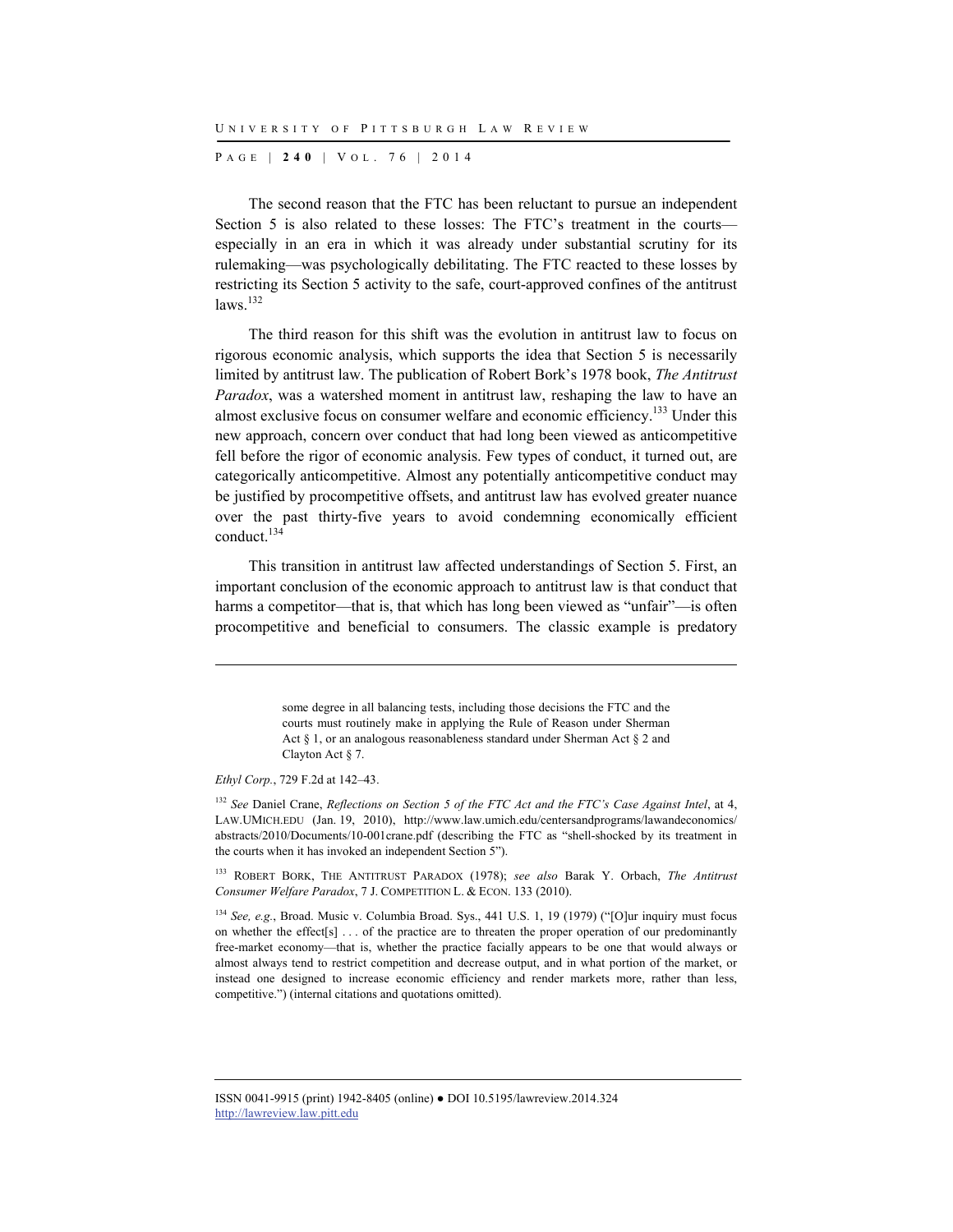The second reason that the FTC has been reluctant to pursue an independent Section 5 is also related to these losses: The FTC's treatment in the courts—especially in an era in which it was already under substantial scrutiny for its rulemaking—was psychologically debilitating. The FTC reacted to these losses by restricting its Section 5 activity to the safe, court-approved confines of the antitrust laws.[132]

The third reason for this shift was the evolution in antitrust law to focus on rigorous economic analysis, which supports the idea that Section 5 is necessarily limited by antitrust law. The publication of Robert Bork's 1978 book, *The Antitrust Paradox*, was a watershed moment in antitrust law, reshaping the law to have an almost exclusive focus on consumer welfare and economic efficiency.[133] Under this new approach, concern over conduct that had long been viewed as anticompetitive fell before the rigor of economic analysis. Few types of conduct, it turned out, are categorically anticompetitive. Almost any potentially anticompetitive conduct may be justified by procompetitive offsets, and antitrust law has evolved greater nuance over the past thirty-five years to avoid condemning economically efficient conduct.[134]

This transition in antitrust law affected understandings of Section 5. First, an important conclusion of the economic approach to antitrust law is that conduct that harms a competitor—that is, that which has long been viewed as "unfair"—is often procompetitive and beneficial to consumers. The classic example is predatory

---

> some degree in all balancing tests, including those decisions the FTC and the courts must routinely make in applying the Rule of Reason under Sherman Act § 1, or an analogous reasonableness standard under Sherman Act § 2 and Clayton Act § 7.

*Ethyl Corp.*, 729 F.2d at 142–43.

[132] *See* Daniel Crane, *Reflections on Section 5 of the FTC Act and the FTC's Case Against Intel*, at 4, LAW.UMICH.EDU (Jan. 19, 2010), http://www.law.umich.edu/centersandprograms/lawandeconomics/abstracts/2010/Documents/10-001crane.pdf (describing the FTC as "shell-shocked by its treatment in the courts when it has invoked an independent Section 5").

[133] ROBERT BORK, THE ANTITRUST PARADOX (1978); *see also* Barak Y. Orbach, *The Antitrust Consumer Welfare Paradox*, 7 J. COMPETITION L. & ECON. 133 (2010).

[134] *See, e.g.*, Broad. Music v. Columbia Broad. Sys., 441 U.S. 1, 19 (1979) ("[O]ur inquiry must focus on whether the effect[s] . . . of the practice are to threaten the proper operation of our predominantly free-market economy—that is, whether the practice facially appears to be one that would always or almost always tend to restrict competition and decrease output, and in what portion of the market, or instead one designed to increase economic efficiency and render markets more, rather than less, competitive.") (internal citations and quotations omitted).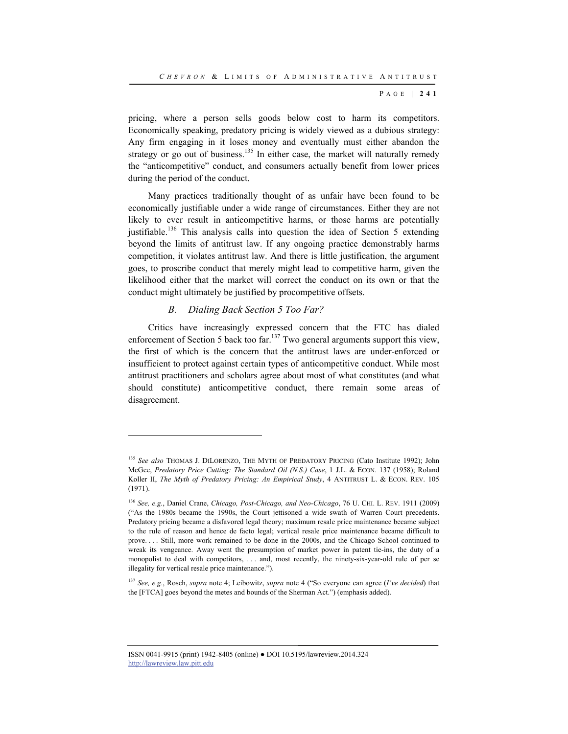pricing, where a person sells goods below cost to harm its competitors. Economically speaking, predatory pricing is widely viewed as a dubious strategy: Any firm engaging in it loses money and eventually must either abandon the strategy or go out of business.[135] In either case, the market will naturally remedy the "anticompetitive" conduct, and consumers actually benefit from lower prices during the period of the conduct.

Many practices traditionally thought of as unfair have been found to be economically justifiable under a wide range of circumstances. Either they are not likely to ever result in anticompetitive harms, or those harms are potentially justifiable.[136] This analysis calls into question the idea of Section 5 extending beyond the limits of antitrust law. If any ongoing practice demonstrably harms competition, it violates antitrust law. And there is little justification, the argument goes, to proscribe conduct that merely might lead to competitive harm, given the likelihood either that the market will correct the conduct on its own or that the conduct might ultimately be justified by procompetitive offsets.

### *B. Dialing Back Section 5 Too Far?*

Critics have increasingly expressed concern that the FTC has dialed enforcement of Section 5 back too far.[137] Two general arguments support this view, the first of which is the concern that the antitrust laws are under-enforced or insufficient to protect against certain types of anticompetitive conduct. While most antitrust practitioners and scholars agree about most of what constitutes (and what should constitute) anticompetitive conduct, there remain some areas of disagreement.

---

[135] *See also* THOMAS J. DILORENZO, THE MYTH OF PREDATORY PRICING (Cato Institute 1992); John McGee, *Predatory Price Cutting: The Standard Oil (N.S.) Case*, 1 J.L. & ECON. 137 (1958); Roland Koller II, *The Myth of Predatory Pricing: An Empirical Study*, 4 ANTITRUST L. & ECON. REV. 105 (1971).

[136] *See, e.g.*, Daniel Crane, *Chicago, Post-Chicago, and Neo-Chicago*, 76 U. CHI. L. REV. 1911 (2009) ("As the 1980s became the 1990s, the Court jettisoned a wide swath of Warren Court precedents. Predatory pricing became a disfavored legal theory; maximum resale price maintenance became subject to the rule of reason and hence de facto legal; vertical resale price maintenance became difficult to prove. . . . Still, more work remained to be done in the 2000s, and the Chicago School continued to wreak its vengeance. Away went the presumption of market power in patent tie-ins, the duty of a monopolist to deal with competitors, . . . and, most recently, the ninety-six-year-old rule of per se illegality for vertical resale price maintenance.").

[137] *See, e.g.*, Rosch, *supra* note 4; Leibowitz, *supra* note 4 ("So everyone can agree (*I've decided*) that the [FTCA] goes beyond the metes and bounds of the Sherman Act.") (emphasis added).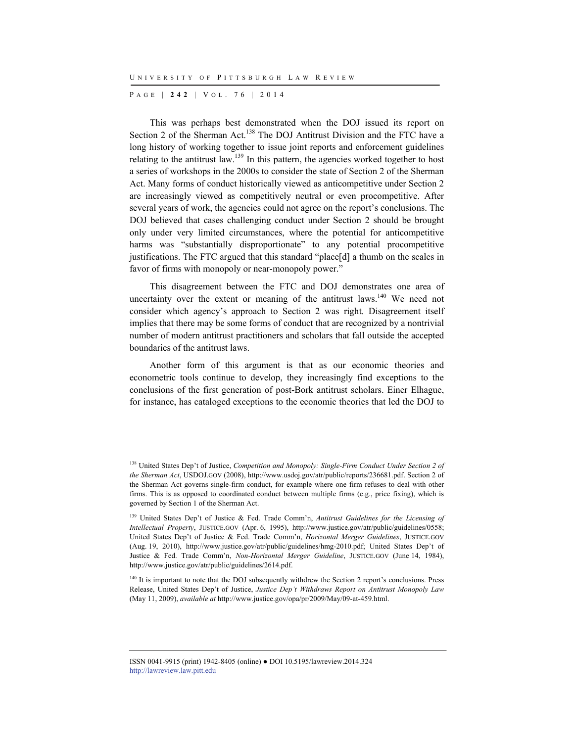This was perhaps best demonstrated when the DOJ issued its report on Section 2 of the Sherman Act.[138] The DOJ Antitrust Division and the FTC have a long history of working together to issue joint reports and enforcement guidelines relating to the antitrust law.[139] In this pattern, the agencies worked together to host a series of workshops in the 2000s to consider the state of Section 2 of the Sherman Act. Many forms of conduct historically viewed as anticompetitive under Section 2 are increasingly viewed as competitively neutral or even procompetitive. After several years of work, the agencies could not agree on the report's conclusions. The DOJ believed that cases challenging conduct under Section 2 should be brought only under very limited circumstances, where the potential for anticompetitive harms was "substantially disproportionate" to any potential procompetitive justifications. The FTC argued that this standard "place[d] a thumb on the scales in favor of firms with monopoly or near-monopoly power."

This disagreement between the FTC and DOJ demonstrates one area of uncertainty over the extent or meaning of the antitrust laws.[140] We need not consider which agency's approach to Section 2 was right. Disagreement itself implies that there may be some forms of conduct that are recognized by a nontrivial number of modern antitrust practitioners and scholars that fall outside the accepted boundaries of the antitrust laws.

Another form of this argument is that as our economic theories and econometric tools continue to develop, they increasingly find exceptions to the conclusions of the first generation of post-Bork antitrust scholars. Einer Elhague, for instance, has cataloged exceptions to the economic theories that led the DOJ to

---

[138] United States Dep't of Justice, *Competition and Monopoly: Single-Firm Conduct Under Section 2 of the Sherman Act*, USDOJ.GOV (2008), http://www.usdoj.gov/atr/public/reports/236681.pdf. Section 2 of the Sherman Act governs single-firm conduct, for example where one firm refuses to deal with other firms. This is as opposed to coordinated conduct between multiple firms (e.g., price fixing), which is governed by Section 1 of the Sherman Act.

[139] United States Dep't of Justice & Fed. Trade Comm'n, *Antitrust Guidelines for the Licensing of Intellectual Property*, JUSTICE.GOV (Apr. 6, 1995), http://www.justice.gov/atr/public/guidelines/0558; United States Dep't of Justice & Fed. Trade Comm'n, *Horizontal Merger Guidelines*, JUSTICE.GOV (Aug. 19, 2010), http://www.justice.gov/atr/public/guidelines/hmg-2010.pdf; United States Dep't of Justice & Fed. Trade Comm'n, *Non-Horizontal Merger Guideline*, JUSTICE.GOV (June 14, 1984), http://www.justice.gov/atr/public/guidelines/2614.pdf.

[140] It is important to note that the DOJ subsequently withdrew the Section 2 report's conclusions. Press Release, United States Dep't of Justice, *Justice Dep't Withdraws Report on Antitrust Monopoly Law* (May 11, 2009), *available at* http://www.justice.gov/opa/pr/2009/May/09-at-459.html.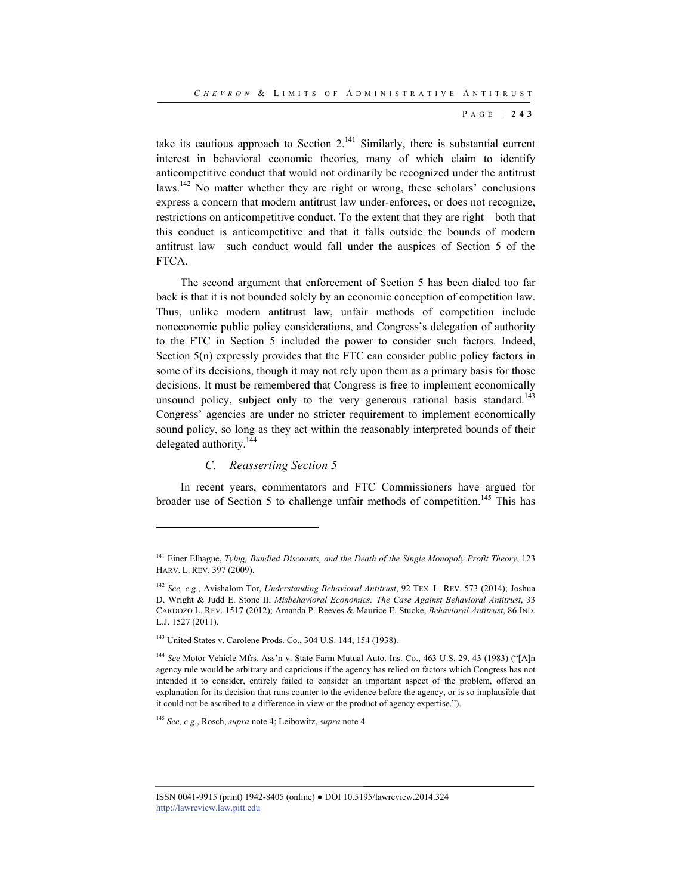take its cautious approach to Section 2.[141] Similarly, there is substantial current interest in behavioral economic theories, many of which claim to identify anticompetitive conduct that would not ordinarily be recognized under the antitrust laws.[142] No matter whether they are right or wrong, these scholars' conclusions express a concern that modern antitrust law under-enforces, or does not recognize, restrictions on anticompetitive conduct. To the extent that they are right—both that this conduct is anticompetitive and that it falls outside the bounds of modern antitrust law—such conduct would fall under the auspices of Section 5 of the FTCA.

The second argument that enforcement of Section 5 has been dialed too far back is that it is not bounded solely by an economic conception of competition law. Thus, unlike modern antitrust law, unfair methods of competition include noneconomic public policy considerations, and Congress's delegation of authority to the FTC in Section 5 included the power to consider such factors. Indeed, Section 5(n) expressly provides that the FTC can consider public policy factors in some of its decisions, though it may not rely upon them as a primary basis for those decisions. It must be remembered that Congress is free to implement economically unsound policy, subject only to the very generous rational basis standard.[143] Congress' agencies are under no stricter requirement to implement economically sound policy, so long as they act within the reasonably interpreted bounds of their delegated authority.[144]

### *C. Reasserting Section 5*

In recent years, commentators and FTC Commissioners have argued for broader use of Section 5 to challenge unfair methods of competition.[145] This has

---

[141] Einer Elhague, *Tying, Bundled Discounts, and the Death of the Single Monopoly Profit Theory*, 123 HARV. L. REV. 397 (2009).

[142] *See, e.g.*, Avishalom Tor, *Understanding Behavioral Antitrust*, 92 TEX. L. REV. 573 (2014); Joshua D. Wright & Judd E. Stone II, *Misbehavioral Economics: The Case Against Behavioral Antitrust*, 33 CARDOZO L. REV. 1517 (2012); Amanda P. Reeves & Maurice E. Stucke, *Behavioral Antitrust*, 86 IND. L.J. 1527 (2011).

[143] United States v. Carolene Prods. Co., 304 U.S. 144, 154 (1938).

[144] *See* Motor Vehicle Mfrs. Ass'n v. State Farm Mutual Auto. Ins. Co., 463 U.S. 29, 43 (1983) ("[A]n agency rule would be arbitrary and capricious if the agency has relied on factors which Congress has not intended it to consider, entirely failed to consider an important aspect of the problem, offered an explanation for its decision that runs counter to the evidence before the agency, or is so implausible that it could not be ascribed to a difference in view or the product of agency expertise.").

[145] *See, e.g.*, Rosch, *supra* note 4; Leibowitz, *supra* note 4.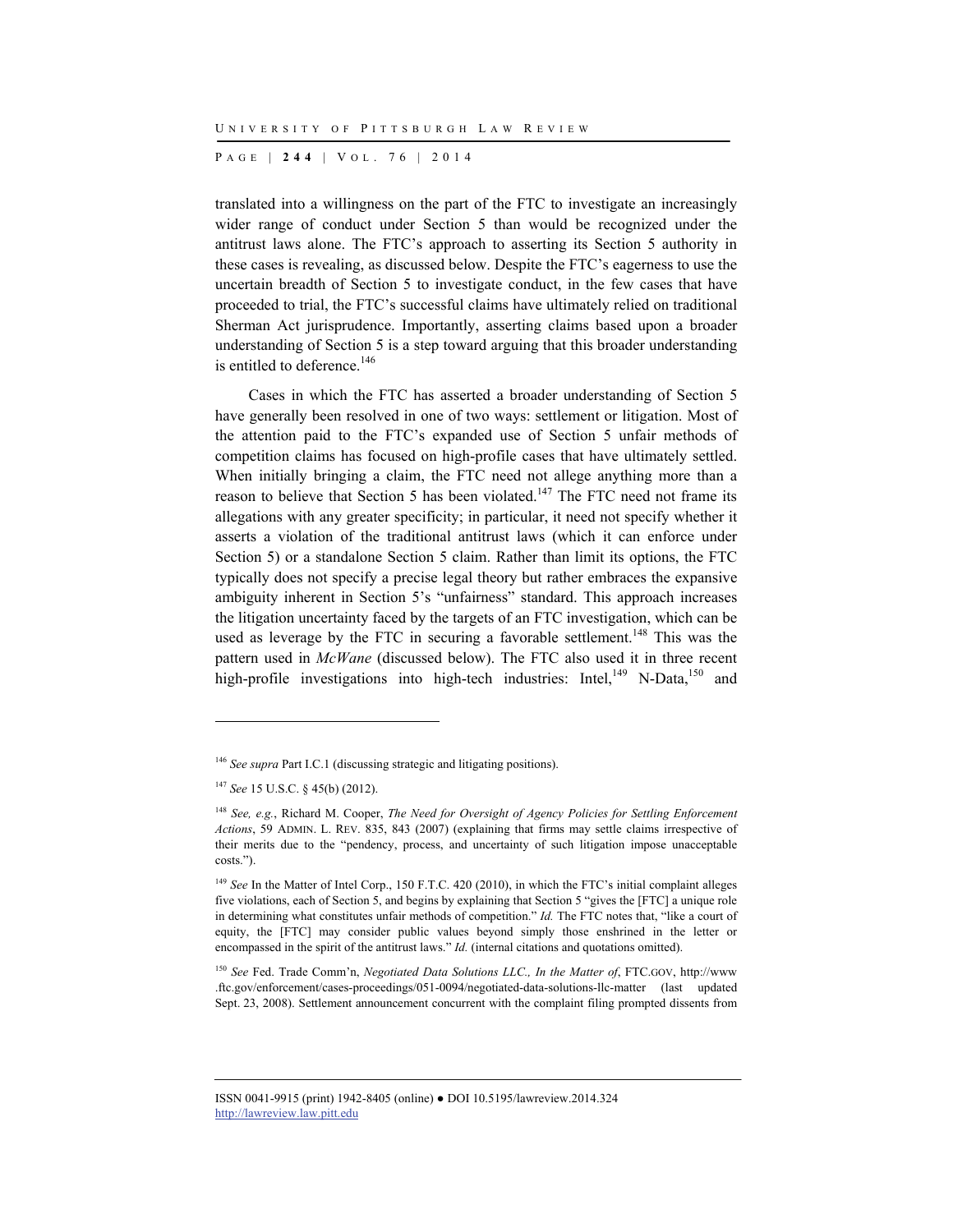translated into a willingness on the part of the FTC to investigate an increasingly wider range of conduct under Section 5 than would be recognized under the antitrust laws alone. The FTC's approach to asserting its Section 5 authority in these cases is revealing, as discussed below. Despite the FTC's eagerness to use the uncertain breadth of Section 5 to investigate conduct, in the few cases that have proceeded to trial, the FTC's successful claims have ultimately relied on traditional Sherman Act jurisprudence. Importantly, asserting claims based upon a broader understanding of Section 5 is a step toward arguing that this broader understanding is entitled to deference.[146]

Cases in which the FTC has asserted a broader understanding of Section 5 have generally been resolved in one of two ways: settlement or litigation. Most of the attention paid to the FTC's expanded use of Section 5 unfair methods of competition claims has focused on high-profile cases that have ultimately settled. When initially bringing a claim, the FTC need not allege anything more than a reason to believe that Section 5 has been violated.[147] The FTC need not frame its allegations with any greater specificity; in particular, it need not specify whether it asserts a violation of the traditional antitrust laws (which it can enforce under Section 5) or a standalone Section 5 claim. Rather than limit its options, the FTC typically does not specify a precise legal theory but rather embraces the expansive ambiguity inherent in Section 5's "unfairness" standard. This approach increases the litigation uncertainty faced by the targets of an FTC investigation, which can be used as leverage by the FTC in securing a favorable settlement.[148] This was the pattern used in *McWane* (discussed below). The FTC also used it in three recent high-profile investigations into high-tech industries: Intel,[149] N-Data,[150] and

---

[146] *See supra* Part I.C.1 (discussing strategic and litigating positions).

[147] *See* 15 U.S.C. § 45(b) (2012).

[148] *See, e.g.*, Richard M. Cooper, *The Need for Oversight of Agency Policies for Settling Enforcement Actions*, 59 ADMIN. L. REV. 835, 843 (2007) (explaining that firms may settle claims irrespective of their merits due to the "pendency, process, and uncertainty of such litigation impose unacceptable costs.").

[149] *See* In the Matter of Intel Corp., 150 F.T.C. 420 (2010), in which the FTC's initial complaint alleges five violations, each of Section 5, and begins by explaining that Section 5 "gives the [FTC] a unique role in determining what constitutes unfair methods of competition." *Id.* The FTC notes that, "like a court of equity, the [FTC] may consider public values beyond simply those enshrined in the letter or encompassed in the spirit of the antitrust laws." *Id.* (internal citations and quotations omitted).

[150] *See* Fed. Trade Comm'n, *Negotiated Data Solutions LLC., In the Matter of*, FTC.GOV, http://www.ftc.gov/enforcement/cases-proceedings/051-0094/negotiated-data-solutions-llc-matter (last updated Sept. 23, 2008). Settlement announcement concurrent with the complaint filing prompted dissents from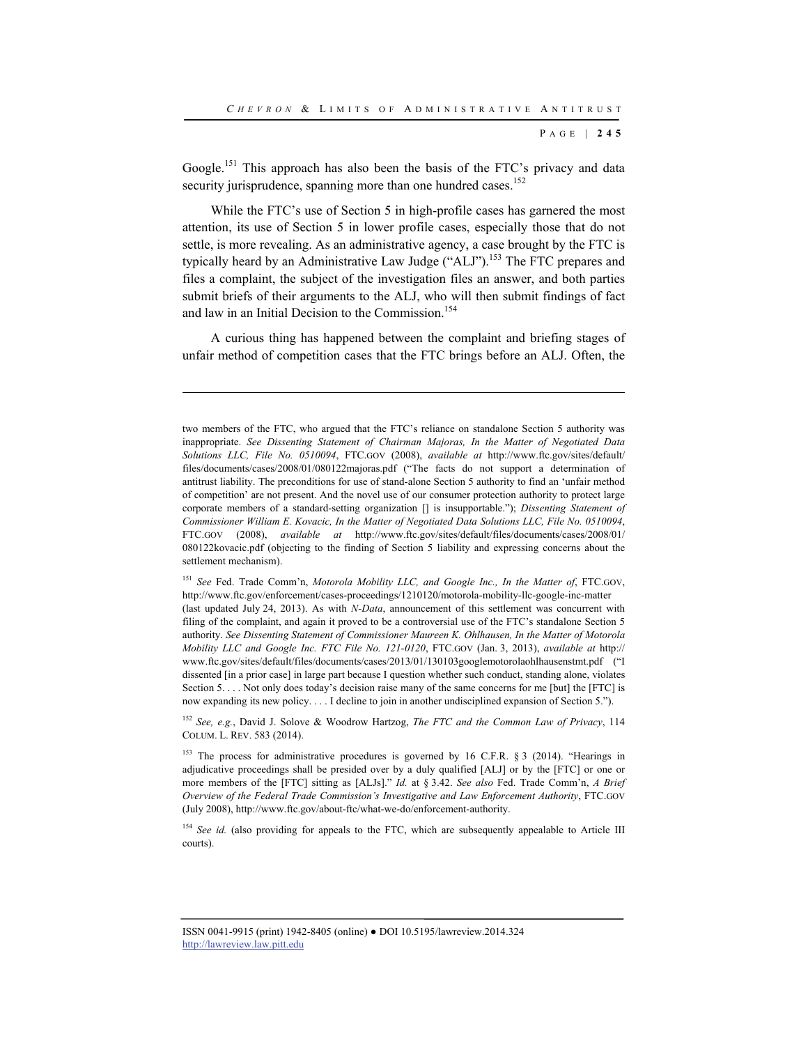Google.[151] This approach has also been the basis of the FTC's privacy and data security jurisprudence, spanning more than one hundred cases.[152]

While the FTC's use of Section 5 in high-profile cases has garnered the most attention, its use of Section 5 in lower profile cases, especially those that do not settle, is more revealing. As an administrative agency, a case brought by the FTC is typically heard by an Administrative Law Judge ("ALJ").[153] The FTC prepares and files a complaint, the subject of the investigation files an answer, and both parties submit briefs of their arguments to the ALJ, who will then submit findings of fact and law in an Initial Decision to the Commission.[154]

A curious thing has happened between the complaint and briefing stages of unfair method of competition cases that the FTC brings before an ALJ. Often, the

---

two members of the FTC, who argued that the FTC's reliance on standalone Section 5 authority was inappropriate. *See Dissenting Statement of Chairman Majoras, In the Matter of Negotiated Data Solutions LLC, File No. 0510094*, FTC.GOV (2008), *available at* http://www.ftc.gov/sites/default/files/documents/cases/2008/01/080122majoras.pdf ("The facts do not support a determination of antitrust liability. The preconditions for use of stand-alone Section 5 authority to find an 'unfair method of competition' are not present. And the novel use of our consumer protection authority to protect large corporate members of a standard-setting organization [] is insupportable."); *Dissenting Statement of Commissioner William E. Kovacic, In the Matter of Negotiated Data Solutions LLC, File No. 0510094*, FTC.GOV (2008), *available at* http://www.ftc.gov/sites/default/files/documents/cases/2008/01/080122kovacic.pdf (objecting to the finding of Section 5 liability and expressing concerns about the settlement mechanism).

[151] *See* Fed. Trade Comm'n, *Motorola Mobility LLC, and Google Inc., In the Matter of*, FTC.GOV, http://www.ftc.gov/enforcement/cases-proceedings/1210120/motorola-mobility-llc-google-inc-matter (last updated July 24, 2013). As with *N-Data*, announcement of this settlement was concurrent with filing of the complaint, and again it proved to be a controversial use of the FTC's standalone Section 5 authority. *See Dissenting Statement of Commissioner Maureen K. Ohlhausen, In the Matter of Motorola Mobility LLC and Google Inc. FTC File No. 121-0120*, FTC.GOV (Jan. 3, 2013), *available at* http://www.ftc.gov/sites/default/files/documents/cases/2013/01/130103googlemotorolaohlhausenstmt.pdf ("I dissented [in a prior case] in large part because I question whether such conduct, standing alone, violates Section 5. . . . Not only does today's decision raise many of the same concerns for me [but] the [FTC] is now expanding its new policy. . . . I decline to join in another undisciplined expansion of Section 5.").

[152] *See, e.g.*, David J. Solove & Woodrow Hartzog, *The FTC and the Common Law of Privacy*, 114 COLUM. L. REV. 583 (2014).

[153] The process for administrative procedures is governed by 16 C.F.R. § 3 (2014). "Hearings in adjudicative proceedings shall be presided over by a duly qualified [ALJ] or by the [FTC] or one or more members of the [FTC] sitting as [ALJs]." *Id.* at § 3.42. *See also* Fed. Trade Comm'n, *A Brief Overview of the Federal Trade Commission's Investigative and Law Enforcement Authority*, FTC.GOV (July 2008), http://www.ftc.gov/about-ftc/what-we-do/enforcement-authority.

[154] *See id.* (also providing for appeals to the FTC, which are subsequently appealable to Article III courts).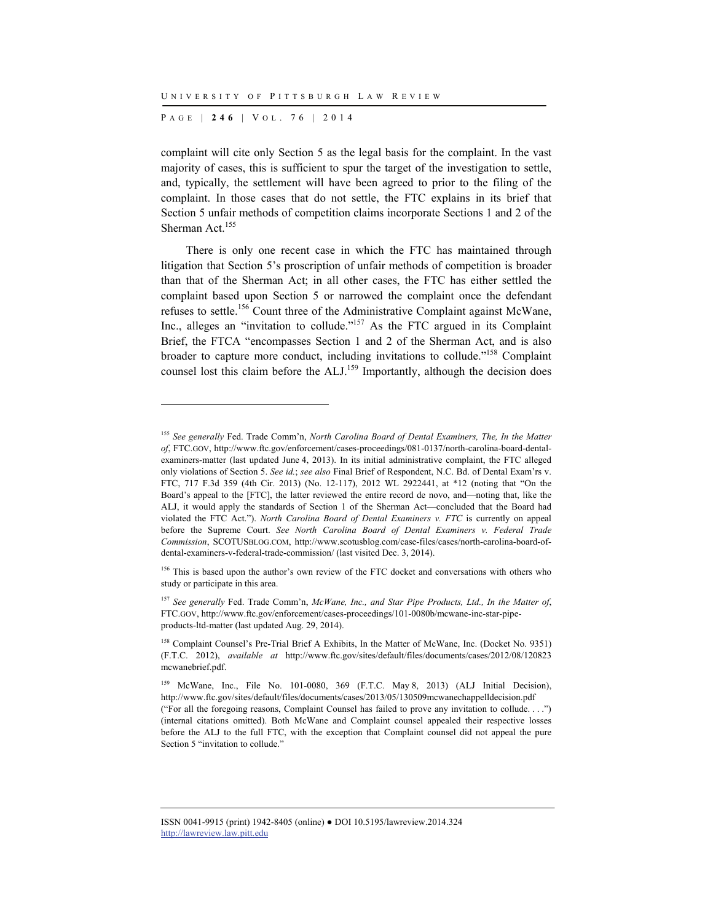complaint will cite only Section 5 as the legal basis for the complaint. In the vast majority of cases, this is sufficient to spur the target of the investigation to settle, and, typically, the settlement will have been agreed to prior to the filing of the complaint. In those cases that do not settle, the FTC explains in its brief that Section 5 unfair methods of competition claims incorporate Sections 1 and 2 of the Sherman Act.[155]

There is only one recent case in which the FTC has maintained through litigation that Section 5's proscription of unfair methods of competition is broader than that of the Sherman Act; in all other cases, the FTC has either settled the complaint based upon Section 5 or narrowed the complaint once the defendant refuses to settle.[156] Count three of the Administrative Complaint against McWane, Inc., alleges an "invitation to collude."[157] As the FTC argued in its Complaint Brief, the FTCA "encompasses Section 1 and 2 of the Sherman Act, and is also broader to capture more conduct, including invitations to collude."[158] Complaint counsel lost this claim before the ALJ.[159] Importantly, although the decision does

---

[155] *See generally* Fed. Trade Comm'n, *North Carolina Board of Dental Examiners, The, In the Matter of*, FTC.GOV, http://www.ftc.gov/enforcement/cases-proceedings/081-0137/north-carolina-board-dental-examiners-matter (last updated June 4, 2013). In its initial administrative complaint, the FTC alleged only violations of Section 5. *See id.*; *see also* Final Brief of Respondent, N.C. Bd. of Dental Exam'rs v. FTC, 717 F.3d 359 (4th Cir. 2013) (No. 12-117), 2012 WL 2922441, at *12 (noting that "On the Board's appeal to the [FTC], the latter reviewed the entire record de novo, and—noting that, like the ALJ, it would apply the standards of Section 1 of the Sherman Act—concluded that the Board had violated the FTC Act."). *North Carolina Board of Dental Examiners v. FTC* is currently on appeal before the Supreme Court. *See North Carolina Board of Dental Examiners v. Federal Trade Commission*, SCOTUSBLOG.COM, http://www.scotusblog.com/case-files/cases/north-carolina-board-of-dental-examiners-v-federal-trade-commission/ (last visited Dec. 3, 2014).

[156] This is based upon the author's own review of the FTC docket and conversations with others who study or participate in this area.

[157] *See generally* Fed. Trade Comm'n, *McWane, Inc., and Star Pipe Products, Ltd., In the Matter of*, FTC.GOV, http://www.ftc.gov/enforcement/cases-proceedings/101-0080b/mcwane-inc-star-pipe-products-ltd-matter (last updated Aug. 29, 2014).

[158] Complaint Counsel's Pre-Trial Brief A Exhibits, In the Matter of McWane, Inc. (Docket No. 9351) (F.T.C. 2012), *available at* http://www.ftc.gov/sites/default/files/documents/cases/2012/08/120823mcwanebrief.pdf.

[159] McWane, Inc., File No. 101-0080, 369 (F.T.C. May 8, 2013) (ALJ Initial Decision), http://www.ftc.gov/sites/default/files/documents/cases/2013/05/130509mcwanechappelldecision.pdf ("For all the foregoing reasons, Complaint Counsel has failed to prove any invitation to collude. . . .") (internal citations omitted). Both McWane and Complaint counsel appealed their respective losses before the ALJ to the full FTC, with the exception that Complaint counsel did not appeal the pure Section 5 "invitation to collude."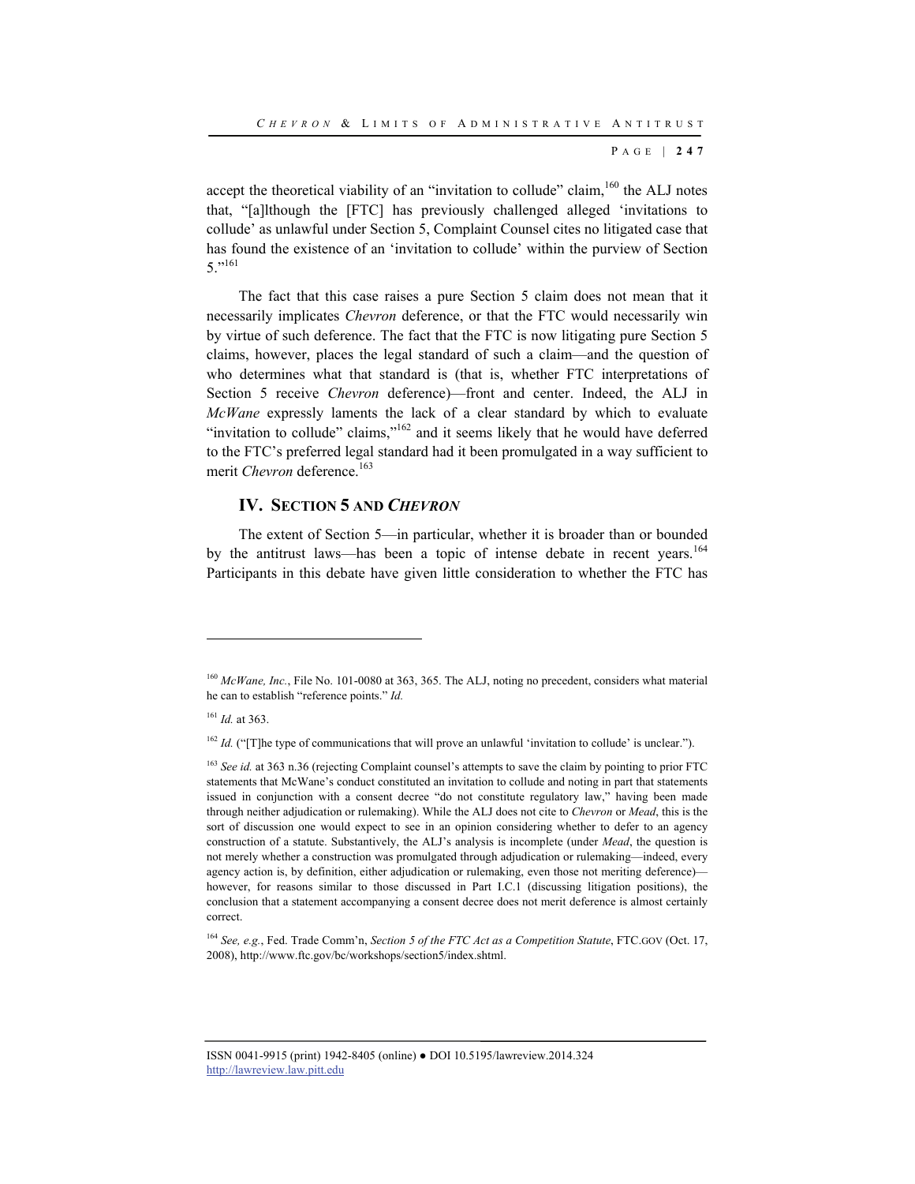accept the theoretical viability of an "invitation to collude" claim,[160] the ALJ notes that, "[a]lthough the [FTC] has previously challenged alleged 'invitations to collude' as unlawful under Section 5, Complaint Counsel cites no litigated case that has found the existence of an 'invitation to collude' within the purview of Section 5."[161]

The fact that this case raises a pure Section 5 claim does not mean that it necessarily implicates *Chevron* deference, or that the FTC would necessarily win by virtue of such deference. The fact that the FTC is now litigating pure Section 5 claims, however, places the legal standard of such a claim—and the question of who determines what that standard is (that is, whether FTC interpretations of Section 5 receive *Chevron* deference)—front and center. Indeed, the ALJ in *McWane* expressly laments the lack of a clear standard by which to evaluate "invitation to collude" claims,"[162] and it seems likely that he would have deferred to the FTC's preferred legal standard had it been promulgated in a way sufficient to merit *Chevron* deference.[163]

## IV. SECTION 5 AND *CHEVRON*

The extent of Section 5—in particular, whether it is broader than or bounded by the antitrust laws—has been a topic of intense debate in recent years.[164] Participants in this debate have given little consideration to whether the FTC has

---

[160] *McWane, Inc.*, File No. 101-0080 at 363, 365. The ALJ, noting no precedent, considers what material he can to establish "reference points." *Id.*

[161] *Id.* at 363.

[162] *Id.* ("[T]he type of communications that will prove an unlawful 'invitation to collude' is unclear.").

[163] *See id.* at 363 n.36 (rejecting Complaint counsel's attempts to save the claim by pointing to prior FTC statements that McWane's conduct constituted an invitation to collude and noting in part that statements issued in conjunction with a consent decree "do not constitute regulatory law," having been made through neither adjudication or rulemaking). While the ALJ does not cite to *Chevron* or *Mead*, this is the sort of discussion one would expect to see in an opinion considering whether to defer to an agency construction of a statute. Substantively, the ALJ's analysis is incomplete (under *Mead*, the question is not merely whether a construction was promulgated through adjudication or rulemaking—indeed, every agency action is, by definition, either adjudication or rulemaking, even those not meriting deference)—however, for reasons similar to those discussed in Part I.C.1 (discussing litigation positions), the conclusion that a statement accompanying a consent decree does not merit deference is almost certainly correct.

[164] *See, e.g.*, Fed. Trade Comm'n, *Section 5 of the FTC Act as a Competition Statute*, FTC.GOV (Oct. 17, 2008), http://www.ftc.gov/bc/workshops/section5/index.shtml.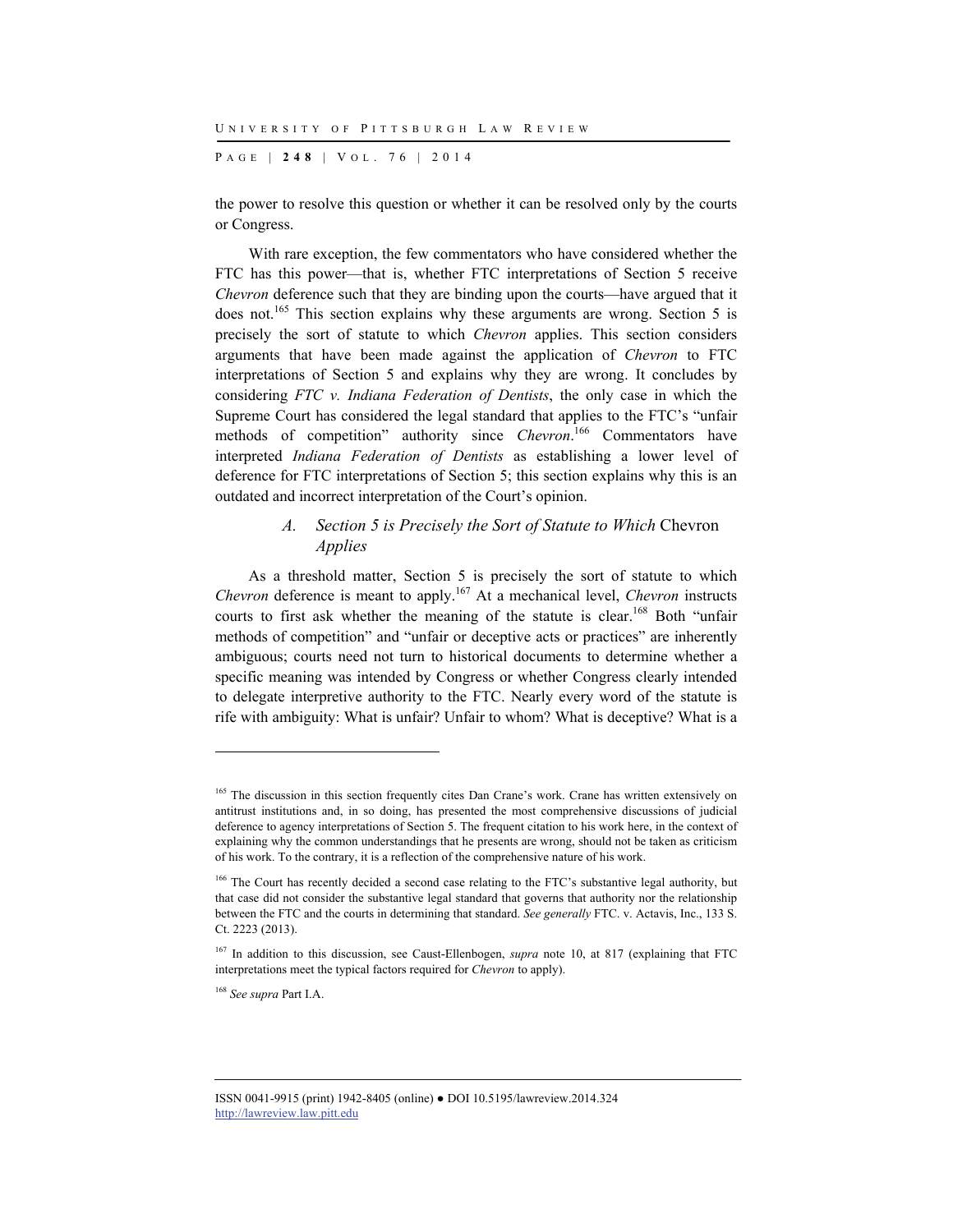the power to resolve this question or whether it can be resolved only by the courts or Congress.

With rare exception, the few commentators who have considered whether the FTC has this power—that is, whether FTC interpretations of Section 5 receive *Chevron* deference such that they are binding upon the courts—have argued that it does not.[165] This section explains why these arguments are wrong. Section 5 is precisely the sort of statute to which *Chevron* applies. This section considers arguments that have been made against the application of *Chevron* to FTC interpretations of Section 5 and explains why they are wrong. It concludes by considering *FTC v. Indiana Federation of Dentists*, the only case in which the Supreme Court has considered the legal standard that applies to the FTC's "unfair methods of competition" authority since *Chevron*.[166] Commentators have interpreted *Indiana Federation of Dentists* as establishing a lower level of deference for FTC interpretations of Section 5; this section explains why this is an outdated and incorrect interpretation of the Court's opinion.

### A. *Section 5 is Precisely the Sort of Statute to Which* Chevron *Applies*

As a threshold matter, Section 5 is precisely the sort of statute to which *Chevron* deference is meant to apply.[167] At a mechanical level, *Chevron* instructs courts to first ask whether the meaning of the statute is clear.[168] Both "unfair methods of competition" and "unfair or deceptive acts or practices" are inherently ambiguous; courts need not turn to historical documents to determine whether a specific meaning was intended by Congress or whether Congress clearly intended to delegate interpretive authority to the FTC. Nearly every word of the statute is rife with ambiguity: What is unfair? Unfair to whom? What is deceptive? What is a

---

[165] The discussion in this section frequently cites Dan Crane's work. Crane has written extensively on antitrust institutions and, in so doing, has presented the most comprehensive discussions of judicial deference to agency interpretations of Section 5. The frequent citation to his work here, in the context of explaining why the common understandings that he presents are wrong, should not be taken as criticism of his work. To the contrary, it is a reflection of the comprehensive nature of his work.

[166] The Court has recently decided a second case relating to the FTC's substantive legal authority, but that case did not consider the substantive legal standard that governs that authority nor the relationship between the FTC and the courts in determining that standard. *See generally* FTC. v. Actavis, Inc., 133 S. Ct. 2223 (2013).

[167] In addition to this discussion, see Caust-Ellenbogen, *supra* note 10, at 817 (explaining that FTC interpretations meet the typical factors required for *Chevron* to apply).

[168] *See supra* Part I.A.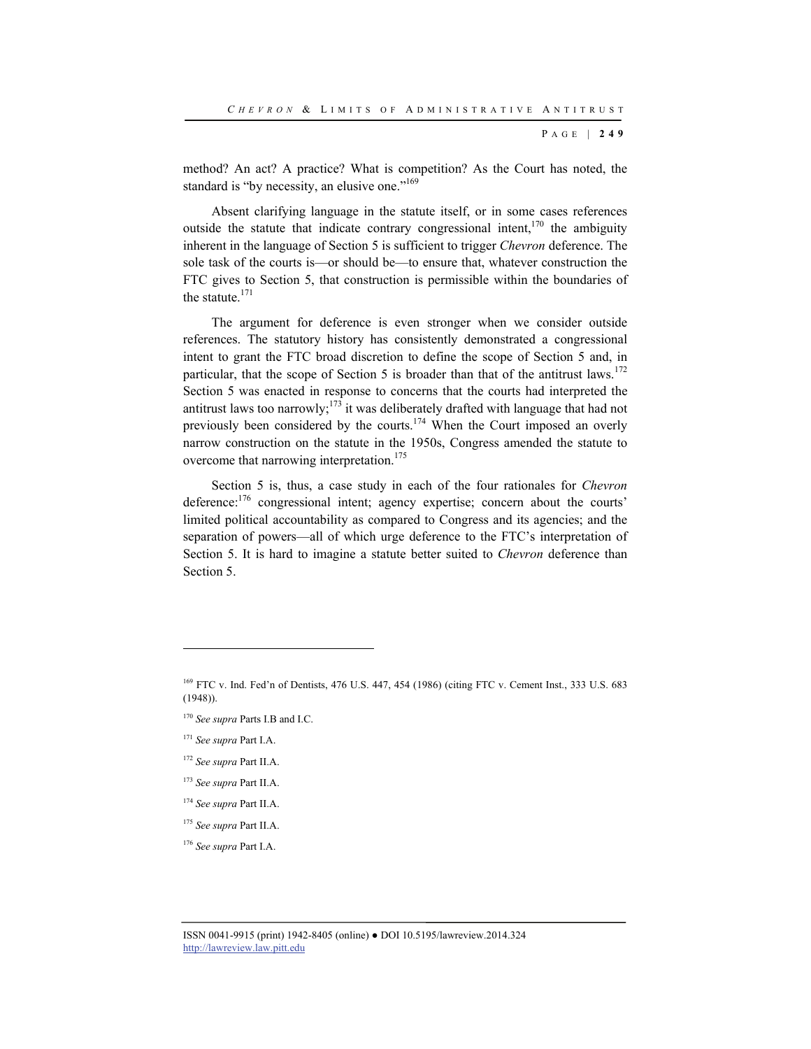method? An act? A practice? What is competition? As the Court has noted, the standard is "by necessity, an elusive one."[169]

Absent clarifying language in the statute itself, or in some cases references outside the statute that indicate contrary congressional intent,[170] the ambiguity inherent in the language of Section 5 is sufficient to trigger *Chevron* deference. The sole task of the courts is—or should be—to ensure that, whatever construction the FTC gives to Section 5, that construction is permissible within the boundaries of the statute.[171]

The argument for deference is even stronger when we consider outside references. The statutory history has consistently demonstrated a congressional intent to grant the FTC broad discretion to define the scope of Section 5 and, in particular, that the scope of Section 5 is broader than that of the antitrust laws.[172] Section 5 was enacted in response to concerns that the courts had interpreted the antitrust laws too narrowly;[173] it was deliberately drafted with language that had not previously been considered by the courts.[174] When the Court imposed an overly narrow construction on the statute in the 1950s, Congress amended the statute to overcome that narrowing interpretation.[175]

Section 5 is, thus, a case study in each of the four rationales for *Chevron* deference:[176] congressional intent; agency expertise; concern about the courts' limited political accountability as compared to Congress and its agencies; and the separation of powers—all of which urge deference to the FTC's interpretation of Section 5. It is hard to imagine a statute better suited to *Chevron* deference than Section 5.

---

[169] FTC v. Ind. Fed'n of Dentists, 476 U.S. 447, 454 (1986) (citing FTC v. Cement Inst., 333 U.S. 683 (1948)).

[170] *See supra* Parts I.B and I.C.

[171] *See supra* Part I.A.

[172] *See supra* Part II.A.

[173] *See supra* Part II.A.

[174] *See supra* Part II.A.

[175] *See supra* Part II.A.

[176] *See supra* Part I.A.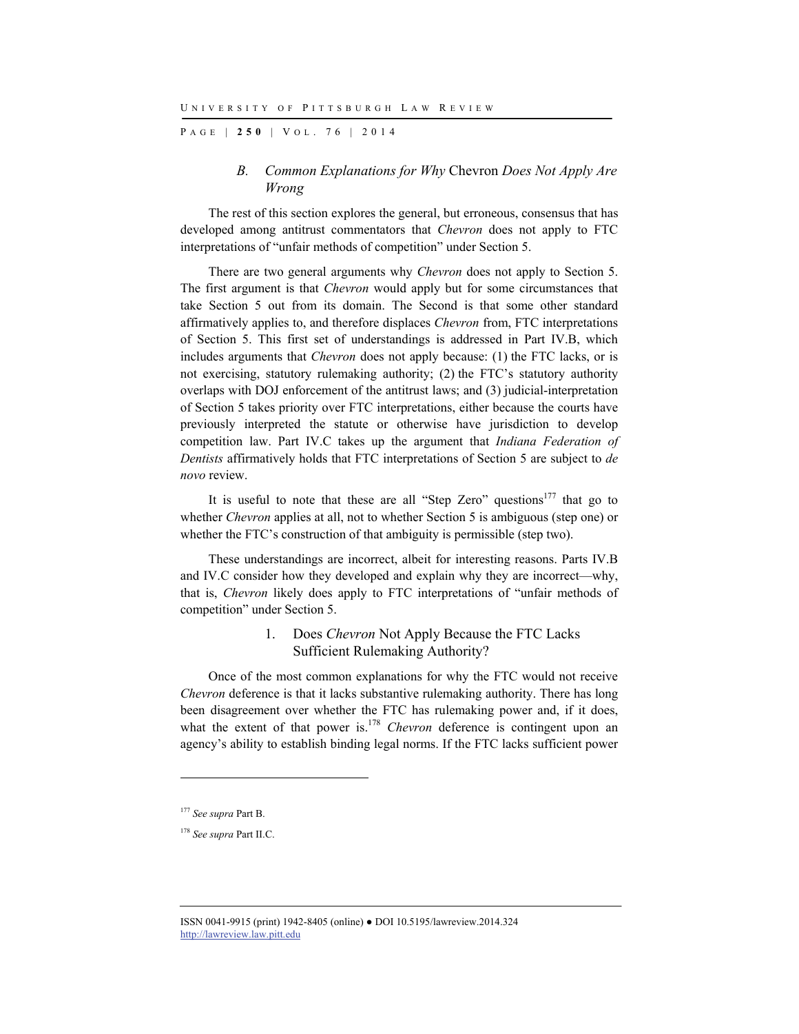### B. *Common Explanations for Why* Chevron *Does Not Apply Are Wrong*

The rest of this section explores the general, but erroneous, consensus that has developed among antitrust commentators that *Chevron* does not apply to FTC interpretations of "unfair methods of competition" under Section 5.

There are two general arguments why *Chevron* does not apply to Section 5. The first argument is that *Chevron* would apply but for some circumstances that take Section 5 out from its domain. The Second is that some other standard affirmatively applies to, and therefore displaces *Chevron* from, FTC interpretations of Section 5. This first set of understandings is addressed in Part IV.B, which includes arguments that *Chevron* does not apply because: (1) the FTC lacks, or is not exercising, statutory rulemaking authority; (2) the FTC's statutory authority overlaps with DOJ enforcement of the antitrust laws; and (3) judicial-interpretation of Section 5 takes priority over FTC interpretations, either because the courts have previously interpreted the statute or otherwise have jurisdiction to develop competition law. Part IV.C takes up the argument that *Indiana Federation of Dentists* affirmatively holds that FTC interpretations of Section 5 are subject to *de novo* review.

It is useful to note that these are all "Step Zero" questions[177] that go to whether *Chevron* applies at all, not to whether Section 5 is ambiguous (step one) or whether the FTC's construction of that ambiguity is permissible (step two).

These understandings are incorrect, albeit for interesting reasons. Parts IV.B and IV.C consider how they developed and explain why they are incorrect—why, that is, *Chevron* likely does apply to FTC interpretations of "unfair methods of competition" under Section 5.

#### 1. Does *Chevron* Not Apply Because the FTC Lacks Sufficient Rulemaking Authority?

Once of the most common explanations for why the FTC would not receive *Chevron* deference is that it lacks substantive rulemaking authority. There has long been disagreement over whether the FTC has rulemaking power and, if it does, what the extent of that power is.[178] *Chevron* deference is contingent upon an agency's ability to establish binding legal norms. If the FTC lacks sufficient power

---

[177] *See supra* Part B.

[178] *See supra* Part II.C.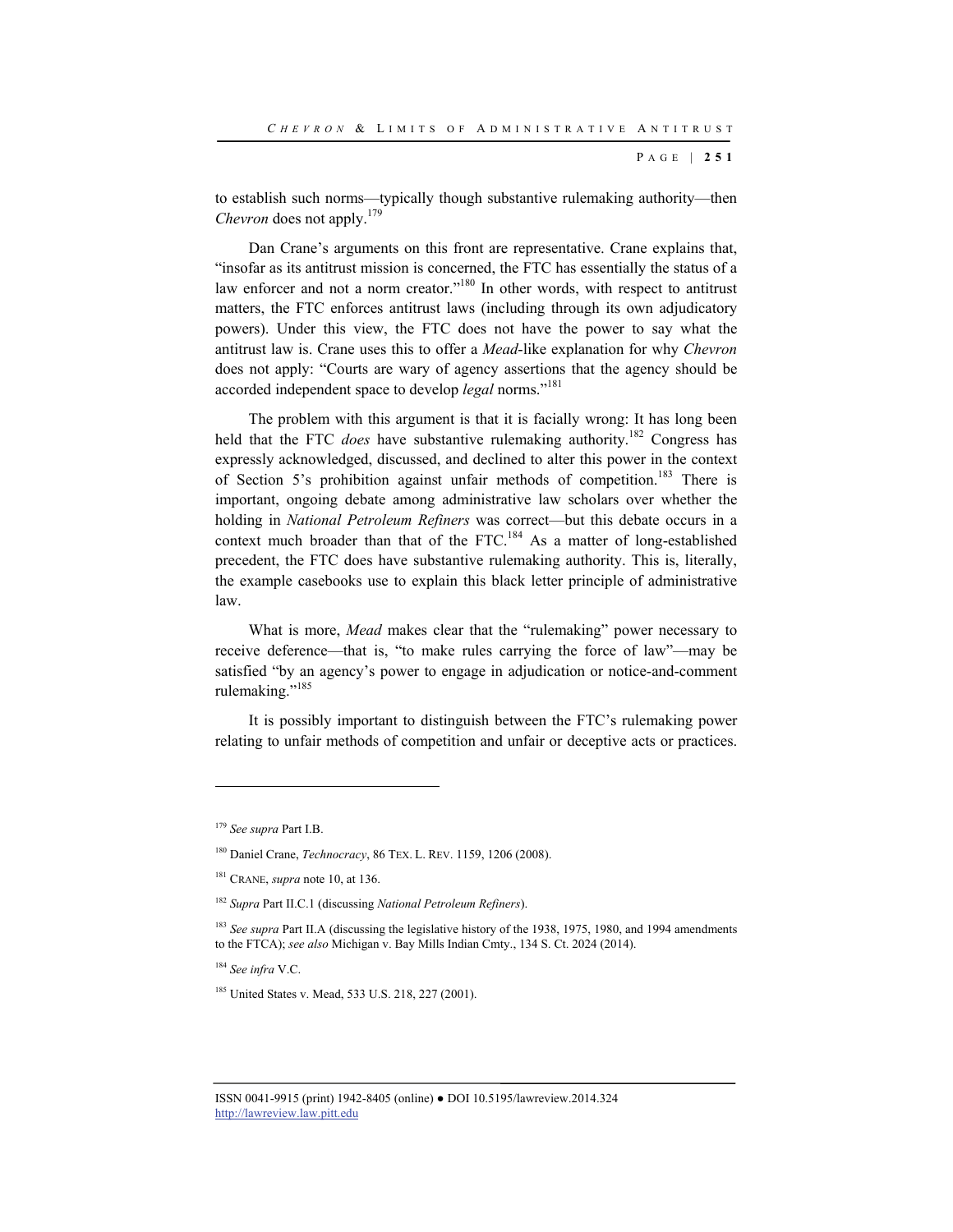to establish such norms—typically though substantive rulemaking authority—then *Chevron* does not apply.[179]

Dan Crane's arguments on this front are representative. Crane explains that, "insofar as its antitrust mission is concerned, the FTC has essentially the status of a law enforcer and not a norm creator."[180] In other words, with respect to antitrust matters, the FTC enforces antitrust laws (including through its own adjudicatory powers). Under this view, the FTC does not have the power to say what the antitrust law is. Crane uses this to offer a *Mead*-like explanation for why *Chevron* does not apply: "Courts are wary of agency assertions that the agency should be accorded independent space to develop *legal* norms."[181]

The problem with this argument is that it is facially wrong: It has long been held that the FTC *does* have substantive rulemaking authority.[182] Congress has expressly acknowledged, discussed, and declined to alter this power in the context of Section 5's prohibition against unfair methods of competition.[183] There is important, ongoing debate among administrative law scholars over whether the holding in *National Petroleum Refiners* was correct—but this debate occurs in a context much broader than that of the FTC.[184] As a matter of long-established precedent, the FTC does have substantive rulemaking authority. This is, literally, the example casebooks use to explain this black letter principle of administrative law.

What is more, *Mead* makes clear that the "rulemaking" power necessary to receive deference—that is, "to make rules carrying the force of law"—may be satisfied "by an agency's power to engage in adjudication or notice-and-comment rulemaking."[185]

It is possibly important to distinguish between the FTC's rulemaking power relating to unfair methods of competition and unfair or deceptive acts or practices.

---

[179] *See supra* Part I.B.

[180] Daniel Crane, *Technocracy*, 86 TEX. L. REV. 1159, 1206 (2008).

[181] CRANE, *supra* note 10, at 136.

[182] *Supra* Part II.C.1 (discussing *National Petroleum Refiners*).

[183] *See supra* Part II.A (discussing the legislative history of the 1938, 1975, 1980, and 1994 amendments to the FTCA); *see also* Michigan v. Bay Mills Indian Cmty., 134 S. Ct. 2024 (2014).

[184] *See infra* V.C.

[185] United States v. Mead, 533 U.S. 218, 227 (2001).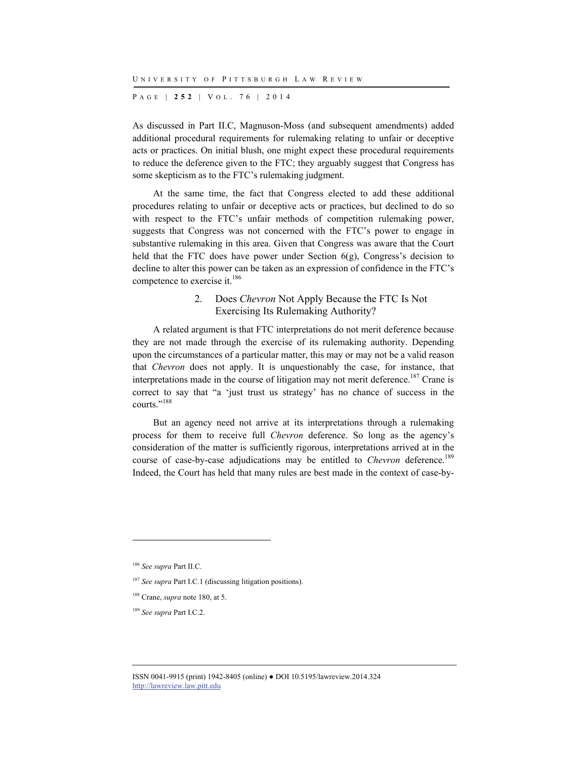As discussed in Part II.C, Magnuson-Moss (and subsequent amendments) added additional procedural requirements for rulemaking relating to unfair or deceptive acts or practices. On initial blush, one might expect these procedural requirements to reduce the deference given to the FTC; they arguably suggest that Congress has some skepticism as to the FTC's rulemaking judgment.

At the same time, the fact that Congress elected to add these additional procedures relating to unfair or deceptive acts or practices, but declined to do so with respect to the FTC's unfair methods of competition rulemaking power, suggests that Congress was not concerned with the FTC's power to engage in substantive rulemaking in this area. Given that Congress was aware that the Court held that the FTC does have power under Section 6(g), Congress's decision to decline to alter this power can be taken as an expression of confidence in the FTC's competence to exercise it.[186]

### 2. Does *Chevron* Not Apply Because the FTC Is Not Exercising Its Rulemaking Authority?

A related argument is that FTC interpretations do not merit deference because they are not made through the exercise of its rulemaking authority. Depending upon the circumstances of a particular matter, this may or may not be a valid reason that *Chevron* does not apply. It is unquestionably the case, for instance, that interpretations made in the course of litigation may not merit deference.[187] Crane is correct to say that "a 'just trust us strategy' has no chance of success in the courts."[188]

But an agency need not arrive at its interpretations through a rulemaking process for them to receive full *Chevron* deference. So long as the agency's consideration of the matter is sufficiently rigorous, interpretations arrived at in the course of case-by-case adjudications may be entitled to *Chevron* deference.[189] Indeed, the Court has held that many rules are best made in the context of case-by-

---

[186] *See supra* Part II.C.

[187] *See supra* Part I.C.1 (discussing litigation positions).

[188] Crane, *supra* note 180, at 5.

[189] *See supra* Part I.C.2.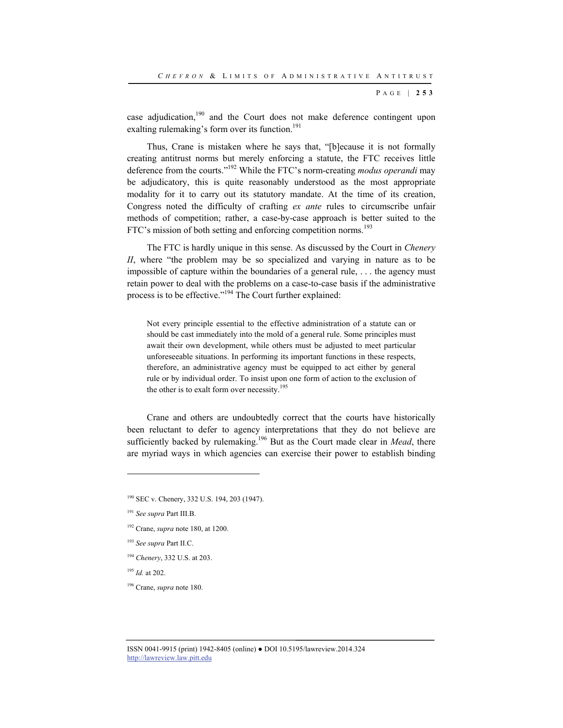case adjudication,[190] and the Court does not make deference contingent upon exalting rulemaking's form over its function.[191]

Thus, Crane is mistaken where he says that, "[b]ecause it is not formally creating antitrust norms but merely enforcing a statute, the FTC receives little deference from the courts."[192] While the FTC's norm-creating *modus operandi* may be adjudicatory, this is quite reasonably understood as the most appropriate modality for it to carry out its statutory mandate. At the time of its creation, Congress noted the difficulty of crafting *ex ante* rules to circumscribe unfair methods of competition; rather, a case-by-case approach is better suited to the FTC's mission of both setting and enforcing competition norms.[193]

The FTC is hardly unique in this sense. As discussed by the Court in *Chenery II*, where "the problem may be so specialized and varying in nature as to be impossible of capture within the boundaries of a general rule, . . . the agency must retain power to deal with the problems on a case-to-case basis if the administrative process is to be effective."[194] The Court further explained:

> Not every principle essential to the effective administration of a statute can or should be cast immediately into the mold of a general rule. Some principles must await their own development, while others must be adjusted to meet particular unforeseeable situations. In performing its important functions in these respects, therefore, an administrative agency must be equipped to act either by general rule or by individual order. To insist upon one form of action to the exclusion of the other is to exalt form over necessity.[195]

Crane and others are undoubtedly correct that the courts have historically been reluctant to defer to agency interpretations that they do not believe are sufficiently backed by rulemaking.[196] But as the Court made clear in *Mead*, there are myriad ways in which agencies can exercise their power to establish binding

---

[190] SEC v. Chenery, 332 U.S. 194, 203 (1947).

[191] *See supra* Part III.B.

[192] Crane, *supra* note 180, at 1200.

[193] *See supra* Part II.C.

[194] *Chenery*, 332 U.S. at 203.

[195] *Id.* at 202.

[196] Crane, *supra* note 180.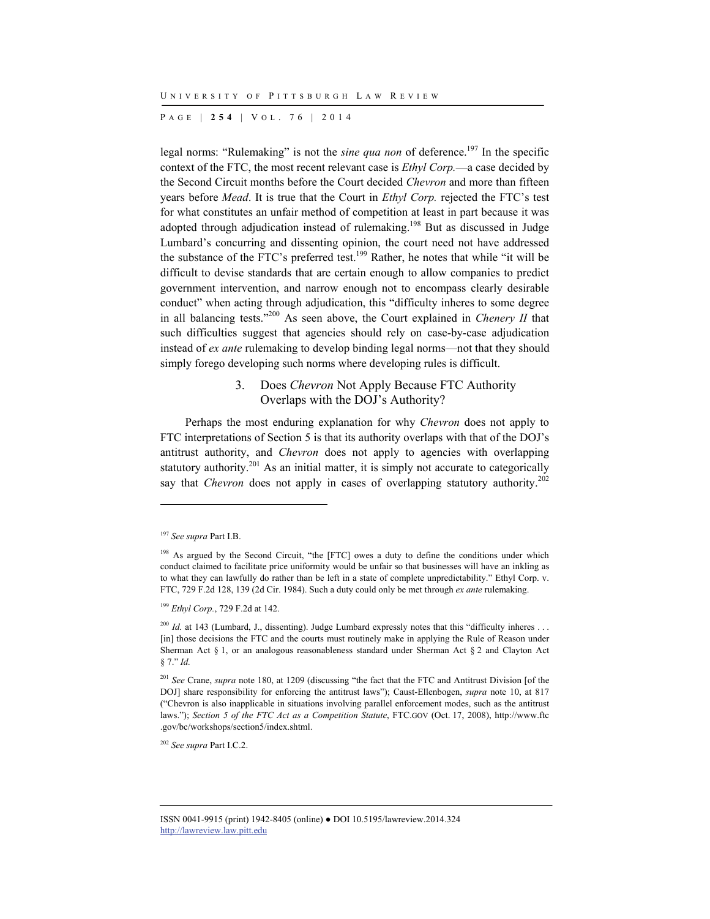legal norms: "Rulemaking" is not the *sine qua non* of deference.[197] In the specific context of the FTC, the most recent relevant case is *Ethyl Corp.*—a case decided by the Second Circuit months before the Court decided *Chevron* and more than fifteen years before *Mead*. It is true that the Court in *Ethyl Corp.* rejected the FTC's test for what constitutes an unfair method of competition at least in part because it was adopted through adjudication instead of rulemaking.[198] But as discussed in Judge Lumbard's concurring and dissenting opinion, the court need not have addressed the substance of the FTC's preferred test.[199] Rather, he notes that while "it will be difficult to devise standards that are certain enough to allow companies to predict government intervention, and narrow enough not to encompass clearly desirable conduct" when acting through adjudication, this "difficulty inheres to some degree in all balancing tests."[200] As seen above, the Court explained in *Chenery II* that such difficulties suggest that agencies should rely on case-by-case adjudication instead of *ex ante* rulemaking to develop binding legal norms—not that they should simply forego developing such norms where developing rules is difficult.

### 3. Does *Chevron* Not Apply Because FTC Authority Overlaps with the DOJ's Authority?

Perhaps the most enduring explanation for why *Chevron* does not apply to FTC interpretations of Section 5 is that its authority overlaps with that of the DOJ's antitrust authority, and *Chevron* does not apply to agencies with overlapping statutory authority.[201] As an initial matter, it is simply not accurate to categorically say that *Chevron* does not apply in cases of overlapping statutory authority.[202]

---

[197] *See supra* Part I.B.

[198] As argued by the Second Circuit, "the [FTC] owes a duty to define the conditions under which conduct claimed to facilitate price uniformity would be unfair so that businesses will have an inkling as to what they can lawfully do rather than be left in a state of complete unpredictability." Ethyl Corp. v. FTC, 729 F.2d 128, 139 (2d Cir. 1984). Such a duty could only be met through *ex ante* rulemaking.

[199] *Ethyl Corp.*, 729 F.2d at 142.

[200] *Id.* at 143 (Lumbard, J., dissenting). Judge Lumbard expressly notes that this "difficulty inheres . . . [in] those decisions the FTC and the courts must routinely make in applying the Rule of Reason under Sherman Act § 1, or an analogous reasonableness standard under Sherman Act § 2 and Clayton Act § 7." *Id.*

[201] *See* Crane, *supra* note 180, at 1209 (discussing "the fact that the FTC and Antitrust Division [of the DOJ] share responsibility for enforcing the antitrust laws"); Caust-Ellenbogen, *supra* note 10, at 817 ("Chevron is also inapplicable in situations involving parallel enforcement modes, such as the antitrust laws."); *Section 5 of the FTC Act as a Competition Statute*, FTC.GOV (Oct. 17, 2008), http://www.ftc.gov/bc/workshops/section5/index.shtml.

[202] *See supra* Part I.C.2.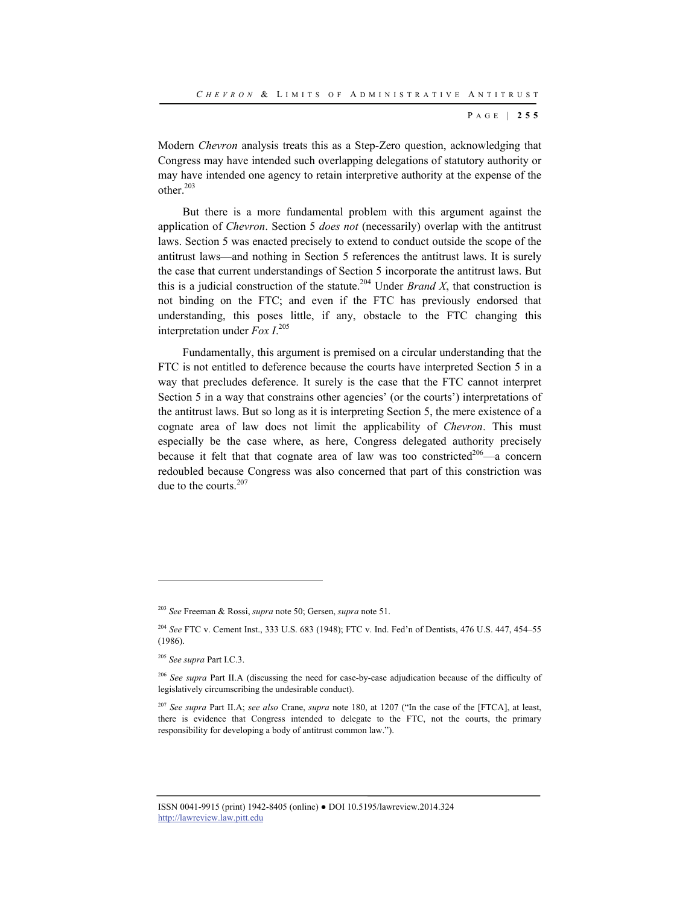Modern *Chevron* analysis treats this as a Step-Zero question, acknowledging that Congress may have intended such overlapping delegations of statutory authority or may have intended one agency to retain interpretive authority at the expense of the other.[203]

But there is a more fundamental problem with this argument against the application of *Chevron*. Section 5 *does not* (necessarily) overlap with the antitrust laws. Section 5 was enacted precisely to extend to conduct outside the scope of the antitrust laws—and nothing in Section 5 references the antitrust laws. It is surely the case that current understandings of Section 5 incorporate the antitrust laws. But this is a judicial construction of the statute.[204] Under *Brand X*, that construction is not binding on the FTC; and even if the FTC has previously endorsed that understanding, this poses little, if any, obstacle to the FTC changing this interpretation under *Fox I*.[205]

Fundamentally, this argument is premised on a circular understanding that the FTC is not entitled to deference because the courts have interpreted Section 5 in a way that precludes deference. It surely is the case that the FTC cannot interpret Section 5 in a way that constrains other agencies' (or the courts') interpretations of the antitrust laws. But so long as it is interpreting Section 5, the mere existence of a cognate area of law does not limit the applicability of *Chevron*. This must especially be the case where, as here, Congress delegated authority precisely because it felt that that cognate area of law was too constricted[206]—a concern redoubled because Congress was also concerned that part of this constriction was due to the courts.[207]

---

[203] *See* Freeman & Rossi, *supra* note 50; Gersen, *supra* note 51.

[204] *See* FTC v. Cement Inst., 333 U.S. 683 (1948); FTC v. Ind. Fed'n of Dentists, 476 U.S. 447, 454–55 (1986).

[205] *See supra* Part I.C.3.

[206] *See supra* Part II.A (discussing the need for case-by-case adjudication because of the difficulty of legislatively circumscribing the undesirable conduct).

[207] *See supra* Part II.A; *see also* Crane, *supra* note 180, at 1207 ("In the case of the [FTCA], at least, there is evidence that Congress intended to delegate to the FTC, not the courts, the primary responsibility for developing a body of antitrust common law.").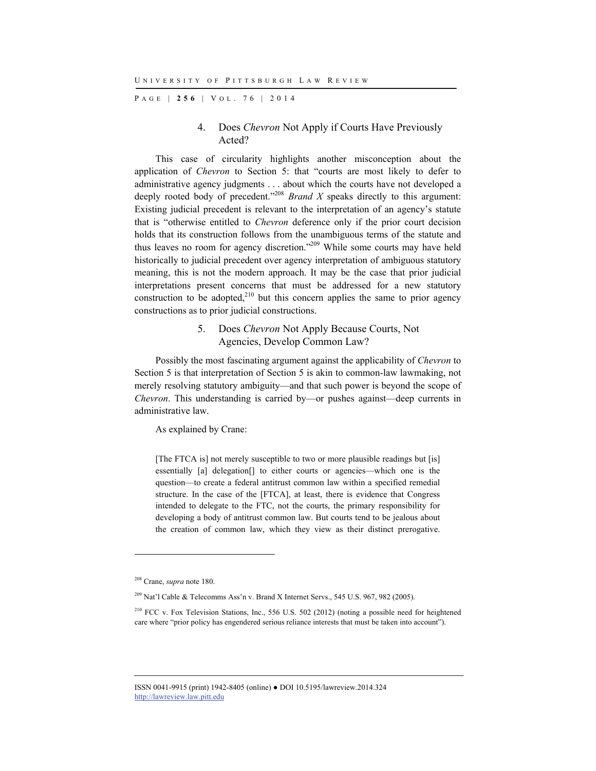#### 4. Does *Chevron* Not Apply if Courts Have Previously Acted?

This case of circularity highlights another misconception about the application of *Chevron* to Section 5: that "courts are most likely to defer to administrative agency judgments . . . about which the courts have not developed a deeply rooted body of precedent."[208] *Brand X* speaks directly to this argument: Existing judicial precedent is relevant to the interpretation of an agency's statute that is "otherwise entitled to *Chevron* deference only if the prior court decision holds that its construction follows from the unambiguous terms of the statute and thus leaves no room for agency discretion."[209] While some courts may have held historically to judicial precedent over agency interpretation of ambiguous statutory meaning, this is not the modern approach. It may be the case that prior judicial interpretations present concerns that must be addressed for a new statutory construction to be adopted,[210] but this concern applies the same to prior agency constructions as to prior judicial constructions.

#### 5. Does *Chevron* Not Apply Because Courts, Not Agencies, Develop Common Law?

Possibly the most fascinating argument against the applicability of *Chevron* to Section 5 is that interpretation of Section 5 is akin to common-law lawmaking, not merely resolving statutory ambiguity—and that such power is beyond the scope of *Chevron*. This understanding is carried by—or pushes against—deep currents in administrative law.

As explained by Crane:

> [The FTCA is] not merely susceptible to two or more plausible readings but [is] essentially [a] delegation[] to either courts or agencies—which one is the question—to create a federal antitrust common law within a specified remedial structure. In the case of the [FTCA], at least, there is evidence that Congress intended to delegate to the FTC, not the courts, the primary responsibility for developing a body of antitrust common law. But courts tend to be jealous about the creation of common law, which they view as their distinct prerogative.

---

[208] Crane, *supra* note 180.

[209] Nat'l Cable & Telecomms Ass'n v. Brand X Internet Servs., 545 U.S. 967, 982 (2005).

[210] FCC v. Fox Television Stations, Inc., 556 U.S. 502 (2012) (noting a possible need for heightened care where "prior policy has engendered serious reliance interests that must be taken into account").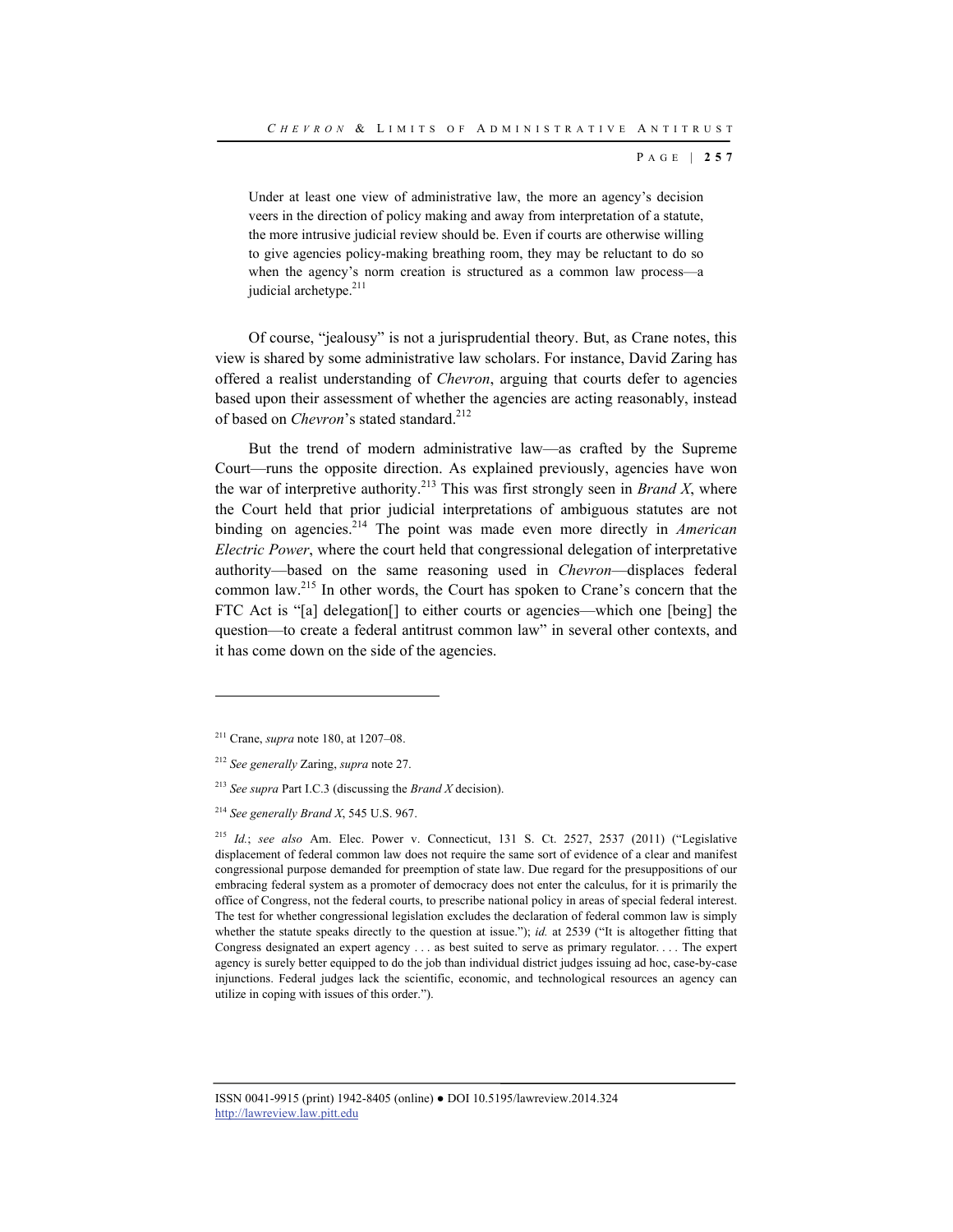> Under at least one view of administrative law, the more an agency's decision veers in the direction of policy making and away from interpretation of a statute, the more intrusive judicial review should be. Even if courts are otherwise willing to give agencies policy-making breathing room, they may be reluctant to do so when the agency's norm creation is structured as a common law process—a judicial archetype.[211]

Of course, "jealousy" is not a jurisprudential theory. But, as Crane notes, this view is shared by some administrative law scholars. For instance, David Zaring has offered a realist understanding of *Chevron*, arguing that courts defer to agencies based upon their assessment of whether the agencies are acting reasonably, instead of based on *Chevron*'s stated standard.[212]

But the trend of modern administrative law—as crafted by the Supreme Court—runs the opposite direction. As explained previously, agencies have won the war of interpretive authority.[213] This was first strongly seen in *Brand X*, where the Court held that prior judicial interpretations of ambiguous statutes are not binding on agencies.[214] The point was made even more directly in *American Electric Power*, where the court held that congressional delegation of interpretative authority—based on the same reasoning used in *Chevron*—displaces federal common law.[215] In other words, the Court has spoken to Crane's concern that the FTC Act is "[a] delegation[] to either courts or agencies—which one [being] the question—to create a federal antitrust common law" in several other contexts, and it has come down on the side of the agencies.

---

[211] Crane, *supra* note 180, at 1207–08.

[212] *See generally* Zaring, *supra* note 27.

[213] *See supra* Part I.C.3 (discussing the *Brand X* decision).

[214] *See generally Brand X*, 545 U.S. 967.

[215] *Id.*; *see also* Am. Elec. Power v. Connecticut, 131 S. Ct. 2527, 2537 (2011) ("Legislative displacement of federal common law does not require the same sort of evidence of a clear and manifest congressional purpose demanded for preemption of state law. Due regard for the presuppositions of our embracing federal system as a promoter of democracy does not enter the calculus, for it is primarily the office of Congress, not the federal courts, to prescribe national policy in areas of special federal interest. The test for whether congressional legislation excludes the declaration of federal common law is simply whether the statute speaks directly to the question at issue."); *id.* at 2539 ("It is altogether fitting that Congress designated an expert agency . . . as best suited to serve as primary regulator. . . . The expert agency is surely better equipped to do the job than individual district judges issuing ad hoc, case-by-case injunctions. Federal judges lack the scientific, economic, and technological resources an agency can utilize in coping with issues of this order.").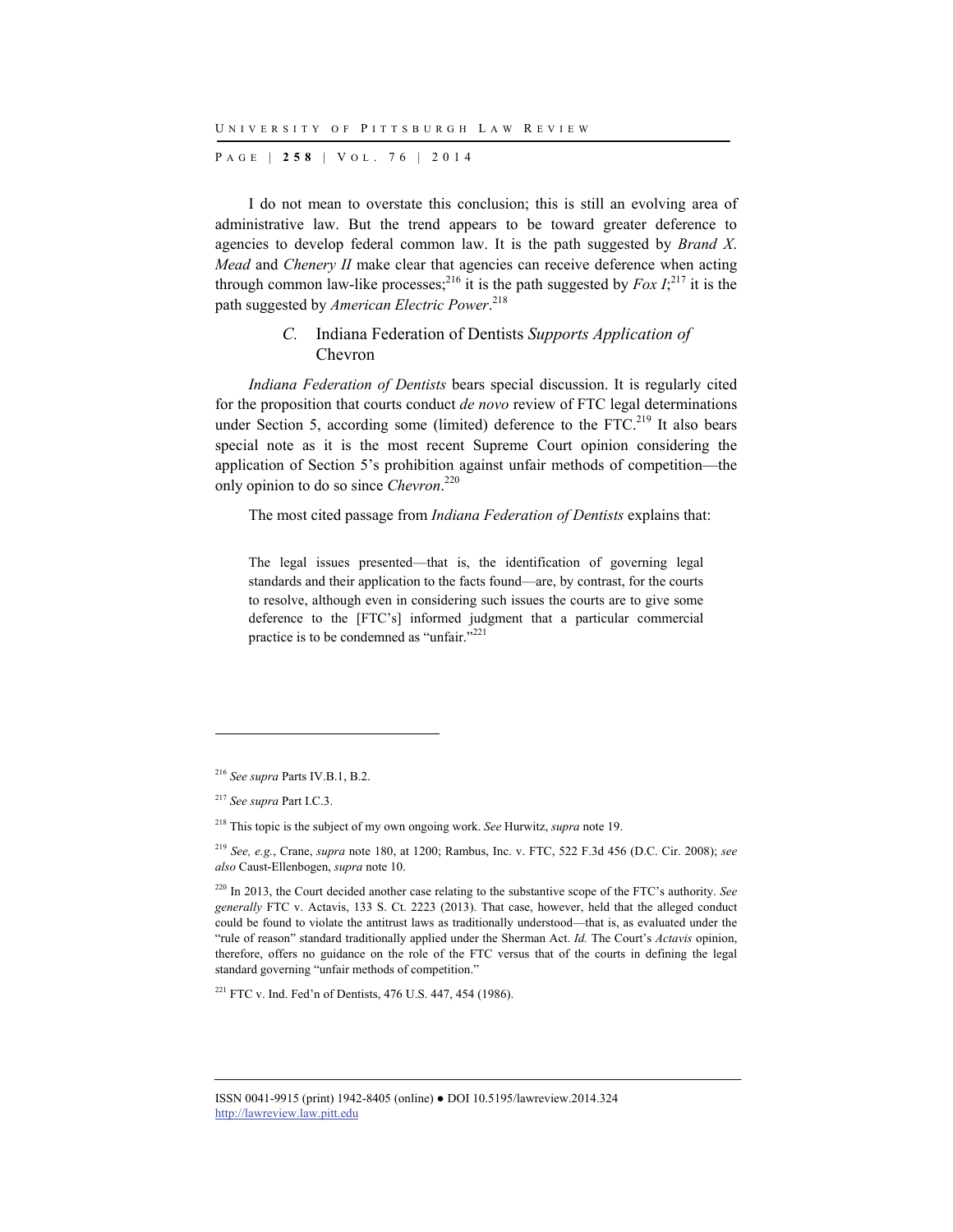I do not mean to overstate this conclusion; this is still an evolving area of administrative law. But the trend appears to be toward greater deference to agencies to develop federal common law. It is the path suggested by *Brand X*. *Mead* and *Chenery II* make clear that agencies can receive deference when acting through common law-like processes;[216] it is the path suggested by *Fox I*;[217] it is the path suggested by *American Electric Power*.[218]

### *C.* Indiana Federation of Dentists *Supports Application of* Chevron

*Indiana Federation of Dentists* bears special discussion. It is regularly cited for the proposition that courts conduct *de novo* review of FTC legal determinations under Section 5, according some (limited) deference to the FTC.[219] It also bears special note as it is the most recent Supreme Court opinion considering the application of Section 5's prohibition against unfair methods of competition—the only opinion to do so since *Chevron*.[220]

The most cited passage from *Indiana Federation of Dentists* explains that:

> The legal issues presented—that is, the identification of governing legal standards and their application to the facts found—are, by contrast, for the courts to resolve, although even in considering such issues the courts are to give some deference to the [FTC's] informed judgment that a particular commercial practice is to be condemned as "unfair."[221]

---

[216] *See supra* Parts IV.B.1, B.2.

[217] *See supra* Part I.C.3.

[218] This topic is the subject of my own ongoing work. *See* Hurwitz, *supra* note 19.

[219] *See, e.g.*, Crane, *supra* note 180, at 1200; Rambus, Inc. v. FTC, 522 F.3d 456 (D.C. Cir. 2008); *see also* Caust-Ellenbogen, *supra* note 10.

[220] In 2013, the Court decided another case relating to the substantive scope of the FTC's authority. *See generally* FTC v. Actavis, 133 S. Ct. 2223 (2013). That case, however, held that the alleged conduct could be found to violate the antitrust laws as traditionally understood—that is, as evaluated under the "rule of reason" standard traditionally applied under the Sherman Act. *Id.* The Court's *Actavis* opinion, therefore, offers no guidance on the role of the FTC versus that of the courts in defining the legal standard governing "unfair methods of competition."

[221] FTC v. Ind. Fed'n of Dentists, 476 U.S. 447, 454 (1986).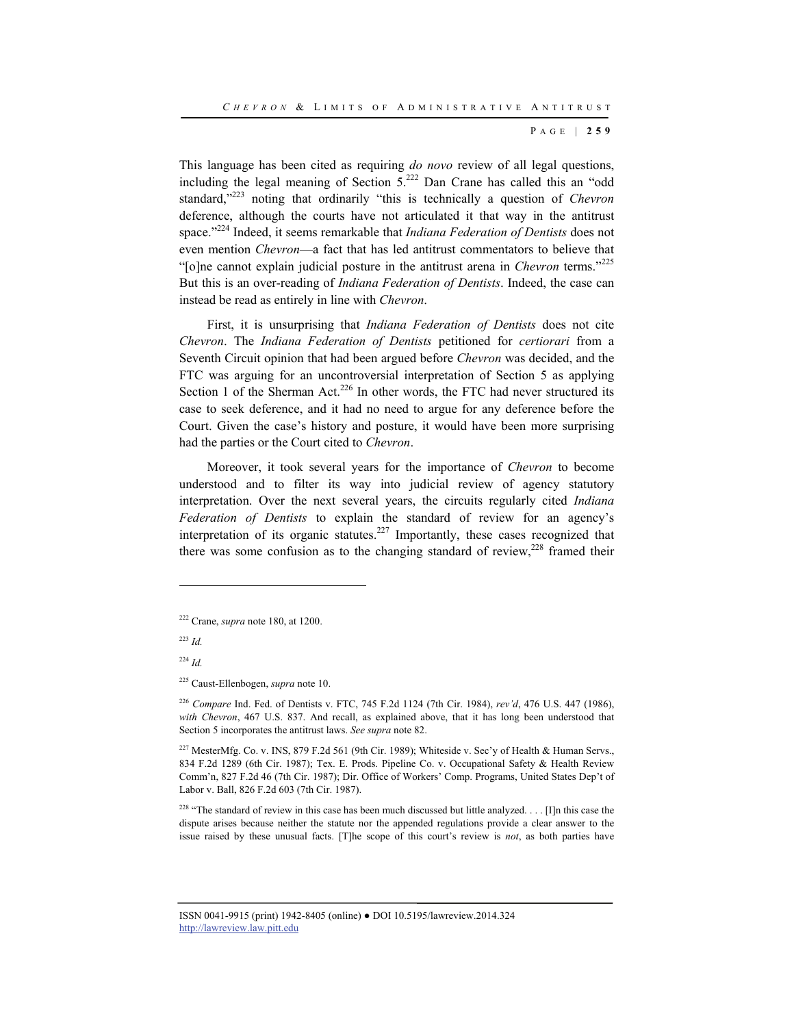This language has been cited as requiring *do novo* review of all legal questions, including the legal meaning of Section 5.[222] Dan Crane has called this an "odd standard,"[223] noting that ordinarily "this is technically a question of *Chevron* deference, although the courts have not articulated it that way in the antitrust space."[224] Indeed, it seems remarkable that *Indiana Federation of Dentists* does not even mention *Chevron*—a fact that has led antitrust commentators to believe that "[o]ne cannot explain judicial posture in the antitrust arena in *Chevron* terms."[225] But this is an over-reading of *Indiana Federation of Dentists*. Indeed, the case can instead be read as entirely in line with *Chevron*.

First, it is unsurprising that *Indiana Federation of Dentists* does not cite *Chevron*. The *Indiana Federation of Dentists* petitioned for *certiorari* from a Seventh Circuit opinion that had been argued before *Chevron* was decided, and the FTC was arguing for an uncontroversial interpretation of Section 5 as applying Section 1 of the Sherman Act.[226] In other words, the FTC had never structured its case to seek deference, and it had no need to argue for any deference before the Court. Given the case's history and posture, it would have been more surprising had the parties or the Court cited to *Chevron*.

Moreover, it took several years for the importance of *Chevron* to become understood and to filter its way into judicial review of agency statutory interpretation. Over the next several years, the circuits regularly cited *Indiana Federation of Dentists* to explain the standard of review for an agency's interpretation of its organic statutes.[227] Importantly, these cases recognized that there was some confusion as to the changing standard of review,[228] framed their

---

[222] Crane, *supra* note 180, at 1200.

[223] *Id.*

[224] *Id.*

[225] Caust-Ellenbogen, *supra* note 10.

[226] *Compare* Ind. Fed. of Dentists v. FTC, 745 F.2d 1124 (7th Cir. 1984), *rev'd*, 476 U.S. 447 (1986), *with Chevron*, 467 U.S. 837. And recall, as explained above, that it has long been understood that Section 5 incorporates the antitrust laws. *See supra* note 82.

[227] MesterMfg. Co. v. INS, 879 F.2d 561 (9th Cir. 1989); Whiteside v. Sec'y of Health & Human Servs., 834 F.2d 1289 (6th Cir. 1987); Tex. E. Prods. Pipeline Co. v. Occupational Safety & Health Review Comm'n, 827 F.2d 46 (7th Cir. 1987); Dir. Office of Workers' Comp. Programs, United States Dep't of Labor v. Ball, 826 F.2d 603 (7th Cir. 1987).

[228] "The standard of review in this case has been much discussed but little analyzed. . . . [I]n this case the dispute arises because neither the statute nor the appended regulations provide a clear answer to the issue raised by these unusual facts. [T]he scope of this court's review is *not*, as both parties have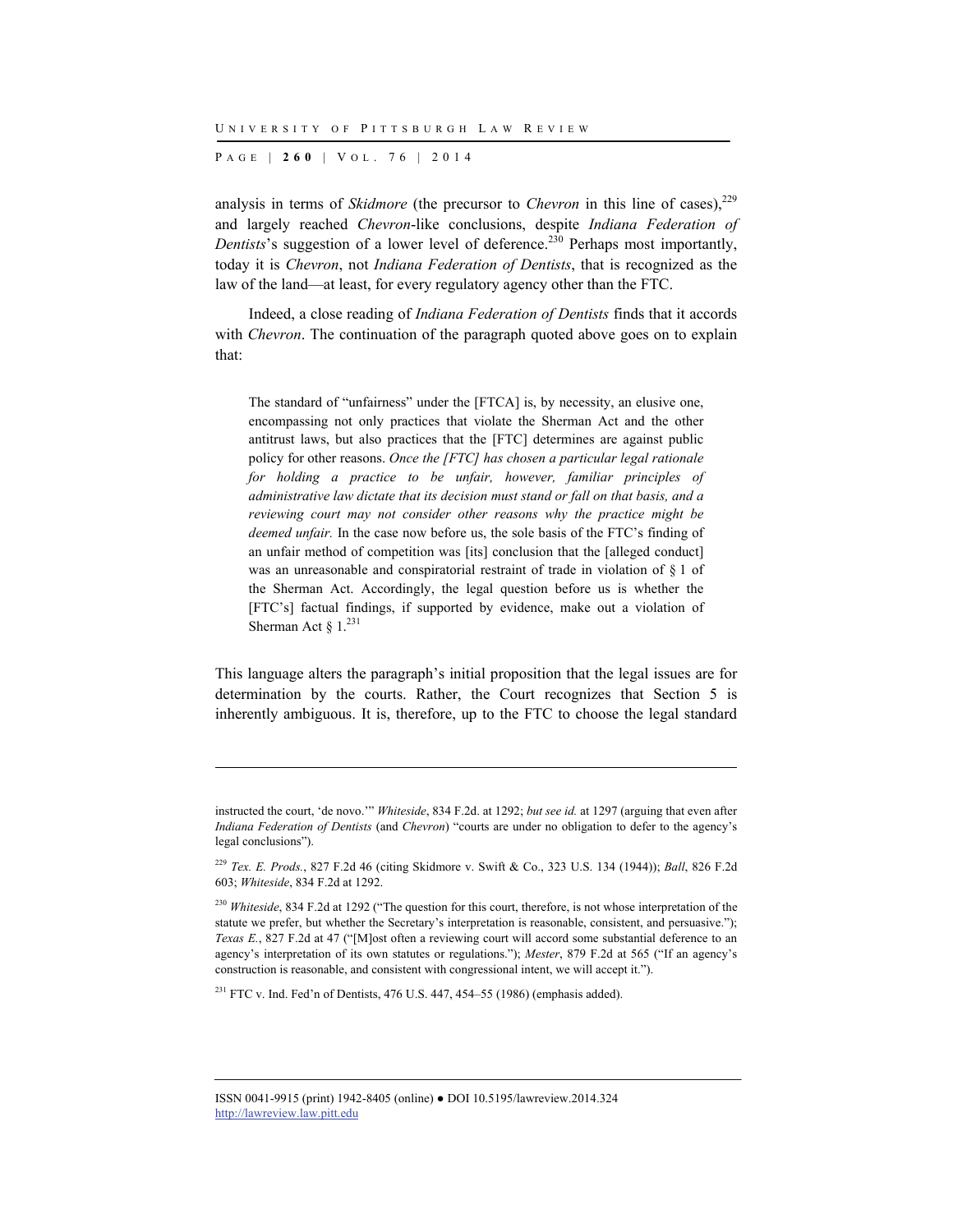analysis in terms of *Skidmore* (the precursor to *Chevron* in this line of cases),[229] and largely reached *Chevron*-like conclusions, despite *Indiana Federation of Dentists*'s suggestion of a lower level of deference.[230] Perhaps most importantly, today it is *Chevron*, not *Indiana Federation of Dentists*, that is recognized as the law of the land—at least, for every regulatory agency other than the FTC.

Indeed, a close reading of *Indiana Federation of Dentists* finds that it accords with *Chevron*. The continuation of the paragraph quoted above goes on to explain that:

> The standard of "unfairness" under the [FTCA] is, by necessity, an elusive one, encompassing not only practices that violate the Sherman Act and the other antitrust laws, but also practices that the [FTC] determines are against public policy for other reasons. *Once the [FTC] has chosen a particular legal rationale for holding a practice to be unfair, however, familiar principles of administrative law dictate that its decision must stand or fall on that basis, and a reviewing court may not consider other reasons why the practice might be deemed unfair.* In the case now before us, the sole basis of the FTC's finding of an unfair method of competition was [its] conclusion that the [alleged conduct] was an unreasonable and conspiratorial restraint of trade in violation of § 1 of the Sherman Act. Accordingly, the legal question before us is whether the [FTC's] factual findings, if supported by evidence, make out a violation of Sherman Act § 1.[231]

This language alters the paragraph's initial proposition that the legal issues are for determination by the courts. Rather, the Court recognizes that Section 5 is inherently ambiguous. It is, therefore, up to the FTC to choose the legal standard

---

instructed the court, 'de novo.'" *Whiteside*, 834 F.2d. at 1292; *but see id.* at 1297 (arguing that even after *Indiana Federation of Dentists* (and *Chevron*) "courts are under no obligation to defer to the agency's legal conclusions").

[229] *Tex. E. Prods.*, 827 F.2d 46 (citing Skidmore v. Swift & Co., 323 U.S. 134 (1944)); *Ball*, 826 F.2d 603; *Whiteside*, 834 F.2d at 1292.

[230] *Whiteside*, 834 F.2d at 1292 ("The question for this court, therefore, is not whose interpretation of the statute we prefer, but whether the Secretary's interpretation is reasonable, consistent, and persuasive."); *Texas E.*, 827 F.2d at 47 ("[M]ost often a reviewing court will accord some substantial deference to an agency's interpretation of its own statutes or regulations."); *Mester*, 879 F.2d at 565 ("If an agency's construction is reasonable, and consistent with congressional intent, we will accept it.").

[231] FTC v. Ind. Fed'n of Dentists, 476 U.S. 447, 454–55 (1986) (emphasis added).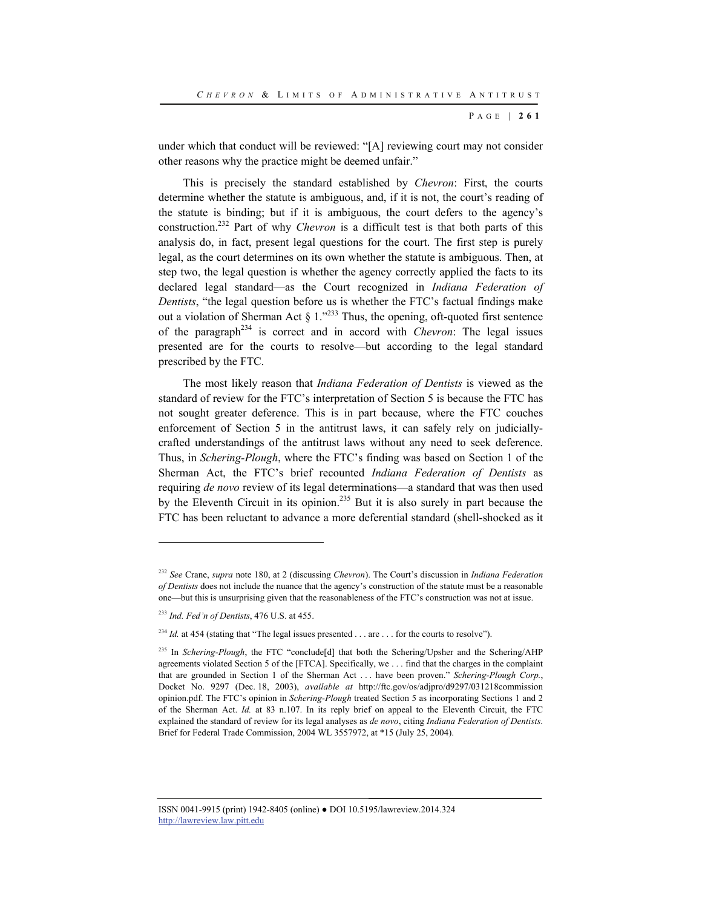under which that conduct will be reviewed: "[A] reviewing court may not consider other reasons why the practice might be deemed unfair."

This is precisely the standard established by *Chevron*: First, the courts determine whether the statute is ambiguous, and, if it is not, the court's reading of the statute is binding; but if it is ambiguous, the court defers to the agency's construction.[232] Part of why *Chevron* is a difficult test is that both parts of this analysis do, in fact, present legal questions for the court. The first step is purely legal, as the court determines on its own whether the statute is ambiguous. Then, at step two, the legal question is whether the agency correctly applied the facts to its declared legal standard—as the Court recognized in *Indiana Federation of Dentists*, "the legal question before us is whether the FTC's factual findings make out a violation of Sherman Act § 1."[233] Thus, the opening, oft-quoted first sentence of the paragraph[234] is correct and in accord with *Chevron*: The legal issues presented are for the courts to resolve—but according to the legal standard prescribed by the FTC.

The most likely reason that *Indiana Federation of Dentists* is viewed as the standard of review for the FTC's interpretation of Section 5 is because the FTC has not sought greater deference. This is in part because, where the FTC couches enforcement of Section 5 in the antitrust laws, it can safely rely on judicially-crafted understandings of the antitrust laws without any need to seek deference. Thus, in *Schering-Plough*, where the FTC's finding was based on Section 1 of the Sherman Act, the FTC's brief recounted *Indiana Federation of Dentists* as requiring *de novo* review of its legal determinations—a standard that was then used by the Eleventh Circuit in its opinion.[235] But it is also surely in part because the FTC has been reluctant to advance a more deferential standard (shell-shocked as it

---

[232] *See* Crane, *supra* note 180, at 2 (discussing *Chevron*). The Court's discussion in *Indiana Federation of Dentists* does not include the nuance that the agency's construction of the statute must be a reasonable one—but this is unsurprising given that the reasonableness of the FTC's construction was not at issue.

[233] *Ind. Fed'n of Dentists*, 476 U.S. at 455.

[234] *Id.* at 454 (stating that "The legal issues presented . . . are . . . for the courts to resolve").

[235] In *Schering-Plough*, the FTC "conclude[d] that both the Schering/Upsher and the Schering/AHP agreements violated Section 5 of the [FTCA]. Specifically, we . . . find that the charges in the complaint that are grounded in Section 1 of the Sherman Act . . . have been proven." *Schering-Plough Corp.*, Docket No. 9297 (Dec. 18, 2003), *available at* http://ftc.gov/os/adjpro/d9297/031218commission opinion.pdf. The FTC's opinion in *Schering-Plough* treated Section 5 as incorporating Sections 1 and 2 of the Sherman Act. *Id.* at 83 n.107. In its reply brief on appeal to the Eleventh Circuit, the FTC explained the standard of review for its legal analyses as *de novo*, citing *Indiana Federation of Dentists*. Brief for Federal Trade Commission, 2004 WL 3557972, at *15 (July 25, 2004).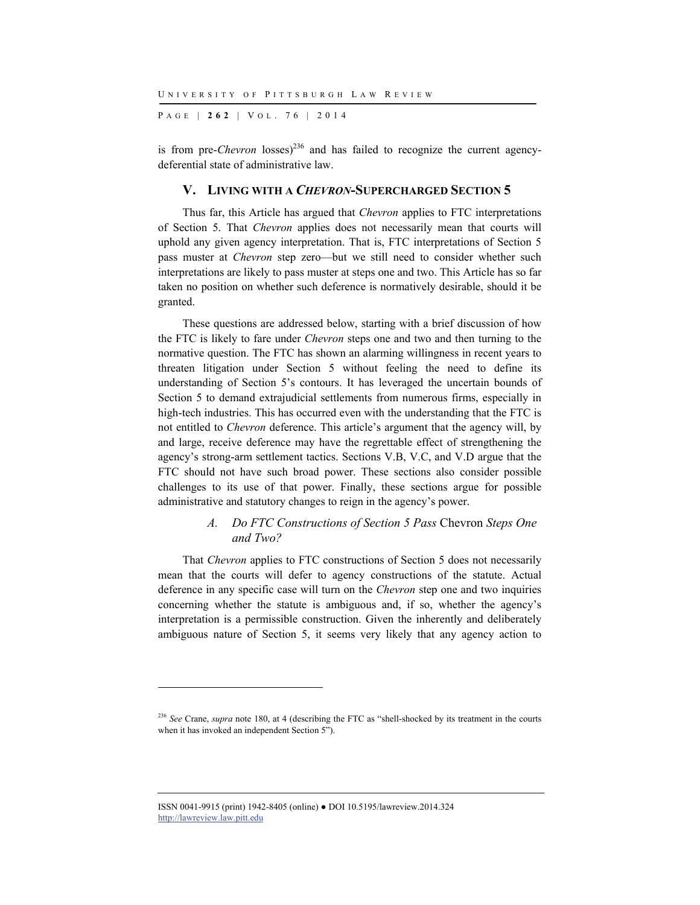is from pre-*Chevron* losses)[236] and has failed to recognize the current agency-deferential state of administrative law.

## V. LIVING WITH A *CHEVRON*-SUPERCHARGED SECTION 5

Thus far, this Article has argued that *Chevron* applies to FTC interpretations of Section 5. That *Chevron* applies does not necessarily mean that courts will uphold any given agency interpretation. That is, FTC interpretations of Section 5 pass muster at *Chevron* step zero—but we still need to consider whether such interpretations are likely to pass muster at steps one and two. This Article has so far taken no position on whether such deference is normatively desirable, should it be granted.

These questions are addressed below, starting with a brief discussion of how the FTC is likely to fare under *Chevron* steps one and two and then turning to the normative question. The FTC has shown an alarming willingness in recent years to threaten litigation under Section 5 without feeling the need to define its understanding of Section 5's contours. It has leveraged the uncertain bounds of Section 5 to demand extrajudicial settlements from numerous firms, especially in high-tech industries. This has occurred even with the understanding that the FTC is not entitled to *Chevron* deference. This article's argument that the agency will, by and large, receive deference may have the regrettable effect of strengthening the agency's strong-arm settlement tactics. Sections V.B, V.C, and V.D argue that the FTC should not have such broad power. These sections also consider possible challenges to its use of that power. Finally, these sections argue for possible administrative and statutory changes to reign in the agency's power.

### *A. Do FTC Constructions of Section 5 Pass* Chevron *Steps One and Two?*

That *Chevron* applies to FTC constructions of Section 5 does not necessarily mean that the courts will defer to agency constructions of the statute. Actual deference in any specific case will turn on the *Chevron* step one and two inquiries concerning whether the statute is ambiguous and, if so, whether the agency's interpretation is a permissible construction. Given the inherently and deliberately ambiguous nature of Section 5, it seems very likely that any agency action to

---

[236] *See* Crane, *supra* note 180, at 4 (describing the FTC as "shell-shocked by its treatment in the courts when it has invoked an independent Section 5").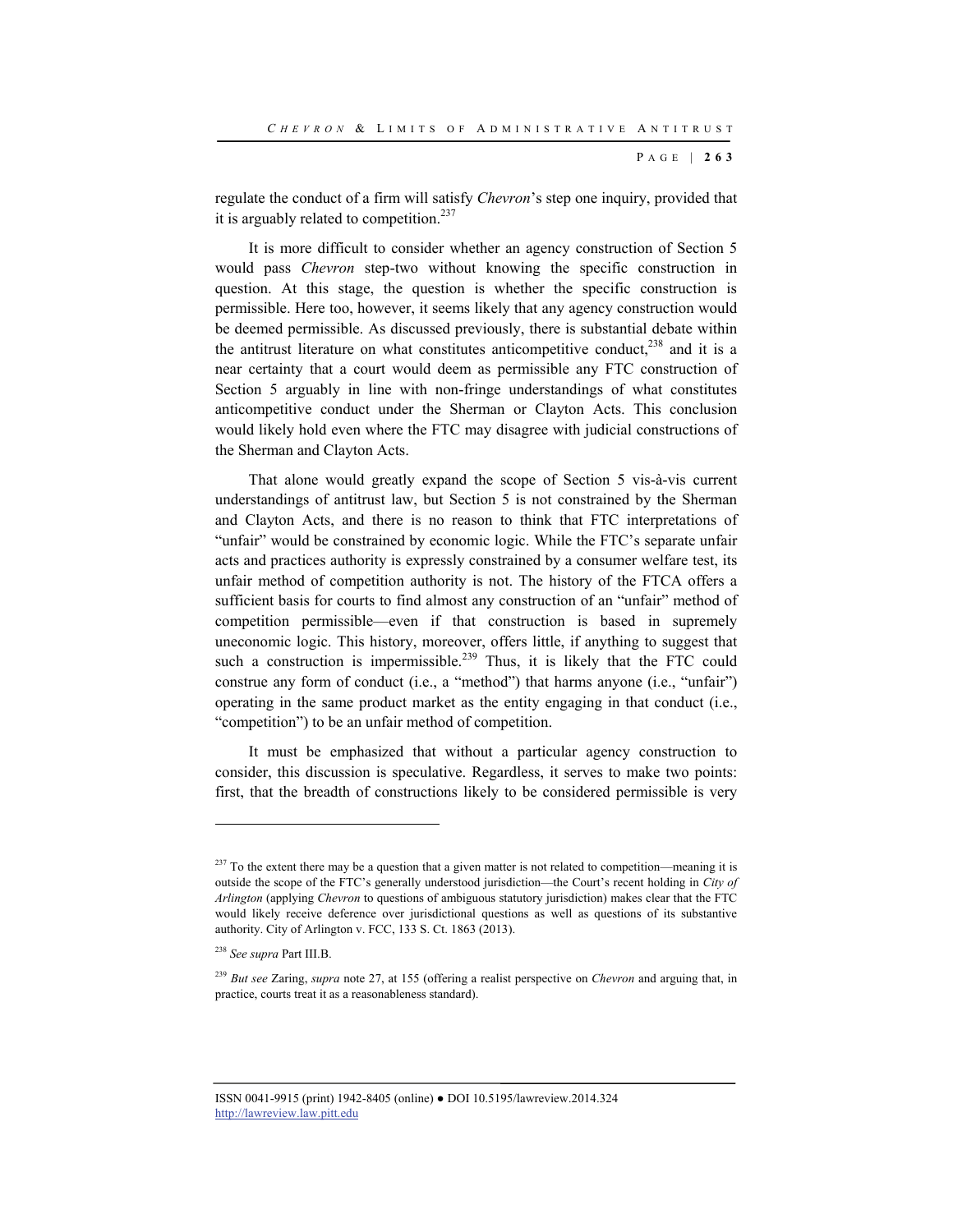regulate the conduct of a firm will satisfy *Chevron*'s step one inquiry, provided that it is arguably related to competition.[237]

It is more difficult to consider whether an agency construction of Section 5 would pass *Chevron* step-two without knowing the specific construction in question. At this stage, the question is whether the specific construction is permissible. Here too, however, it seems likely that any agency construction would be deemed permissible. As discussed previously, there is substantial debate within the antitrust literature on what constitutes anticompetitive conduct,[238] and it is a near certainty that a court would deem as permissible any FTC construction of Section 5 arguably in line with non-fringe understandings of what constitutes anticompetitive conduct under the Sherman or Clayton Acts. This conclusion would likely hold even where the FTC may disagree with judicial constructions of the Sherman and Clayton Acts.

That alone would greatly expand the scope of Section 5 vis-à-vis current understandings of antitrust law, but Section 5 is not constrained by the Sherman and Clayton Acts, and there is no reason to think that FTC interpretations of "unfair" would be constrained by economic logic. While the FTC's separate unfair acts and practices authority is expressly constrained by a consumer welfare test, its unfair method of competition authority is not. The history of the FTCA offers a sufficient basis for courts to find almost any construction of an "unfair" method of competition permissible—even if that construction is based in supremely uneconomic logic. This history, moreover, offers little, if anything to suggest that such a construction is impermissible.[239] Thus, it is likely that the FTC could construe any form of conduct (i.e., a "method") that harms anyone (i.e., "unfair") operating in the same product market as the entity engaging in that conduct (i.e., "competition") to be an unfair method of competition.

It must be emphasized that without a particular agency construction to consider, this discussion is speculative. Regardless, it serves to make two points: first, that the breadth of constructions likely to be considered permissible is very

---

[237] To the extent there may be a question that a given matter is not related to competition—meaning it is outside the scope of the FTC's generally understood jurisdiction—the Court's recent holding in *City of Arlington* (applying *Chevron* to questions of ambiguous statutory jurisdiction) makes clear that the FTC would likely receive deference over jurisdictional questions as well as questions of its substantive authority. City of Arlington v. FCC, 133 S. Ct. 1863 (2013).

[238] *See supra* Part III.B.

[239] *But see* Zaring, *supra* note 27, at 155 (offering a realist perspective on *Chevron* and arguing that, in practice, courts treat it as a reasonableness standard).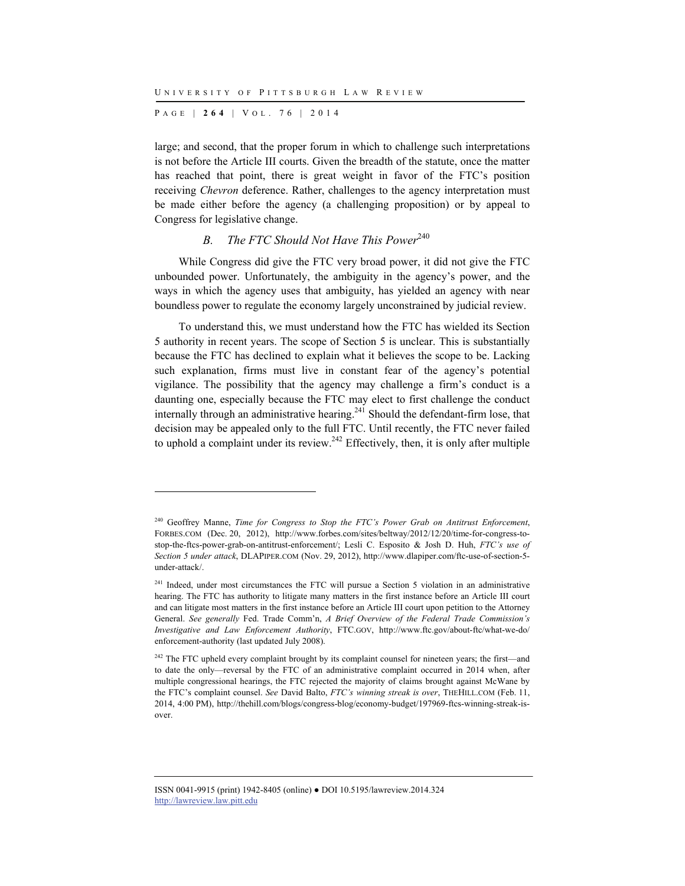large; and second, that the proper forum in which to challenge such interpretations is not before the Article III courts. Given the breadth of the statute, once the matter has reached that point, there is great weight in favor of the FTC's position receiving *Chevron* deference. Rather, challenges to the agency interpretation must be made either before the agency (a challenging proposition) or by appeal to Congress for legislative change.

### *B. The FTC Should Not Have This Power*[240]

While Congress did give the FTC very broad power, it did not give the FTC unbounded power. Unfortunately, the ambiguity in the agency's power, and the ways in which the agency uses that ambiguity, has yielded an agency with near boundless power to regulate the economy largely unconstrained by judicial review.

To understand this, we must understand how the FTC has wielded its Section 5 authority in recent years. The scope of Section 5 is unclear. This is substantially because the FTC has declined to explain what it believes the scope to be. Lacking such explanation, firms must live in constant fear of the agency's potential vigilance. The possibility that the agency may challenge a firm's conduct is a daunting one, especially because the FTC may elect to first challenge the conduct internally through an administrative hearing.[241] Should the defendant-firm lose, that decision may be appealed only to the full FTC. Until recently, the FTC never failed to uphold a complaint under its review.[242] Effectively, then, it is only after multiple

---

[240] Geoffrey Manne, *Time for Congress to Stop the FTC's Power Grab on Antitrust Enforcement*, FORBES.COM (Dec. 20, 2012), http://www.forbes.com/sites/beltway/2012/12/20/time-for-congress-to-stop-the-ftcs-power-grab-on-antitrust-enforcement/; Lesli C. Esposito & Josh D. Huh, *FTC's use of Section 5 under attack*, DLAPIPER.COM (Nov. 29, 2012), http://www.dlapiper.com/ftc-use-of-section-5-under-attack/.

[241] Indeed, under most circumstances the FTC will pursue a Section 5 violation in an administrative hearing. The FTC has authority to litigate many matters in the first instance before an Article III court and can litigate most matters in the first instance before an Article III court upon petition to the Attorney General. *See generally* Fed. Trade Comm'n, *A Brief Overview of the Federal Trade Commission's Investigative and Law Enforcement Authority*, FTC.GOV, http://www.ftc.gov/about-ftc/what-we-do/enforcement-authority (last updated July 2008).

[242] The FTC upheld every complaint brought by its complaint counsel for nineteen years; the first—and to date the only—reversal by the FTC of an administrative complaint occurred in 2014 when, after multiple congressional hearings, the FTC rejected the majority of claims brought against McWane by the FTC's complaint counsel. *See* David Balto, *FTC's winning streak is over*, THEHILL.COM (Feb. 11, 2014, 4:00 PM), http://thehill.com/blogs/congress-blog/economy-budget/197969-ftcs-winning-streak-is-over.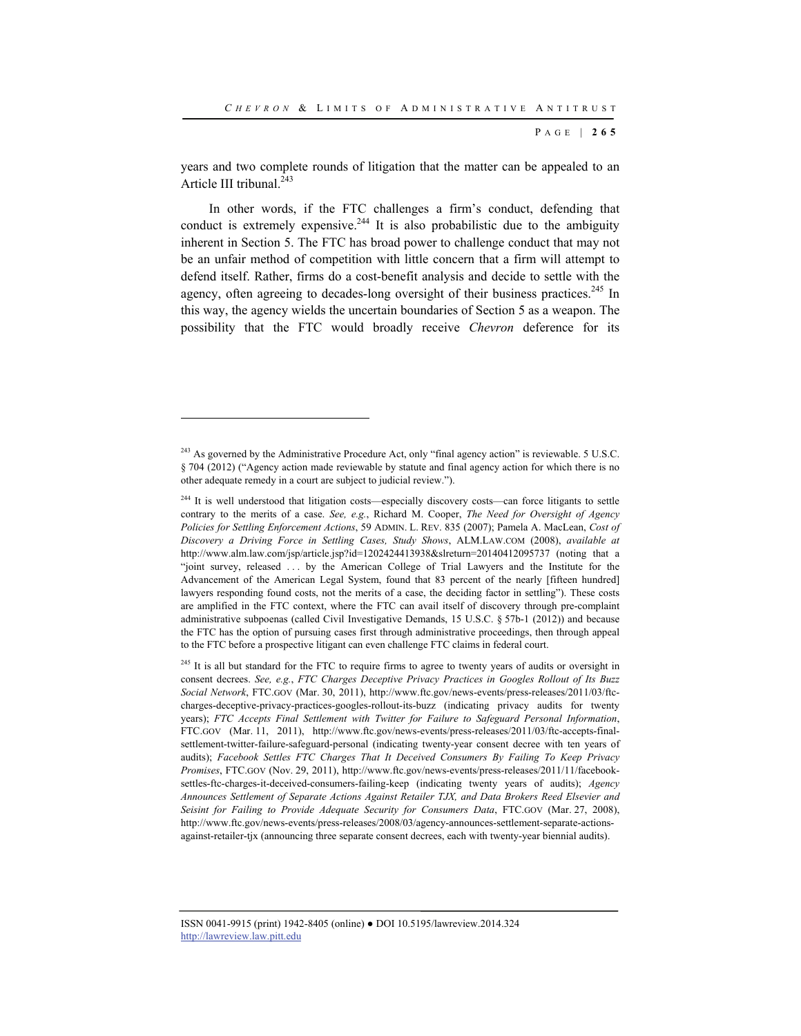years and two complete rounds of litigation that the matter can be appealed to an Article III tribunal.[243]

In other words, if the FTC challenges a firm's conduct, defending that conduct is extremely expensive.[244] It is also probabilistic due to the ambiguity inherent in Section 5. The FTC has broad power to challenge conduct that may not be an unfair method of competition with little concern that a firm will attempt to defend itself. Rather, firms do a cost-benefit analysis and decide to settle with the agency, often agreeing to decades-long oversight of their business practices.[245] In this way, the agency wields the uncertain boundaries of Section 5 as a weapon. The possibility that the FTC would broadly receive *Chevron* deference for its

---

[243] As governed by the Administrative Procedure Act, only "final agency action" is reviewable. 5 U.S.C. § 704 (2012) ("Agency action made reviewable by statute and final agency action for which there is no other adequate remedy in a court are subject to judicial review.").

[244] It is well understood that litigation costs—especially discovery costs—can force litigants to settle contrary to the merits of a case. *See, e.g.*, Richard M. Cooper, *The Need for Oversight of Agency Policies for Settling Enforcement Actions*, 59 ADMIN. L. REV. 835 (2007); Pamela A. MacLean, *Cost of Discovery a Driving Force in Settling Cases, Study Shows*, ALM.LAW.COM (2008), *available at* http://www.alm.law.com/jsp/article.jsp?id=1202424413938&slreturn=20140412095737 (noting that a "joint survey, released . . . by the American College of Trial Lawyers and the Institute for the Advancement of the American Legal System, found that 83 percent of the nearly [fifteen hundred] lawyers responding found costs, not the merits of a case, the deciding factor in settling"). These costs are amplified in the FTC context, where the FTC can avail itself of discovery through pre-complaint administrative subpoenas (called Civil Investigative Demands, 15 U.S.C. § 57b-1 (2012)) and because the FTC has the option of pursuing cases first through administrative proceedings, then through appeal to the FTC before a prospective litigant can even challenge FTC claims in federal court.

[245] It is all but standard for the FTC to require firms to agree to twenty years of audits or oversight in consent decrees. *See, e.g.*, *FTC Charges Deceptive Privacy Practices in Googles Rollout of Its Buzz Social Network*, FTC.GOV (Mar. 30, 2011), http://www.ftc.gov/news-events/press-releases/2011/03/ftc-charges-deceptive-privacy-practices-googles-rollout-its-buzz (indicating privacy audits for twenty years); *FTC Accepts Final Settlement with Twitter for Failure to Safeguard Personal Information*, FTC.GOV (Mar. 11, 2011), http://www.ftc.gov/news-events/press-releases/2011/03/ftc-accepts-final-settlement-twitter-failure-safeguard-personal (indicating twenty-year consent decree with ten years of audits); *Facebook Settles FTC Charges That It Deceived Consumers By Failing To Keep Privacy Promises*, FTC.GOV (Nov. 29, 2011), http://www.ftc.gov/news-events/press-releases/2011/11/facebook-settles-ftc-charges-it-deceived-consumers-failing-keep (indicating twenty years of audits); *Agency Announces Settlement of Separate Actions Against Retailer TJX, and Data Brokers Reed Elsevier and Seisint for Failing to Provide Adequate Security for Consumers Data*, FTC.GOV (Mar. 27, 2008), http://www.ftc.gov/news-events/press-releases/2008/03/agency-announces-settlement-separate-actions-against-retailer-tjx (announcing three separate consent decrees, each with twenty-year biennial audits).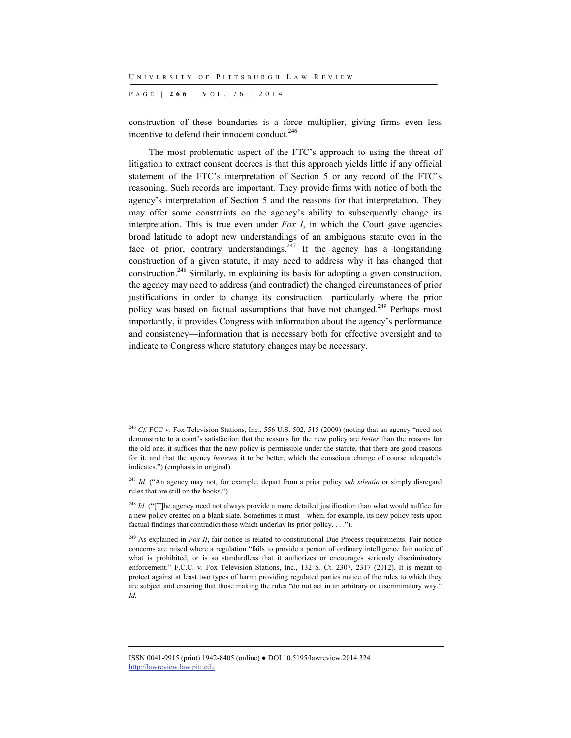construction of these boundaries is a force multiplier, giving firms even less incentive to defend their innocent conduct.[246]

The most problematic aspect of the FTC's approach to using the threat of litigation to extract consent decrees is that this approach yields little if any official statement of the FTC's interpretation of Section 5 or any record of the FTC's reasoning. Such records are important. They provide firms with notice of both the agency's interpretation of Section 5 and the reasons for that interpretation. They may offer some constraints on the agency's ability to subsequently change its interpretation. This is true even under *Fox I*, in which the Court gave agencies broad latitude to adopt new understandings of an ambiguous statute even in the face of prior, contrary understandings.[247] If the agency has a longstanding construction of a given statute, it may need to address why it has changed that construction.[248] Similarly, in explaining its basis for adopting a given construction, the agency may need to address (and contradict) the changed circumstances of prior justifications in order to change its construction—particularly where the prior policy was based on factual assumptions that have not changed.[249] Perhaps most importantly, it provides Congress with information about the agency's performance and consistency—information that is necessary both for effective oversight and to indicate to Congress where statutory changes may be necessary.

---

[246] *Cf.* FCC v. Fox Television Stations, Inc., 556 U.S. 502, 515 (2009) (noting that an agency "need not demonstrate to a court's satisfaction that the reasons for the new policy are *better* than the reasons for the old one; it suffices that the new policy is permissible under the statute, that there are good reasons for it, and that the agency *believes* it to be better, which the conscious change of course adequately indicates.") (emphasis in original).

[247] *Id.* ("An agency may not, for example, depart from a prior policy *sub silentio* or simply disregard rules that are still on the books.").

[248] *Id.* ("[T]he agency need not always provide a more detailed justification than what would suffice for a new policy created on a blank slate. Sometimes it must—when, for example, its new policy rests upon factual findings that contradict those which underlay its prior policy. . . .").

[249] As explained in *Fox II*, fair notice is related to constitutional Due Process requirements. Fair notice concerns are raised where a regulation "fails to provide a person of ordinary intelligence fair notice of what is prohibited, or is so standardless that it authorizes or encourages seriously discriminatory enforcement." F.C.C. v. Fox Television Stations, Inc., 132 S. Ct. 2307, 2317 (2012). It is meant to protect against at least two types of harm: providing regulated parties notice of the rules to which they are subject and ensuring that those making the rules "do not act in an arbitrary or discriminatory way." *Id.*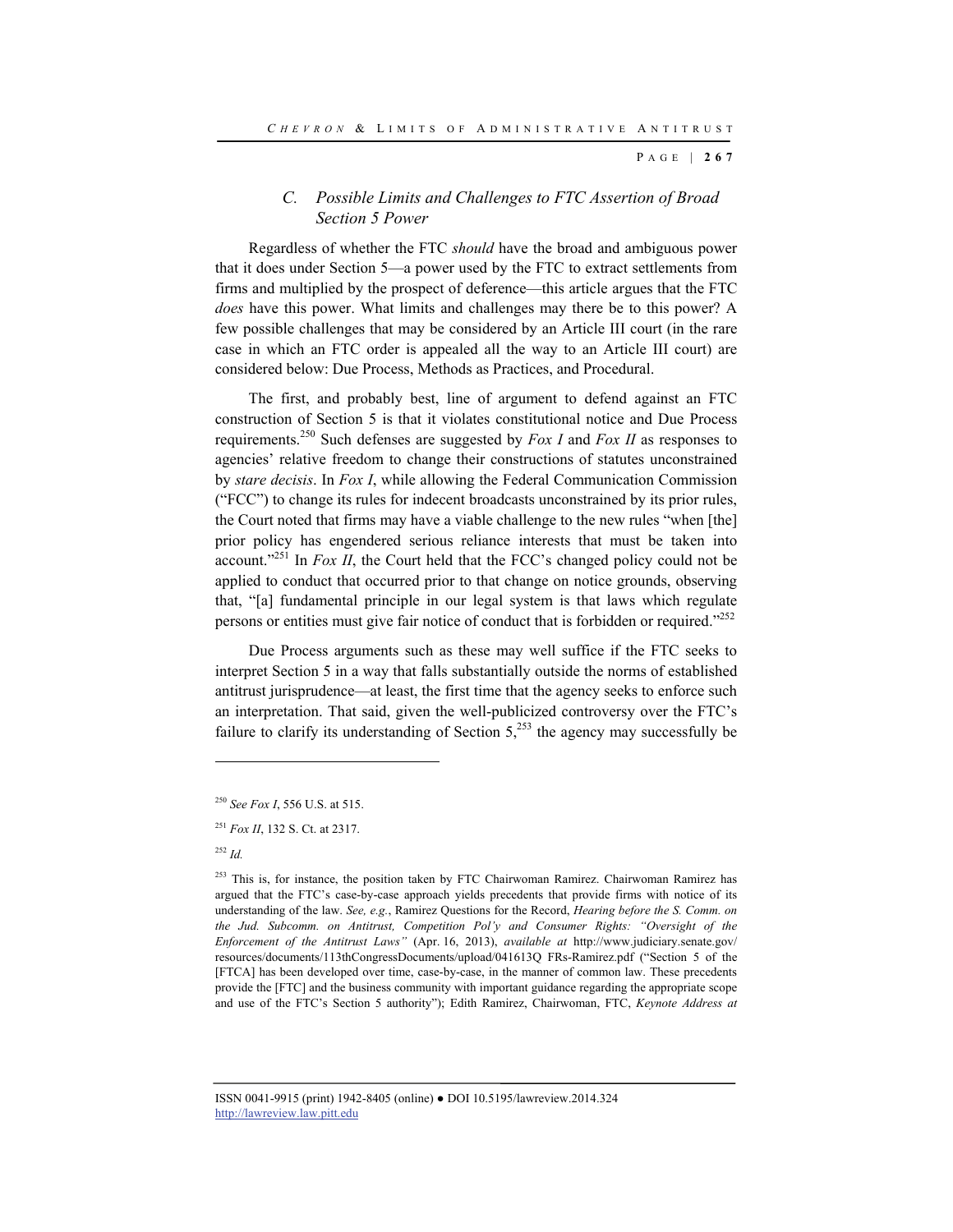### *C. Possible Limits and Challenges to FTC Assertion of Broad Section 5 Power*

Regardless of whether the FTC *should* have the broad and ambiguous power that it does under Section 5—a power used by the FTC to extract settlements from firms and multiplied by the prospect of deference—this article argues that the FTC *does* have this power. What limits and challenges may there be to this power? A few possible challenges that may be considered by an Article III court (in the rare case in which an FTC order is appealed all the way to an Article III court) are considered below: Due Process, Methods as Practices, and Procedural.

The first, and probably best, line of argument to defend against an FTC construction of Section 5 is that it violates constitutional notice and Due Process requirements.[250] Such defenses are suggested by *Fox I* and *Fox II* as responses to agencies' relative freedom to change their constructions of statutes unconstrained by *stare decisis*. In *Fox I*, while allowing the Federal Communication Commission ("FCC") to change its rules for indecent broadcasts unconstrained by its prior rules, the Court noted that firms may have a viable challenge to the new rules "when [the] prior policy has engendered serious reliance interests that must be taken into account."[251] In *Fox II*, the Court held that the FCC's changed policy could not be applied to conduct that occurred prior to that change on notice grounds, observing that, "[a] fundamental principle in our legal system is that laws which regulate persons or entities must give fair notice of conduct that is forbidden or required."[252]

Due Process arguments such as these may well suffice if the FTC seeks to interpret Section 5 in a way that falls substantially outside the norms of established antitrust jurisprudence—at least, the first time that the agency seeks to enforce such an interpretation. That said, given the well-publicized controversy over the FTC's failure to clarify its understanding of Section 5,[253] the agency may successfully be

---

[250] *See Fox I*, 556 U.S. at 515.

[251] *Fox II*, 132 S. Ct. at 2317.

[252] *Id.*

[253] This is, for instance, the position taken by FTC Chairwoman Ramirez. Chairwoman Ramirez has argued that the FTC's case-by-case approach yields precedents that provide firms with notice of its understanding of the law. *See, e.g.*, Ramirez Questions for the Record, *Hearing before the S. Comm. on the Jud. Subcomm. on Antitrust, Competition Pol'y and Consumer Rights: "Oversight of the Enforcement of the Antitrust Laws"* (Apr. 16, 2013), *available at* http://www.judiciary.senate.gov/resources/documents/113thCongressDocuments/upload/041613Q FRs-Ramirez.pdf ("Section 5 of the [FTCA] has been developed over time, case-by-case, in the manner of common law. These precedents provide the [FTC] and the business community with important guidance regarding the appropriate scope and use of the FTC's Section 5 authority"); Edith Ramirez, Chairwoman, FTC, *Keynote Address at*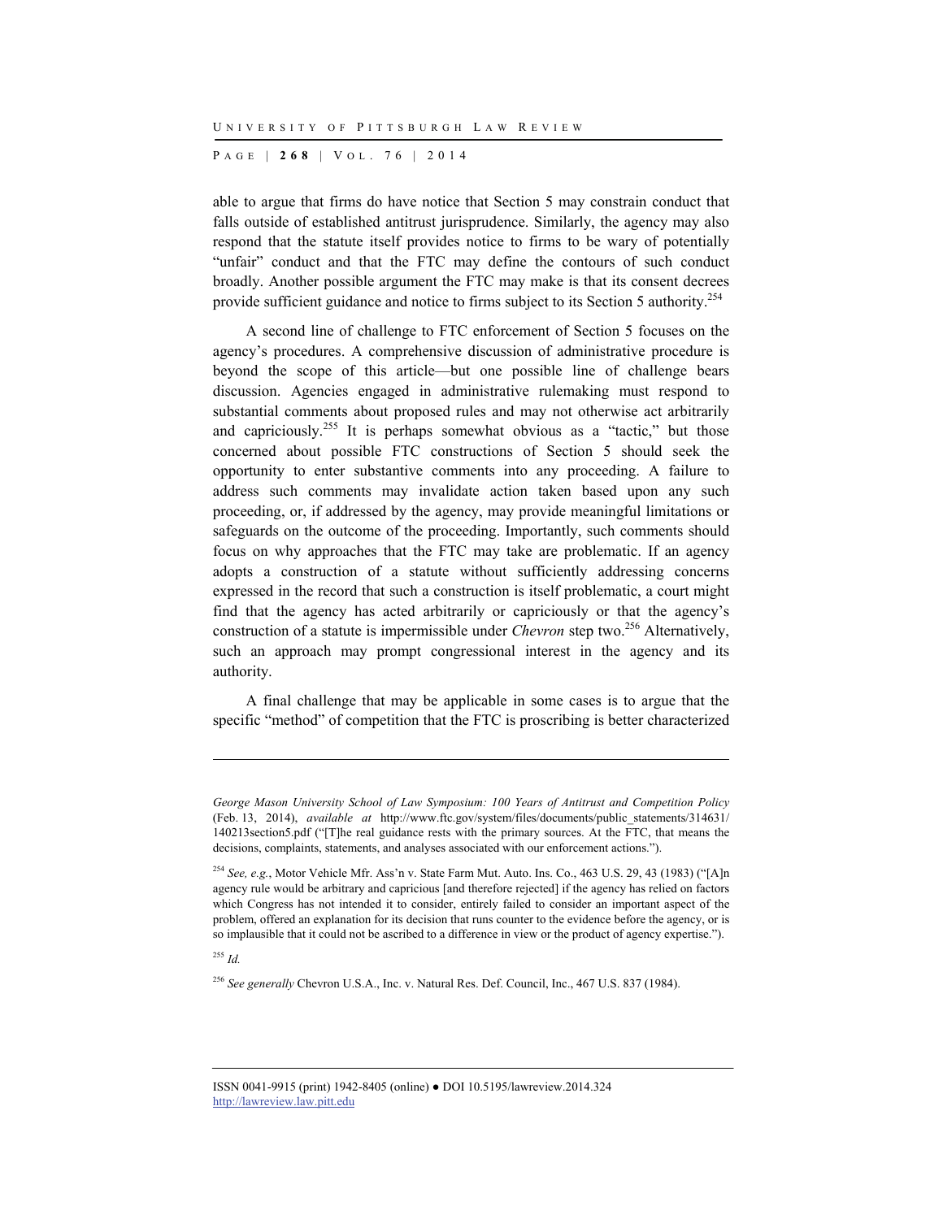able to argue that firms do have notice that Section 5 may constrain conduct that falls outside of established antitrust jurisprudence. Similarly, the agency may also respond that the statute itself provides notice to firms to be wary of potentially "unfair" conduct and that the FTC may define the contours of such conduct broadly. Another possible argument the FTC may make is that its consent decrees provide sufficient guidance and notice to firms subject to its Section 5 authority.[254]

A second line of challenge to FTC enforcement of Section 5 focuses on the agency's procedures. A comprehensive discussion of administrative procedure is beyond the scope of this article—but one possible line of challenge bears discussion. Agencies engaged in administrative rulemaking must respond to substantial comments about proposed rules and may not otherwise act arbitrarily and capriciously.[255] It is perhaps somewhat obvious as a "tactic," but those concerned about possible FTC constructions of Section 5 should seek the opportunity to enter substantive comments into any proceeding. A failure to address such comments may invalidate action taken based upon any such proceeding, or, if addressed by the agency, may provide meaningful limitations or safeguards on the outcome of the proceeding. Importantly, such comments should focus on why approaches that the FTC may take are problematic. If an agency adopts a construction of a statute without sufficiently addressing concerns expressed in the record that such a construction is itself problematic, a court might find that the agency has acted arbitrarily or capriciously or that the agency's construction of a statute is impermissible under *Chevron* step two.[256] Alternatively, such an approach may prompt congressional interest in the agency and its authority.

A final challenge that may be applicable in some cases is to argue that the specific "method" of competition that the FTC is proscribing is better characterized

---

*George Mason University School of Law Symposium: 100 Years of Antitrust and Competition Policy* (Feb. 13, 2014), *available at* http://www.ftc.gov/system/files/documents/public_statements/314631/140213section5.pdf ("[T]he real guidance rests with the primary sources. At the FTC, that means the decisions, complaints, statements, and analyses associated with our enforcement actions.").

[254] *See, e.g.*, Motor Vehicle Mfr. Ass'n v. State Farm Mut. Auto. Ins. Co., 463 U.S. 29, 43 (1983) ("[A]n agency rule would be arbitrary and capricious [and therefore rejected] if the agency has relied on factors which Congress has not intended it to consider, entirely failed to consider an important aspect of the problem, offered an explanation for its decision that runs counter to the evidence before the agency, or is so implausible that it could not be ascribed to a difference in view or the product of agency expertise.").

[255] *Id.*

[256] *See generally* Chevron U.S.A., Inc. v. Natural Res. Def. Council, Inc., 467 U.S. 837 (1984).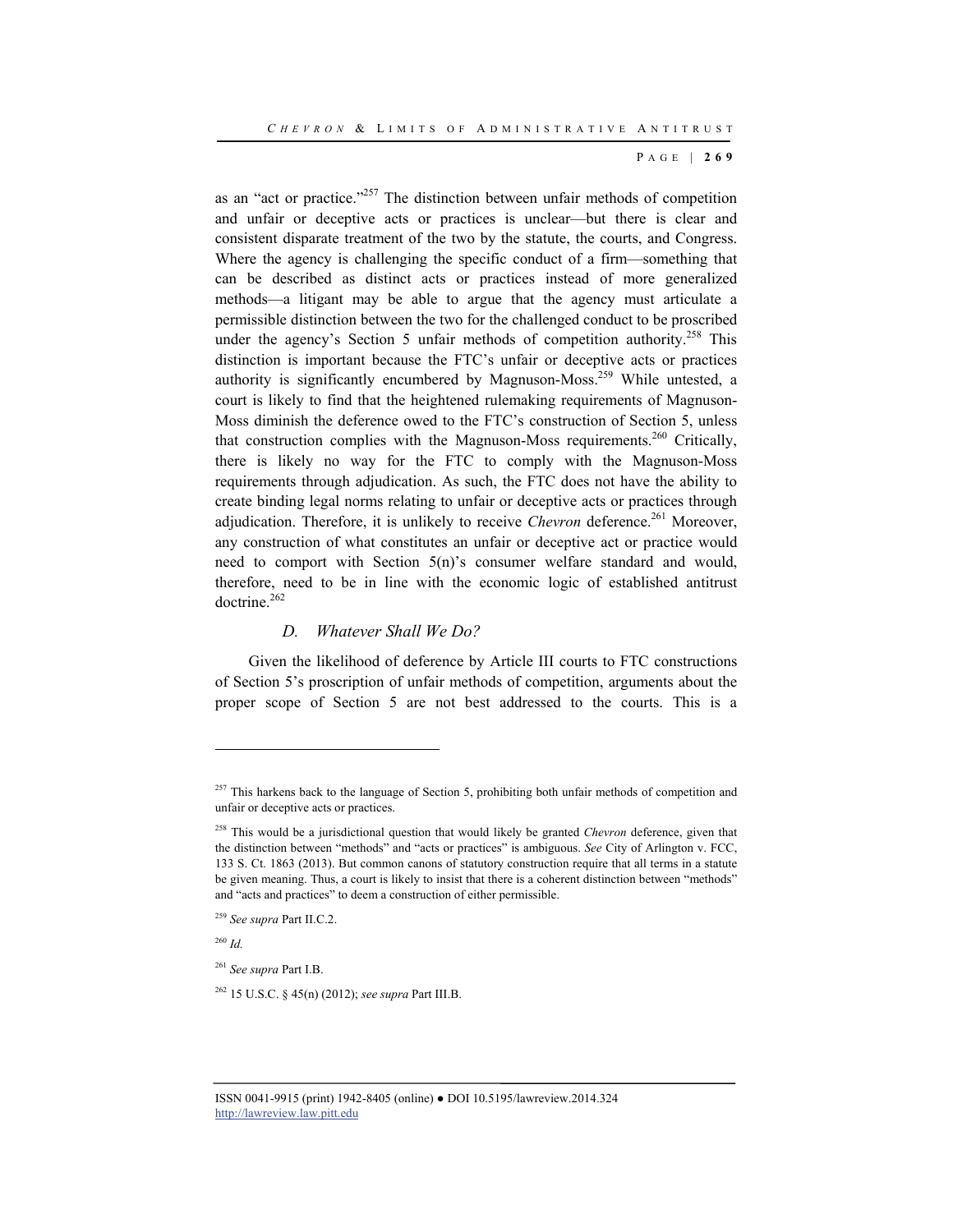as an "act or practice."[257] The distinction between unfair methods of competition and unfair or deceptive acts or practices is unclear—but there is clear and consistent disparate treatment of the two by the statute, the courts, and Congress. Where the agency is challenging the specific conduct of a firm—something that can be described as distinct acts or practices instead of more generalized methods—a litigant may be able to argue that the agency must articulate a permissible distinction between the two for the challenged conduct to be proscribed under the agency's Section 5 unfair methods of competition authority.[258] This distinction is important because the FTC's unfair or deceptive acts or practices authority is significantly encumbered by Magnuson-Moss.[259] While untested, a court is likely to find that the heightened rulemaking requirements of Magnuson-Moss diminish the deference owed to the FTC's construction of Section 5, unless that construction complies with the Magnuson-Moss requirements.[260] Critically, there is likely no way for the FTC to comply with the Magnuson-Moss requirements through adjudication. As such, the FTC does not have the ability to create binding legal norms relating to unfair or deceptive acts or practices through adjudication. Therefore, it is unlikely to receive *Chevron* deference.[261] Moreover, any construction of what constitutes an unfair or deceptive act or practice would need to comport with Section 5(n)'s consumer welfare standard and would, therefore, need to be in line with the economic logic of established antitrust doctrine.[262]

### *D. Whatever Shall We Do?*

Given the likelihood of deference by Article III courts to FTC constructions of Section 5's proscription of unfair methods of competition, arguments about the proper scope of Section 5 are not best addressed to the courts. This is a

---

[257] This harkens back to the language of Section 5, prohibiting both unfair methods of competition and unfair or deceptive acts or practices.

[258] This would be a jurisdictional question that would likely be granted *Chevron* deference, given that the distinction between "methods" and "acts or practices" is ambiguous. *See* City of Arlington v. FCC, 133 S. Ct. 1863 (2013). But common canons of statutory construction require that all terms in a statute be given meaning. Thus, a court is likely to insist that there is a coherent distinction between "methods" and "acts and practices" to deem a construction of either permissible.

[259] *See supra* Part II.C.2.

[260] *Id.*

[261] *See supra* Part I.B.

[262] 15 U.S.C. § 45(n) (2012); *see supra* Part III.B.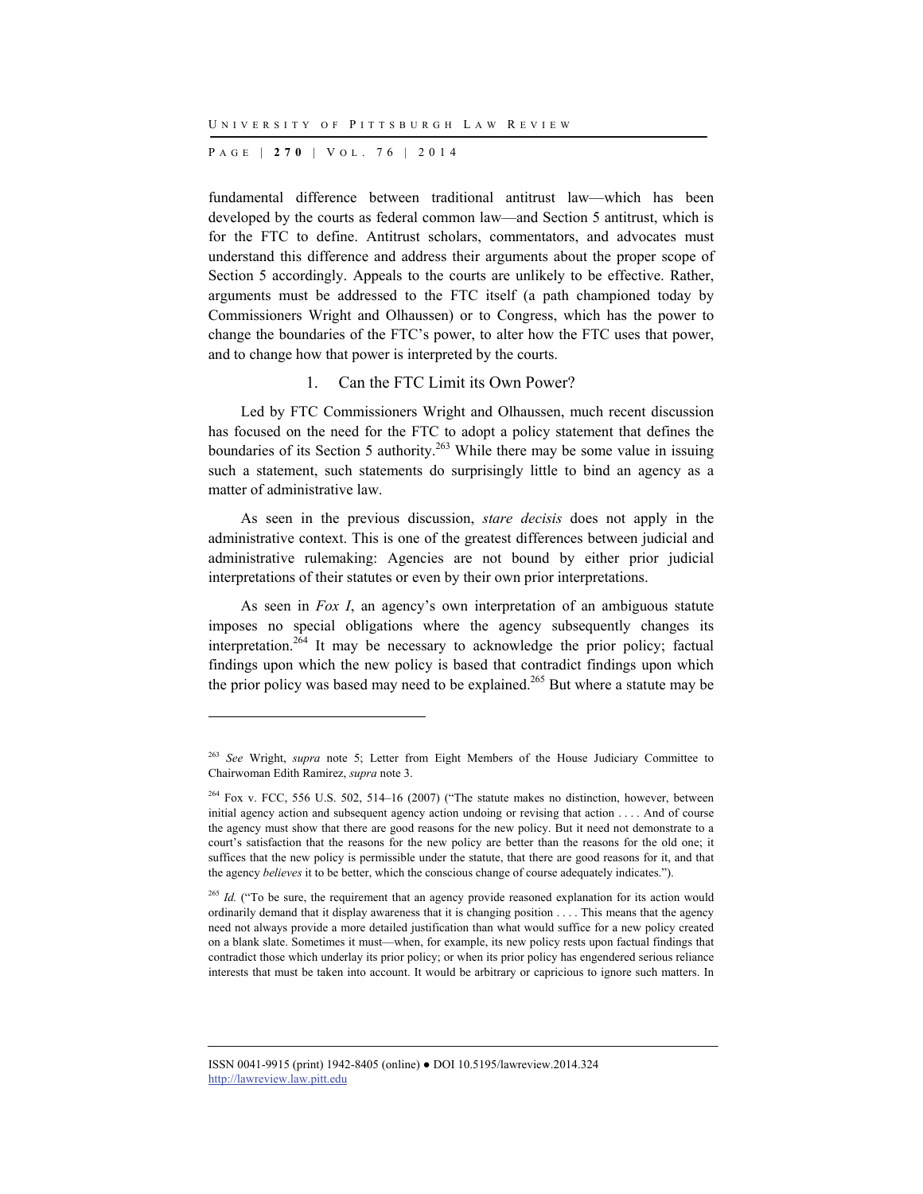fundamental difference between traditional antitrust law—which has been developed by the courts as federal common law—and Section 5 antitrust, which is for the FTC to define. Antitrust scholars, commentators, and advocates must understand this difference and address their arguments about the proper scope of Section 5 accordingly. Appeals to the courts are unlikely to be effective. Rather, arguments must be addressed to the FTC itself (a path championed today by Commissioners Wright and Olhaussen) or to Congress, which has the power to change the boundaries of the FTC's power, to alter how the FTC uses that power, and to change how that power is interpreted by the courts.

### 1. Can the FTC Limit its Own Power?

Led by FTC Commissioners Wright and Olhaussen, much recent discussion has focused on the need for the FTC to adopt a policy statement that defines the boundaries of its Section 5 authority.[263] While there may be some value in issuing such a statement, such statements do surprisingly little to bind an agency as a matter of administrative law.

As seen in the previous discussion, *stare decisis* does not apply in the administrative context. This is one of the greatest differences between judicial and administrative rulemaking: Agencies are not bound by either prior judicial interpretations of their statutes or even by their own prior interpretations.

As seen in *Fox I*, an agency's own interpretation of an ambiguous statute imposes no special obligations where the agency subsequently changes its interpretation.[264] It may be necessary to acknowledge the prior policy; factual findings upon which the new policy is based that contradict findings upon which the prior policy was based may need to be explained.[265] But where a statute may be

---

[263] *See* Wright, *supra* note 5; Letter from Eight Members of the House Judiciary Committee to Chairwoman Edith Ramirez, *supra* note 3.

[264] Fox v. FCC, 556 U.S. 502, 514–16 (2007) ("The statute makes no distinction, however, between initial agency action and subsequent agency action undoing or revising that action . . . . And of course the agency must show that there are good reasons for the new policy. But it need not demonstrate to a court's satisfaction that the reasons for the new policy are better than the reasons for the old one; it suffices that the new policy is permissible under the statute, that there are good reasons for it, and that the agency *believes* it to be better, which the conscious change of course adequately indicates.").

[265] *Id.* ("To be sure, the requirement that an agency provide reasoned explanation for its action would ordinarily demand that it display awareness that it is changing position . . . . This means that the agency need not always provide a more detailed justification than what would suffice for a new policy created on a blank slate. Sometimes it must—when, for example, its new policy rests upon factual findings that contradict those which underlay its prior policy; or when its prior policy has engendered serious reliance interests that must be taken into account. It would be arbitrary or capricious to ignore such matters. In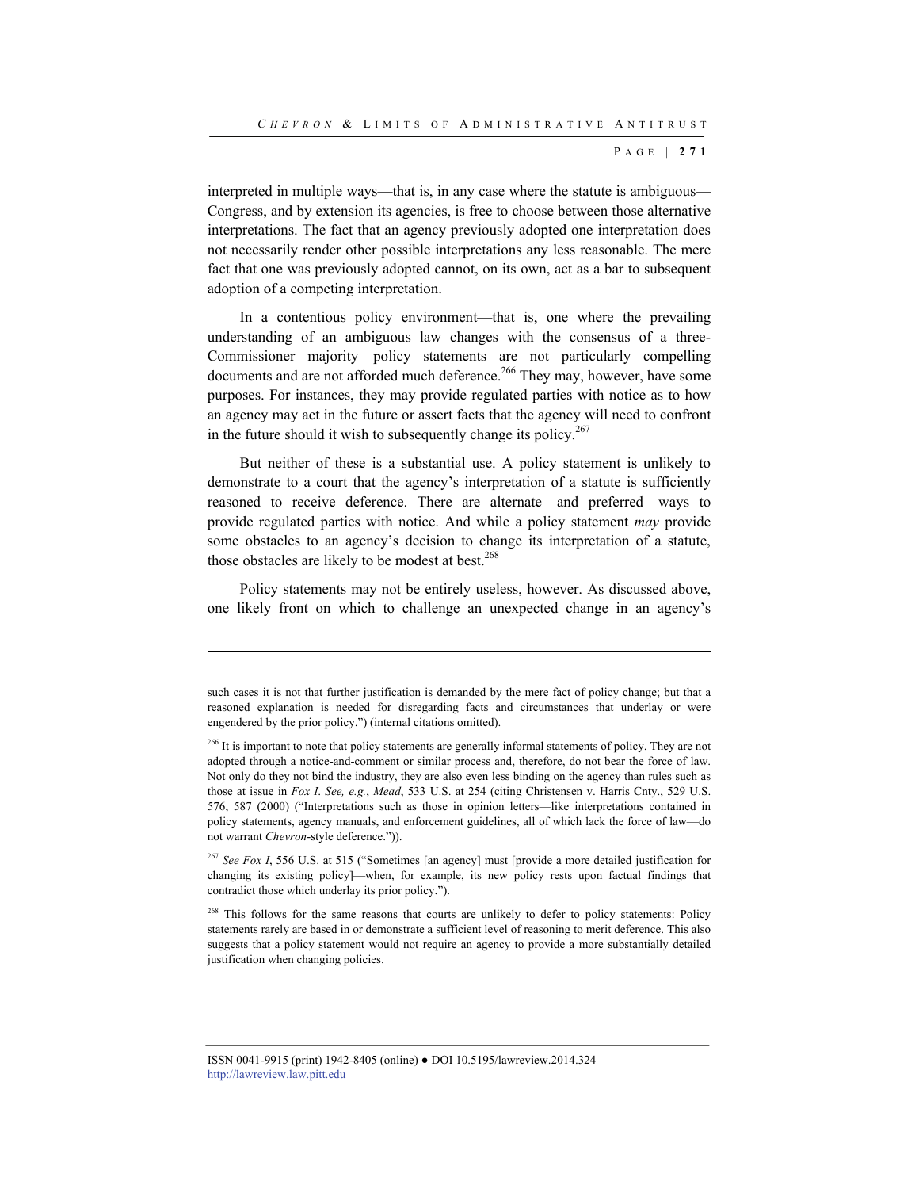interpreted in multiple ways—that is, in any case where the statute is ambiguous—Congress, and by extension its agencies, is free to choose between those alternative interpretations. The fact that an agency previously adopted one interpretation does not necessarily render other possible interpretations any less reasonable. The mere fact that one was previously adopted cannot, on its own, act as a bar to subsequent adoption of a competing interpretation.

In a contentious policy environment—that is, one where the prevailing understanding of an ambiguous law changes with the consensus of a three-Commissioner majority—policy statements are not particularly compelling documents and are not afforded much deference.[266] They may, however, have some purposes. For instances, they may provide regulated parties with notice as to how an agency may act in the future or assert facts that the agency will need to confront in the future should it wish to subsequently change its policy.[267]

But neither of these is a substantial use. A policy statement is unlikely to demonstrate to a court that the agency's interpretation of a statute is sufficiently reasoned to receive deference. There are alternate—and preferred—ways to provide regulated parties with notice. And while a policy statement *may* provide some obstacles to an agency's decision to change its interpretation of a statute, those obstacles are likely to be modest at best.[268]

Policy statements may not be entirely useless, however. As discussed above, one likely front on which to challenge an unexpected change in an agency's

---

such cases it is not that further justification is demanded by the mere fact of policy change; but that a reasoned explanation is needed for disregarding facts and circumstances that underlay or were engendered by the prior policy.") (internal citations omitted).

[266] It is important to note that policy statements are generally informal statements of policy. They are not adopted through a notice-and-comment or similar process and, therefore, do not bear the force of law. Not only do they not bind the industry, they are also even less binding on the agency than rules such as those at issue in *Fox I*. *See, e.g.*, *Mead*, 533 U.S. at 254 (citing Christensen v. Harris Cnty., 529 U.S. 576, 587 (2000) ("Interpretations such as those in opinion letters—like interpretations contained in policy statements, agency manuals, and enforcement guidelines, all of which lack the force of law—do not warrant *Chevron*-style deference.")).

[267] *See Fox I*, 556 U.S. at 515 ("Sometimes [an agency] must [provide a more detailed justification for changing its existing policy]—when, for example, its new policy rests upon factual findings that contradict those which underlay its prior policy.").

[268] This follows for the same reasons that courts are unlikely to defer to policy statements: Policy statements rarely are based in or demonstrate a sufficient level of reasoning to merit deference. This also suggests that a policy statement would not require an agency to provide a more substantially detailed justification when changing policies.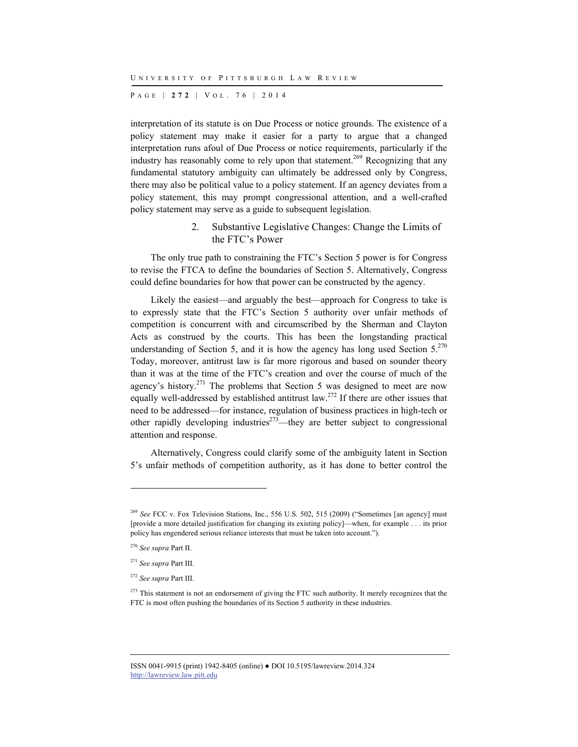interpretation of its statute is on Due Process or notice grounds. The existence of a policy statement may make it easier for a party to argue that a changed interpretation runs afoul of Due Process or notice requirements, particularly if the industry has reasonably come to rely upon that statement.[269] Recognizing that any fundamental statutory ambiguity can ultimately be addressed only by Congress, there may also be political value to a policy statement. If an agency deviates from a policy statement, this may prompt congressional attention, and a well-crafted policy statement may serve as a guide to subsequent legislation.

### 2. Substantive Legislative Changes: Change the Limits of the FTC's Power

The only true path to constraining the FTC's Section 5 power is for Congress to revise the FTCA to define the boundaries of Section 5. Alternatively, Congress could define boundaries for how that power can be constructed by the agency.

Likely the easiest—and arguably the best—approach for Congress to take is to expressly state that the FTC's Section 5 authority over unfair methods of competition is concurrent with and circumscribed by the Sherman and Clayton Acts as construed by the courts. This has been the longstanding practical understanding of Section 5, and it is how the agency has long used Section 5.[270] Today, moreover, antitrust law is far more rigorous and based on sounder theory than it was at the time of the FTC's creation and over the course of much of the agency's history.[271] The problems that Section 5 was designed to meet are now equally well-addressed by established antitrust law.[272] If there are other issues that need to be addressed—for instance, regulation of business practices in high-tech or other rapidly developing industries[273]—they are better subject to congressional attention and response.

Alternatively, Congress could clarify some of the ambiguity latent in Section 5's unfair methods of competition authority, as it has done to better control the

---

[269] *See* FCC v. Fox Television Stations, Inc., 556 U.S. 502, 515 (2009) ("Sometimes [an agency] must [provide a more detailed justification for changing its existing policy]—when, for example . . . its prior policy has engendered serious reliance interests that must be taken into account.").

[270] *See supra* Part II.

[271] *See supra* Part III.

[272] *See supra* Part III.

[273] This statement is not an endorsement of giving the FTC such authority. It merely recognizes that the FTC is most often pushing the boundaries of its Section 5 authority in these industries.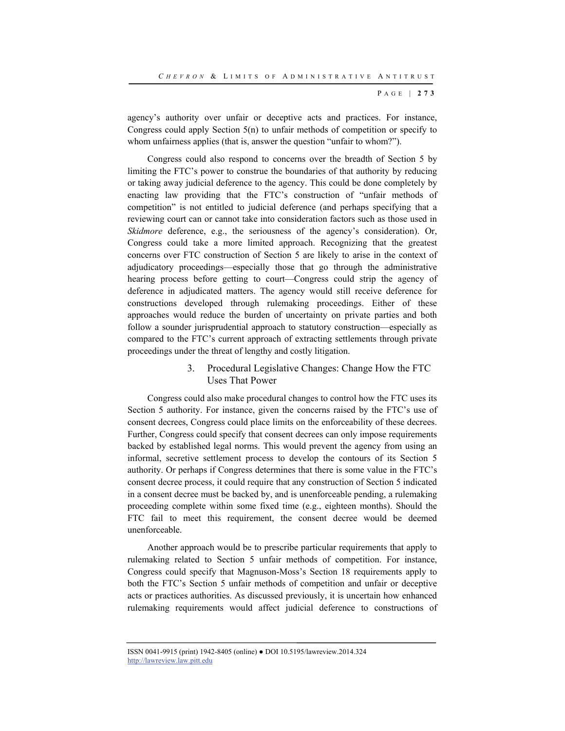agency's authority over unfair or deceptive acts and practices. For instance, Congress could apply Section 5(n) to unfair methods of competition or specify to whom unfairness applies (that is, answer the question "unfair to whom?").

Congress could also respond to concerns over the breadth of Section 5 by limiting the FTC's power to construe the boundaries of that authority by reducing or taking away judicial deference to the agency. This could be done completely by enacting law providing that the FTC's construction of "unfair methods of competition" is not entitled to judicial deference (and perhaps specifying that a reviewing court can or cannot take into consideration factors such as those used in *Skidmore* deference, e.g., the seriousness of the agency's consideration). Or, Congress could take a more limited approach. Recognizing that the greatest concerns over FTC construction of Section 5 are likely to arise in the context of adjudicatory proceedings—especially those that go through the administrative hearing process before getting to court—Congress could strip the agency of deference in adjudicated matters. The agency would still receive deference for constructions developed through rulemaking proceedings. Either of these approaches would reduce the burden of uncertainty on private parties and both follow a sounder jurisprudential approach to statutory construction—especially as compared to the FTC's current approach of extracting settlements through private proceedings under the threat of lengthy and costly litigation.

### 3. Procedural Legislative Changes: Change How the FTC Uses That Power

Congress could also make procedural changes to control how the FTC uses its Section 5 authority. For instance, given the concerns raised by the FTC's use of consent decrees, Congress could place limits on the enforceability of these decrees. Further, Congress could specify that consent decrees can only impose requirements backed by established legal norms. This would prevent the agency from using an informal, secretive settlement process to develop the contours of its Section 5 authority. Or perhaps if Congress determines that there is some value in the FTC's consent decree process, it could require that any construction of Section 5 indicated in a consent decree must be backed by, and is unenforceable pending, a rulemaking proceeding complete within some fixed time (e.g., eighteen months). Should the FTC fail to meet this requirement, the consent decree would be deemed unenforceable.

Another approach would be to prescribe particular requirements that apply to rulemaking related to Section 5 unfair methods of competition. For instance, Congress could specify that Magnuson-Moss's Section 18 requirements apply to both the FTC's Section 5 unfair methods of competition and unfair or deceptive acts or practices authorities. As discussed previously, it is uncertain how enhanced rulemaking requirements would affect judicial deference to constructions of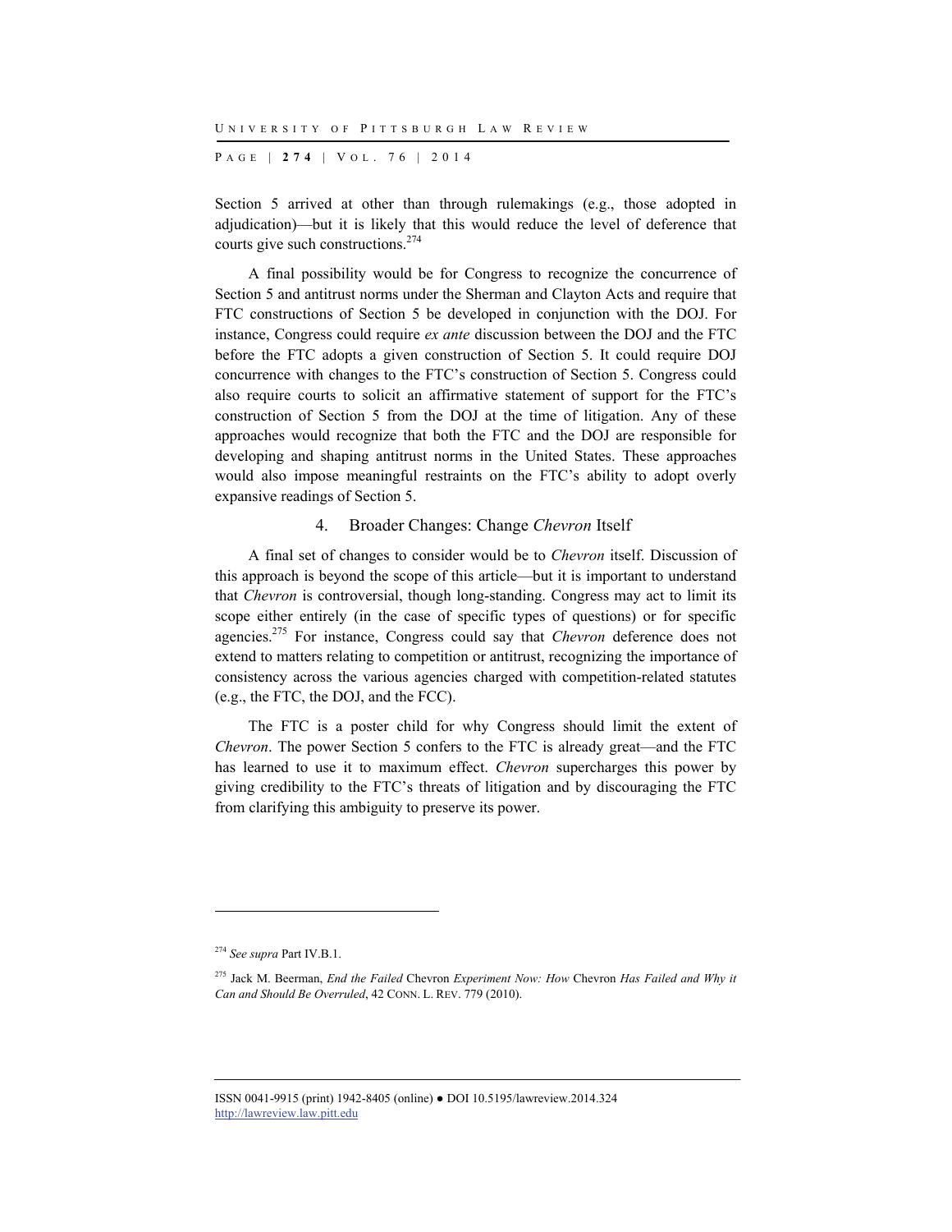Section 5 arrived at other than through rulemakings (e.g., those adopted in adjudication)—but it is likely that this would reduce the level of deference that courts give such constructions.[274]

A final possibility would be for Congress to recognize the concurrence of Section 5 and antitrust norms under the Sherman and Clayton Acts and require that FTC constructions of Section 5 be developed in conjunction with the DOJ. For instance, Congress could require *ex ante* discussion between the DOJ and the FTC before the FTC adopts a given construction of Section 5. It could require DOJ concurrence with changes to the FTC's construction of Section 5. Congress could also require courts to solicit an affirmative statement of support for the FTC's construction of Section 5 from the DOJ at the time of litigation. Any of these approaches would recognize that both the FTC and the DOJ are responsible for developing and shaping antitrust norms in the United States. These approaches would also impose meaningful restraints on the FTC's ability to adopt overly expansive readings of Section 5.

### 4. Broader Changes: Change *Chevron* Itself

A final set of changes to consider would be to *Chevron* itself. Discussion of this approach is beyond the scope of this article—but it is important to understand that *Chevron* is controversial, though long-standing. Congress may act to limit its scope either entirely (in the case of specific types of questions) or for specific agencies.[275] For instance, Congress could say that *Chevron* deference does not extend to matters relating to competition or antitrust, recognizing the importance of consistency across the various agencies charged with competition-related statutes (e.g., the FTC, the DOJ, and the FCC).

The FTC is a poster child for why Congress should limit the extent of *Chevron*. The power Section 5 confers to the FTC is already great—and the FTC has learned to use it to maximum effect. *Chevron* supercharges this power by giving credibility to the FTC's threats of litigation and by discouraging the FTC from clarifying this ambiguity to preserve its power.

---

[274] *See supra* Part IV.B.1.

[275] Jack M. Beerman, *End the Failed* Chevron *Experiment Now: How* Chevron *Has Failed and Why it Can and Should Be Overruled*, 42 CONN. L. REV. 779 (2010).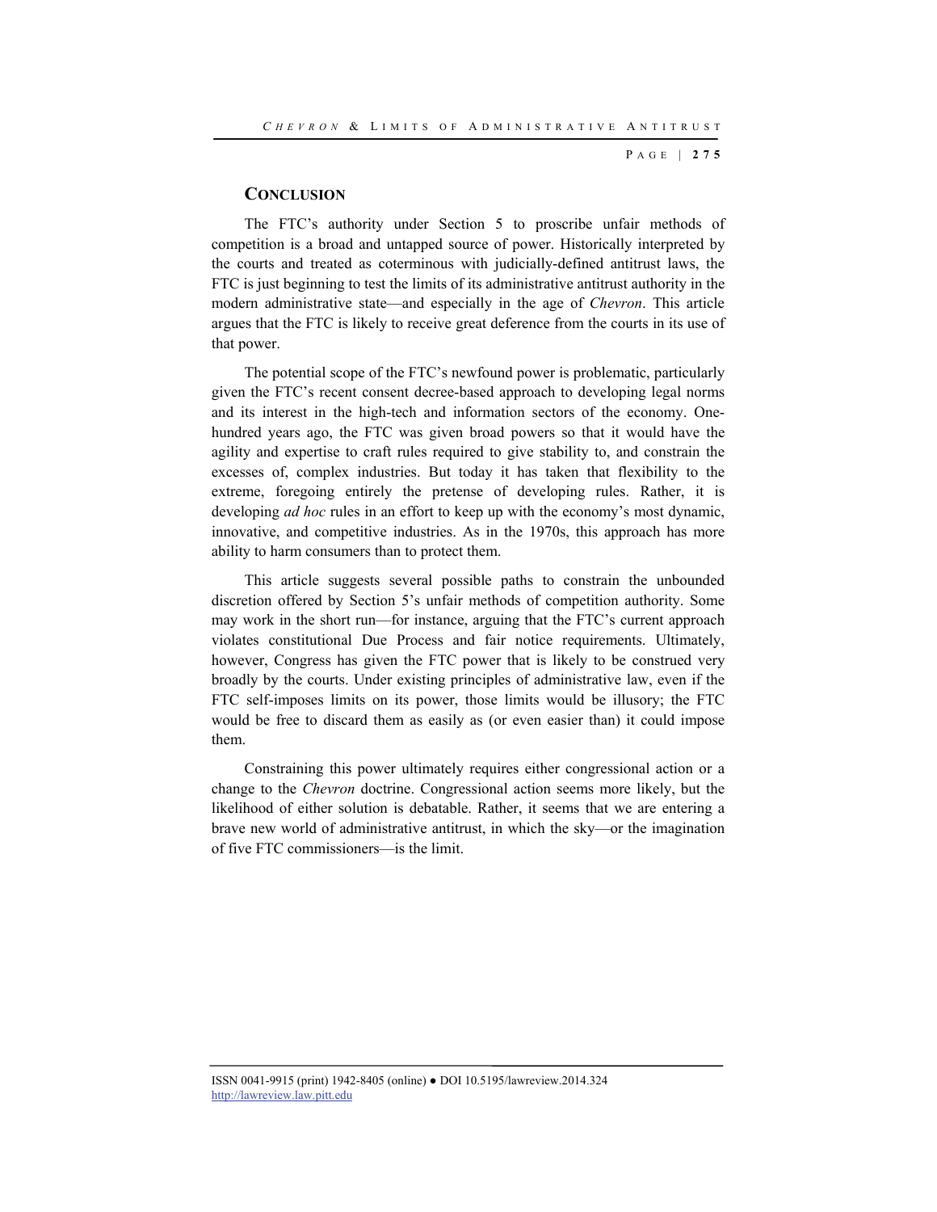## CONCLUSION

The FTC's authority under Section 5 to proscribe unfair methods of competition is a broad and untapped source of power. Historically interpreted by the courts and treated as coterminous with judicially-defined antitrust laws, the FTC is just beginning to test the limits of its administrative antitrust authority in the modern administrative state—and especially in the age of *Chevron*. This article argues that the FTC is likely to receive great deference from the courts in its use of that power.

The potential scope of the FTC's newfound power is problematic, particularly given the FTC's recent consent decree-based approach to developing legal norms and its interest in the high-tech and information sectors of the economy. One-hundred years ago, the FTC was given broad powers so that it would have the agility and expertise to craft rules required to give stability to, and constrain the excesses of, complex industries. But today it has taken that flexibility to the extreme, foregoing entirely the pretense of developing rules. Rather, it is developing *ad hoc* rules in an effort to keep up with the economy's most dynamic, innovative, and competitive industries. As in the 1970s, this approach has more ability to harm consumers than to protect them.

This article suggests several possible paths to constrain the unbounded discretion offered by Section 5's unfair methods of competition authority. Some may work in the short run—for instance, arguing that the FTC's current approach violates constitutional Due Process and fair notice requirements. Ultimately, however, Congress has given the FTC power that is likely to be construed very broadly by the courts. Under existing principles of administrative law, even if the FTC self-imposes limits on its power, those limits would be illusory; the FTC would be free to discard them as easily as (or even easier than) it could impose them.

Constraining this power ultimately requires either congressional action or a change to the *Chevron* doctrine. Congressional action seems more likely, but the likelihood of either solution is debatable. Rather, it seems that we are entering a brave new world of administrative antitrust, in which the sky—or the imagination of five FTC commissioners—is the limit.